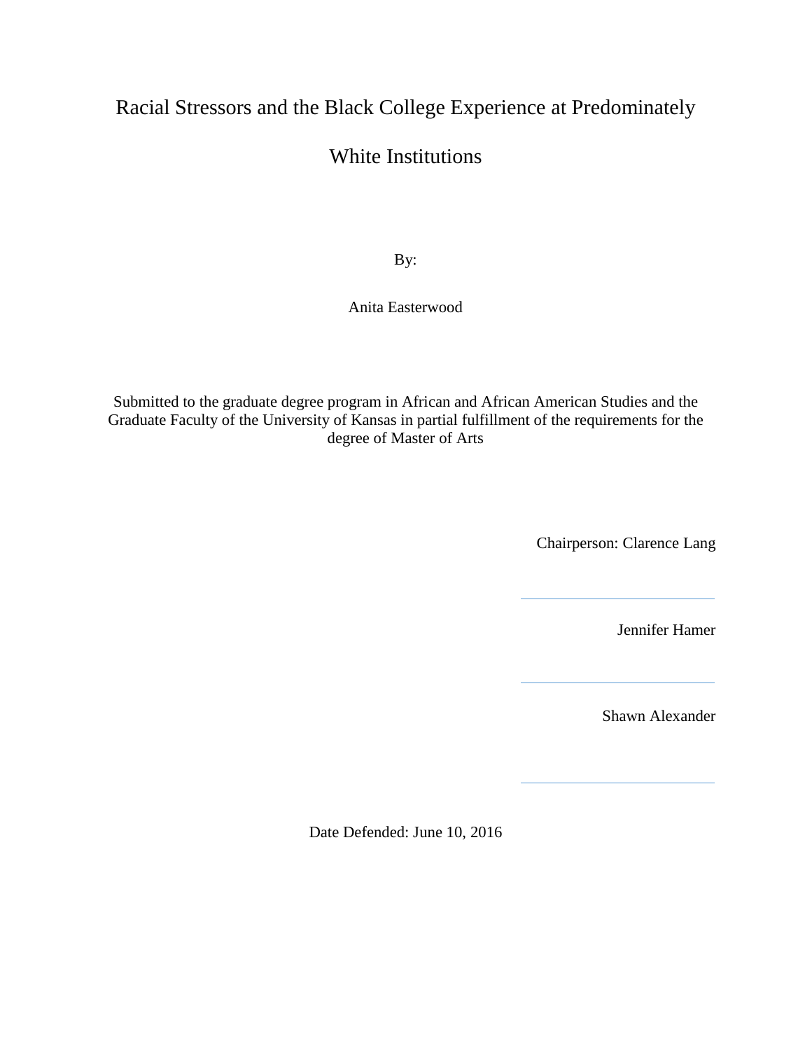# Racial Stressors and the Black College Experience at Predominately White Institutions

By:

Anita Easterwood

Submitted to the graduate degree program in African and African American Studies and the Graduate Faculty of the University of Kansas in partial fulfillment of the requirements for the degree of Master of Arts

Chairperson: Clarence Lang

---

Jennifer Hamer

---

Shawn Alexander

---

Date Defended: June 10, 2016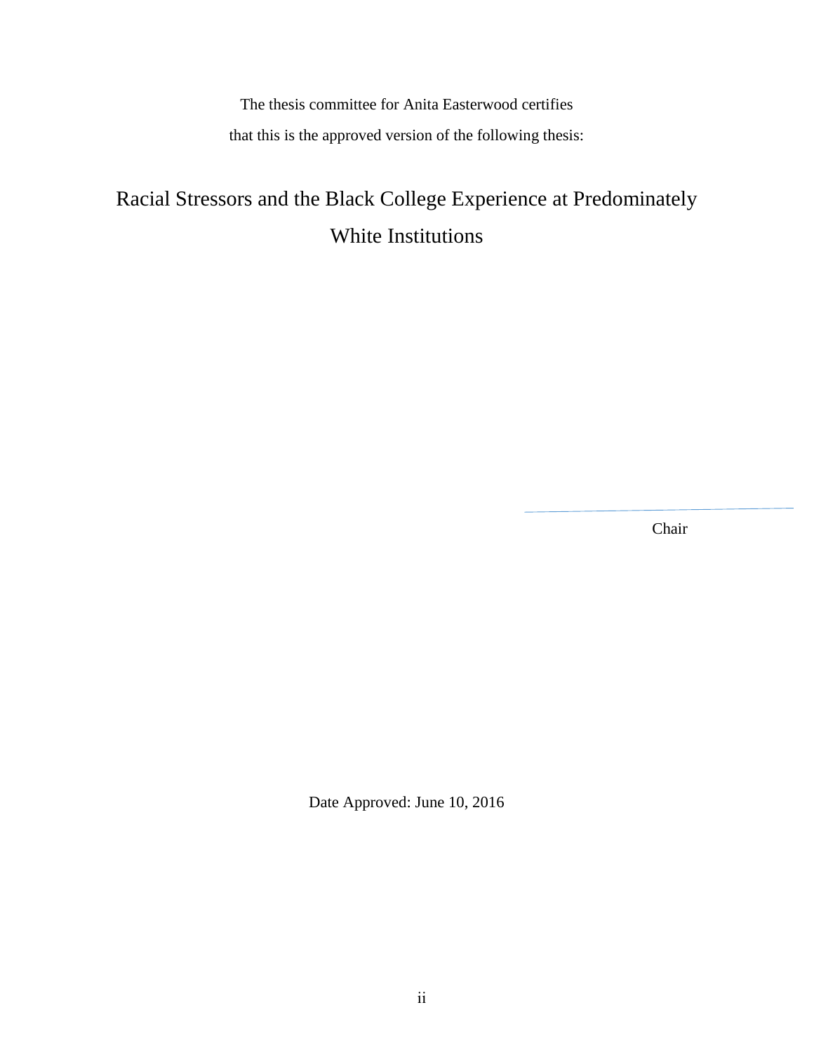The thesis committee for Anita Easterwood certifies

that this is the approved version of the following thesis:

# Racial Stressors and the Black College Experience at Predominately White Institutions

Chair

Date Approved: June 10, 2016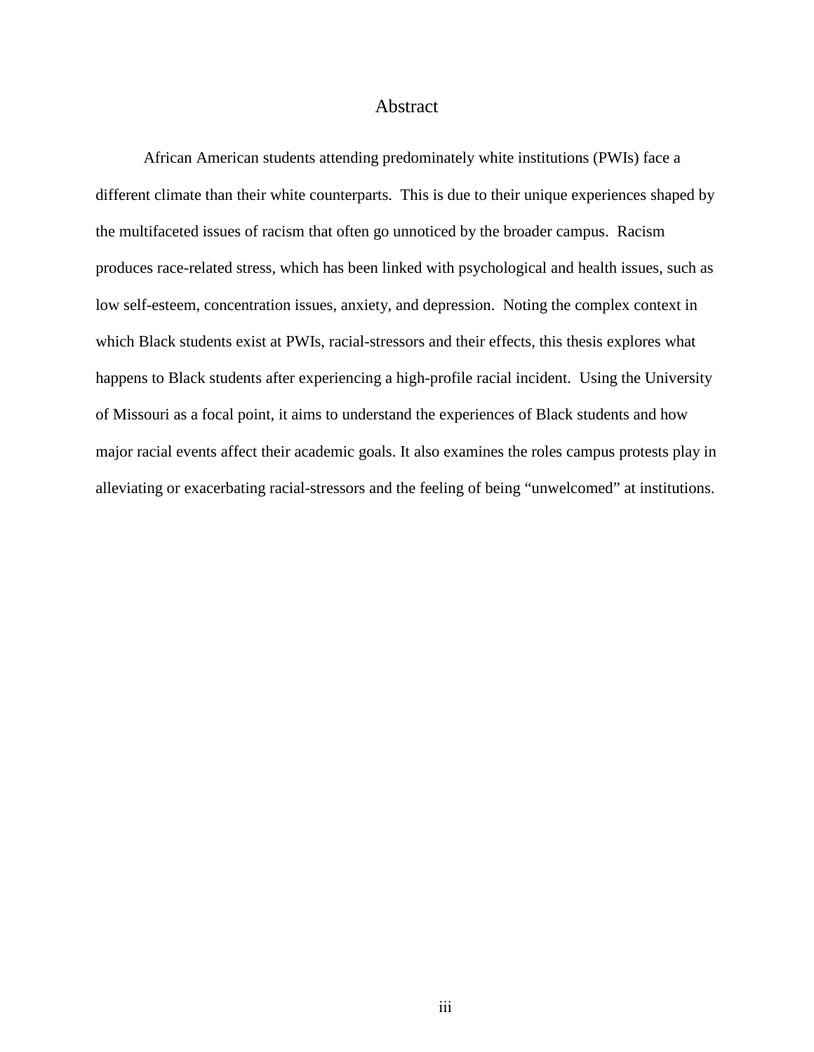# Abstract

African American students attending predominately white institutions (PWIs) face a different climate than their white counterparts. This is due to their unique experiences shaped by the multifaceted issues of racism that often go unnoticed by the broader campus. Racism produces race-related stress, which has been linked with psychological and health issues, such as low self-esteem, concentration issues, anxiety, and depression. Noting the complex context in which Black students exist at PWIs, racial-stressors and their effects, this thesis explores what happens to Black students after experiencing a high-profile racial incident. Using the University of Missouri as a focal point, it aims to understand the experiences of Black students and how major racial events affect their academic goals. It also examines the roles campus protests play in alleviating or exacerbating racial-stressors and the feeling of being "unwelcomed" at institutions.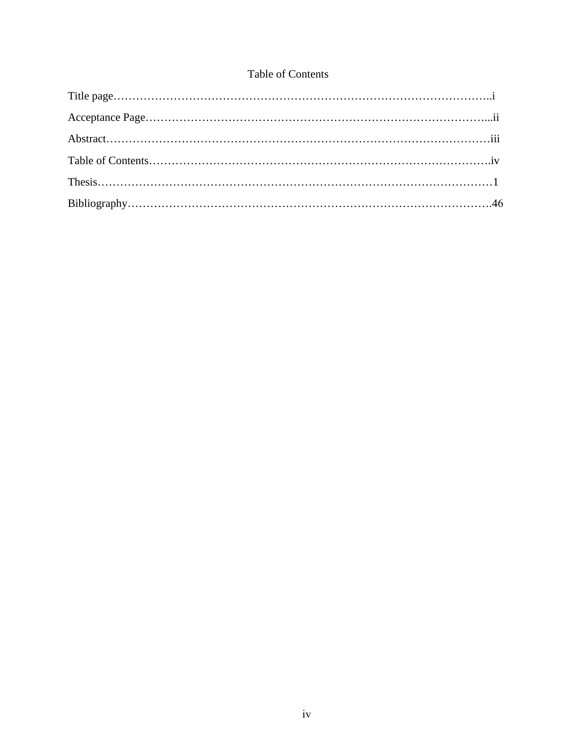# Table of Contents

Title page……………………………………………………………………………………..i

Acceptance Page……………………………………………………………………………...ii

Abstract………………………………………………………………………………………iii

Table of Contents…………………………………………………………………………….iv

Thesis…………………………………………………………………………………………1

Bibliography………………………………………………………………………………….46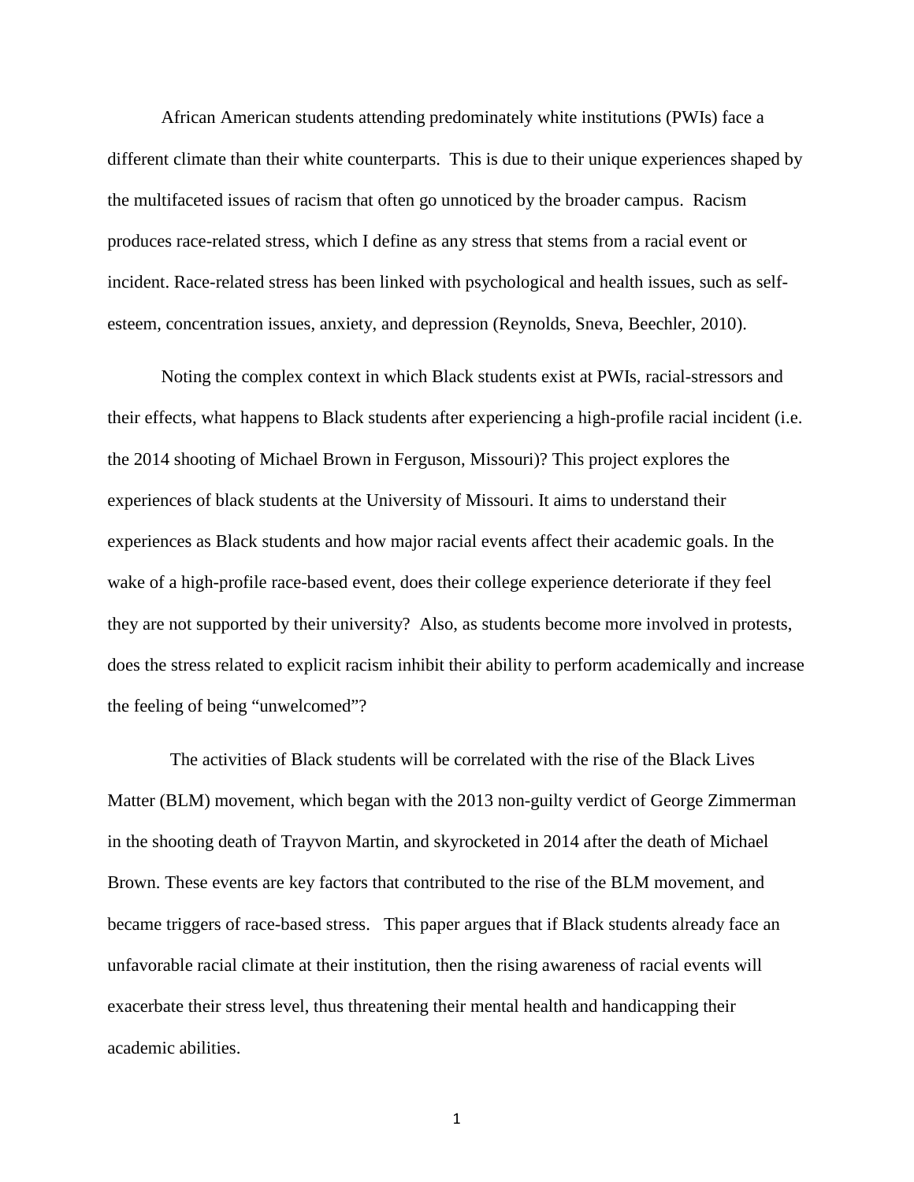African American students attending predominately white institutions (PWIs) face a different climate than their white counterparts. This is due to their unique experiences shaped by the multifaceted issues of racism that often go unnoticed by the broader campus. Racism produces race-related stress, which I define as any stress that stems from a racial event or incident. Race-related stress has been linked with psychological and health issues, such as self-esteem, concentration issues, anxiety, and depression (Reynolds, Sneva, Beechler, 2010).

Noting the complex context in which Black students exist at PWIs, racial-stressors and their effects, what happens to Black students after experiencing a high-profile racial incident (i.e. the 2014 shooting of Michael Brown in Ferguson, Missouri)? This project explores the experiences of black students at the University of Missouri. It aims to understand their experiences as Black students and how major racial events affect their academic goals. In the wake of a high-profile race-based event, does their college experience deteriorate if they feel they are not supported by their university? Also, as students become more involved in protests, does the stress related to explicit racism inhibit their ability to perform academically and increase the feeling of being "unwelcomed"?

The activities of Black students will be correlated with the rise of the Black Lives Matter (BLM) movement, which began with the 2013 non-guilty verdict of George Zimmerman in the shooting death of Trayvon Martin, and skyrocketed in 2014 after the death of Michael Brown. These events are key factors that contributed to the rise of the BLM movement, and became triggers of race-based stress. This paper argues that if Black students already face an unfavorable racial climate at their institution, then the rising awareness of racial events will exacerbate their stress level, thus threatening their mental health and handicapping their academic abilities.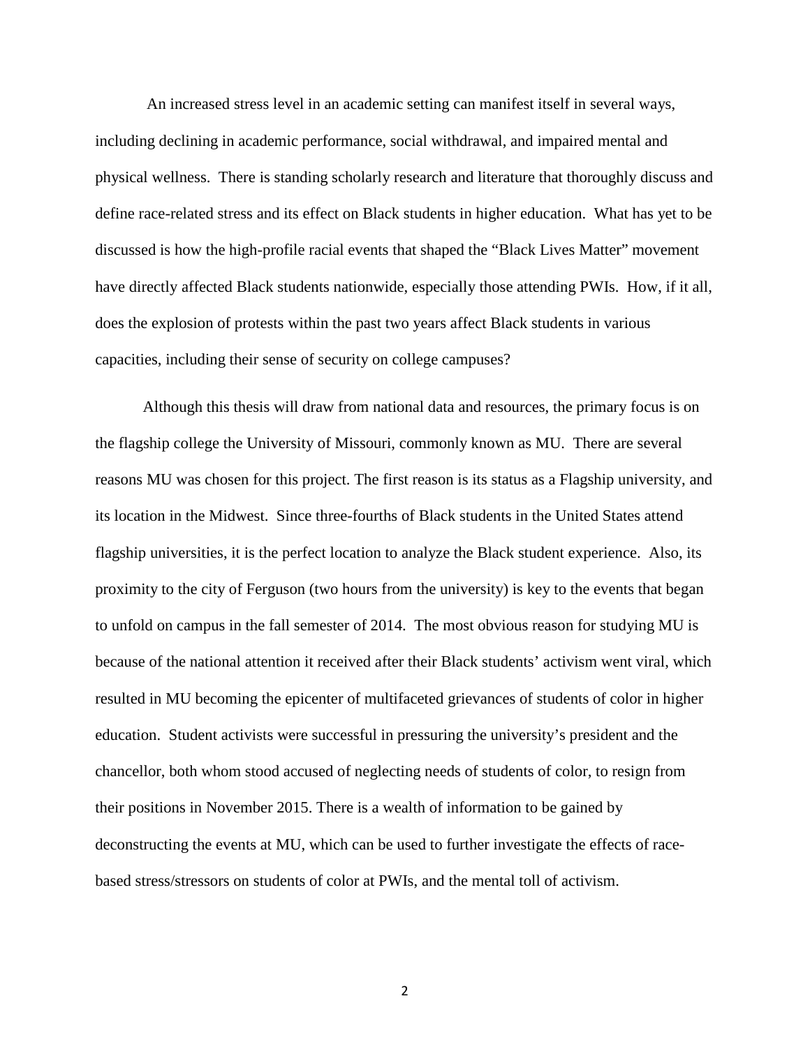An increased stress level in an academic setting can manifest itself in several ways, including declining in academic performance, social withdrawal, and impaired mental and physical wellness. There is standing scholarly research and literature that thoroughly discuss and define race-related stress and its effect on Black students in higher education. What has yet to be discussed is how the high-profile racial events that shaped the "Black Lives Matter" movement have directly affected Black students nationwide, especially those attending PWIs. How, if it all, does the explosion of protests within the past two years affect Black students in various capacities, including their sense of security on college campuses?

Although this thesis will draw from national data and resources, the primary focus is on the flagship college the University of Missouri, commonly known as MU. There are several reasons MU was chosen for this project. The first reason is its status as a Flagship university, and its location in the Midwest. Since three-fourths of Black students in the United States attend flagship universities, it is the perfect location to analyze the Black student experience. Also, its proximity to the city of Ferguson (two hours from the university) is key to the events that began to unfold on campus in the fall semester of 2014. The most obvious reason for studying MU is because of the national attention it received after their Black students' activism went viral, which resulted in MU becoming the epicenter of multifaceted grievances of students of color in higher education. Student activists were successful in pressuring the university's president and the chancellor, both whom stood accused of neglecting needs of students of color, to resign from their positions in November 2015. There is a wealth of information to be gained by deconstructing the events at MU, which can be used to further investigate the effects of race-based stress/stressors on students of color at PWIs, and the mental toll of activism.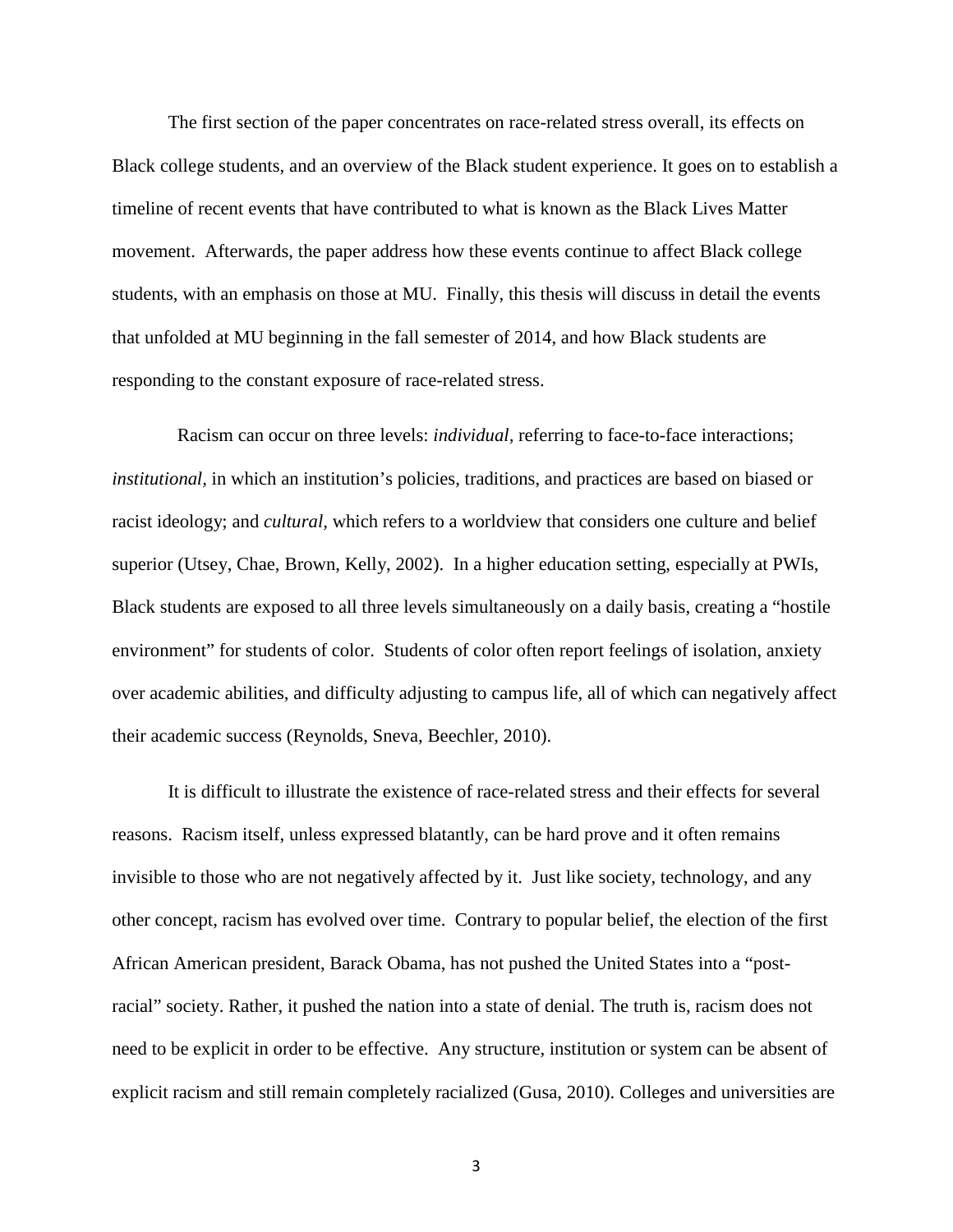The first section of the paper concentrates on race-related stress overall, its effects on Black college students, and an overview of the Black student experience. It goes on to establish a timeline of recent events that have contributed to what is known as the Black Lives Matter movement. Afterwards, the paper address how these events continue to affect Black college students, with an emphasis on those at MU. Finally, this thesis will discuss in detail the events that unfolded at MU beginning in the fall semester of 2014, and how Black students are responding to the constant exposure of race-related stress.

Racism can occur on three levels: *individual*, referring to face-to-face interactions; *institutional*, in which an institution's policies, traditions, and practices are based on biased or racist ideology; and *cultural*, which refers to a worldview that considers one culture and belief superior (Utsey, Chae, Brown, Kelly, 2002). In a higher education setting, especially at PWIs, Black students are exposed to all three levels simultaneously on a daily basis, creating a "hostile environment" for students of color. Students of color often report feelings of isolation, anxiety over academic abilities, and difficulty adjusting to campus life, all of which can negatively affect their academic success (Reynolds, Sneva, Beechler, 2010).

It is difficult to illustrate the existence of race-related stress and their effects for several reasons. Racism itself, unless expressed blatantly, can be hard prove and it often remains invisible to those who are not negatively affected by it. Just like society, technology, and any other concept, racism has evolved over time. Contrary to popular belief, the election of the first African American president, Barack Obama, has not pushed the United States into a "post-racial" society. Rather, it pushed the nation into a state of denial. The truth is, racism does not need to be explicit in order to be effective. Any structure, institution or system can be absent of explicit racism and still remain completely racialized (Gusa, 2010). Colleges and universities are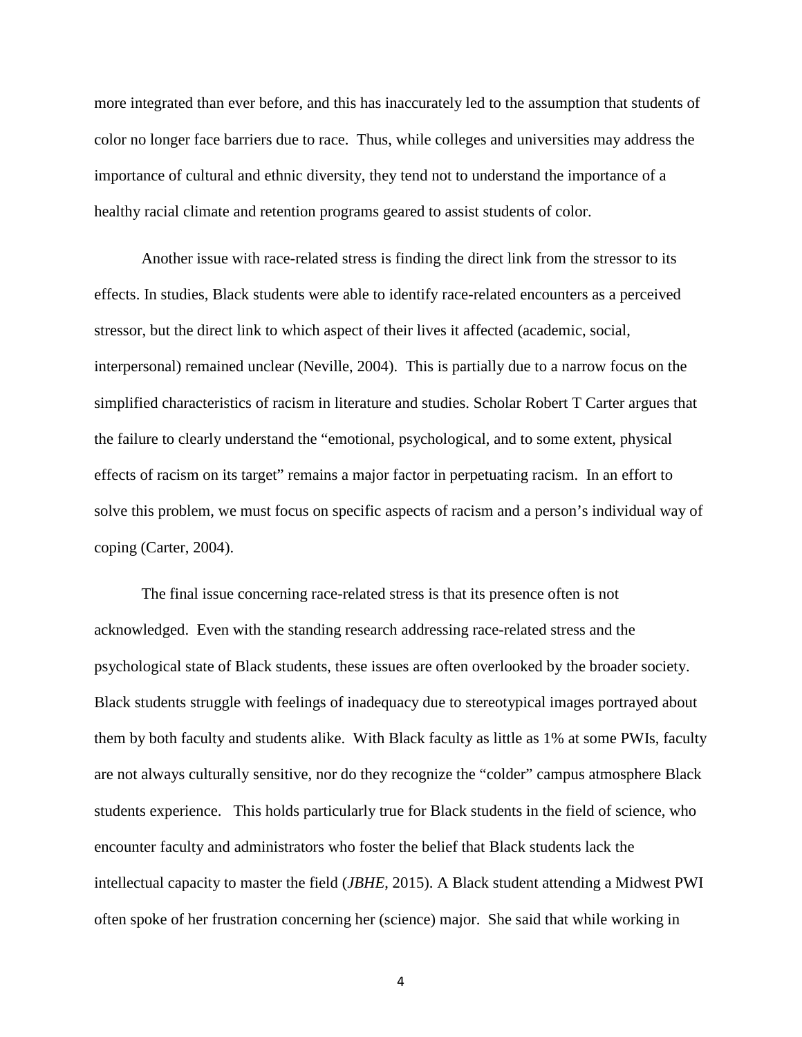more integrated than ever before, and this has inaccurately led to the assumption that students of color no longer face barriers due to race. Thus, while colleges and universities may address the importance of cultural and ethnic diversity, they tend not to understand the importance of a healthy racial climate and retention programs geared to assist students of color.

Another issue with race-related stress is finding the direct link from the stressor to its effects. In studies, Black students were able to identify race-related encounters as a perceived stressor, but the direct link to which aspect of their lives it affected (academic, social, interpersonal) remained unclear (Neville, 2004). This is partially due to a narrow focus on the simplified characteristics of racism in literature and studies. Scholar Robert T Carter argues that the failure to clearly understand the "emotional, psychological, and to some extent, physical effects of racism on its target" remains a major factor in perpetuating racism. In an effort to solve this problem, we must focus on specific aspects of racism and a person's individual way of coping (Carter, 2004).

The final issue concerning race-related stress is that its presence often is not acknowledged. Even with the standing research addressing race-related stress and the psychological state of Black students, these issues are often overlooked by the broader society. Black students struggle with feelings of inadequacy due to stereotypical images portrayed about them by both faculty and students alike. With Black faculty as little as 1% at some PWIs, faculty are not always culturally sensitive, nor do they recognize the "colder" campus atmosphere Black students experience. This holds particularly true for Black students in the field of science, who encounter faculty and administrators who foster the belief that Black students lack the intellectual capacity to master the field (*JBHE*, 2015). A Black student attending a Midwest PWI often spoke of her frustration concerning her (science) major. She said that while working in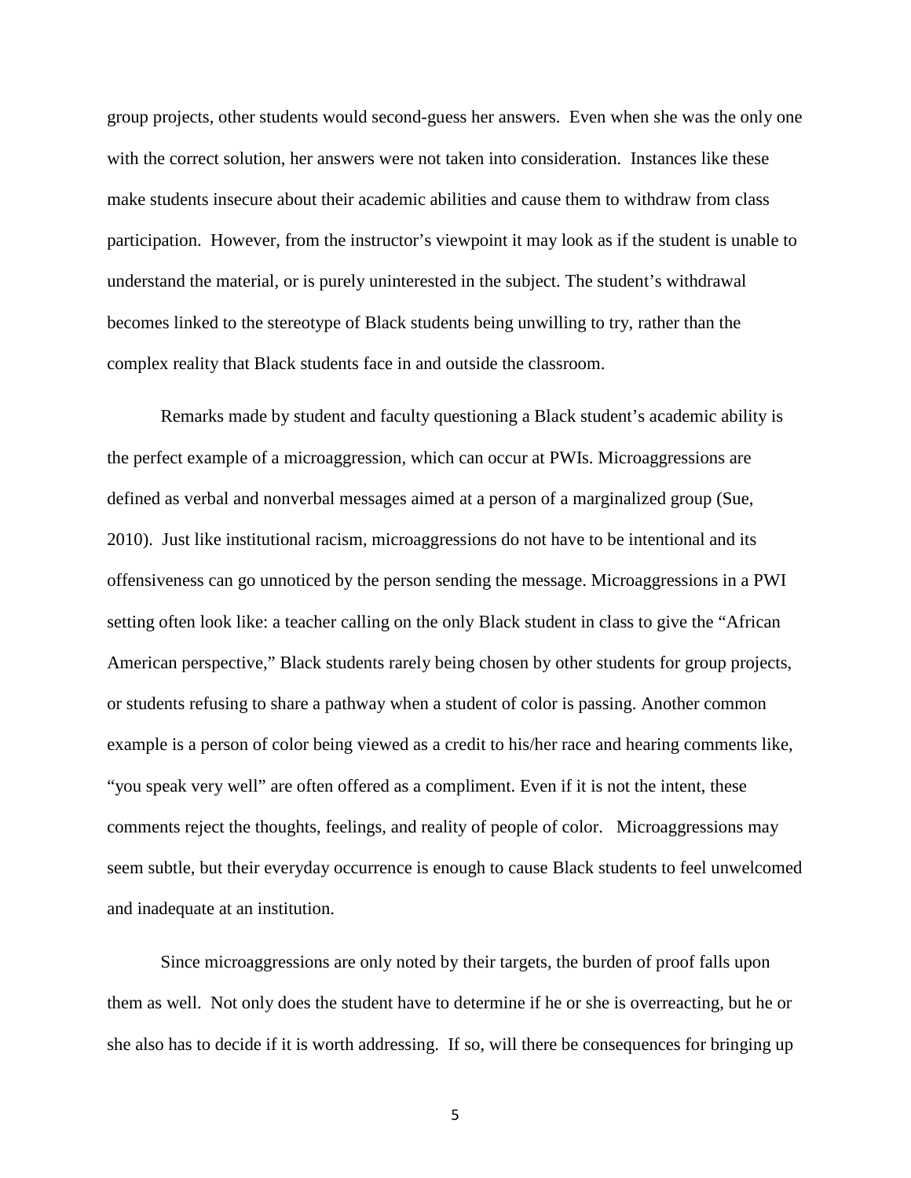group projects, other students would second-guess her answers. Even when she was the only one with the correct solution, her answers were not taken into consideration. Instances like these make students insecure about their academic abilities and cause them to withdraw from class participation. However, from the instructor's viewpoint it may look as if the student is unable to understand the material, or is purely uninterested in the subject. The student's withdrawal becomes linked to the stereotype of Black students being unwilling to try, rather than the complex reality that Black students face in and outside the classroom.

Remarks made by student and faculty questioning a Black student's academic ability is the perfect example of a microaggression, which can occur at PWIs. Microaggressions are defined as verbal and nonverbal messages aimed at a person of a marginalized group (Sue, 2010). Just like institutional racism, microaggressions do not have to be intentional and its offensiveness can go unnoticed by the person sending the message. Microaggressions in a PWI setting often look like: a teacher calling on the only Black student in class to give the "African American perspective," Black students rarely being chosen by other students for group projects, or students refusing to share a pathway when a student of color is passing. Another common example is a person of color being viewed as a credit to his/her race and hearing comments like, "you speak very well" are often offered as a compliment. Even if it is not the intent, these comments reject the thoughts, feelings, and reality of people of color. Microaggressions may seem subtle, but their everyday occurrence is enough to cause Black students to feel unwelcomed and inadequate at an institution.

Since microaggressions are only noted by their targets, the burden of proof falls upon them as well. Not only does the student have to determine if he or she is overreacting, but he or she also has to decide if it is worth addressing. If so, will there be consequences for bringing up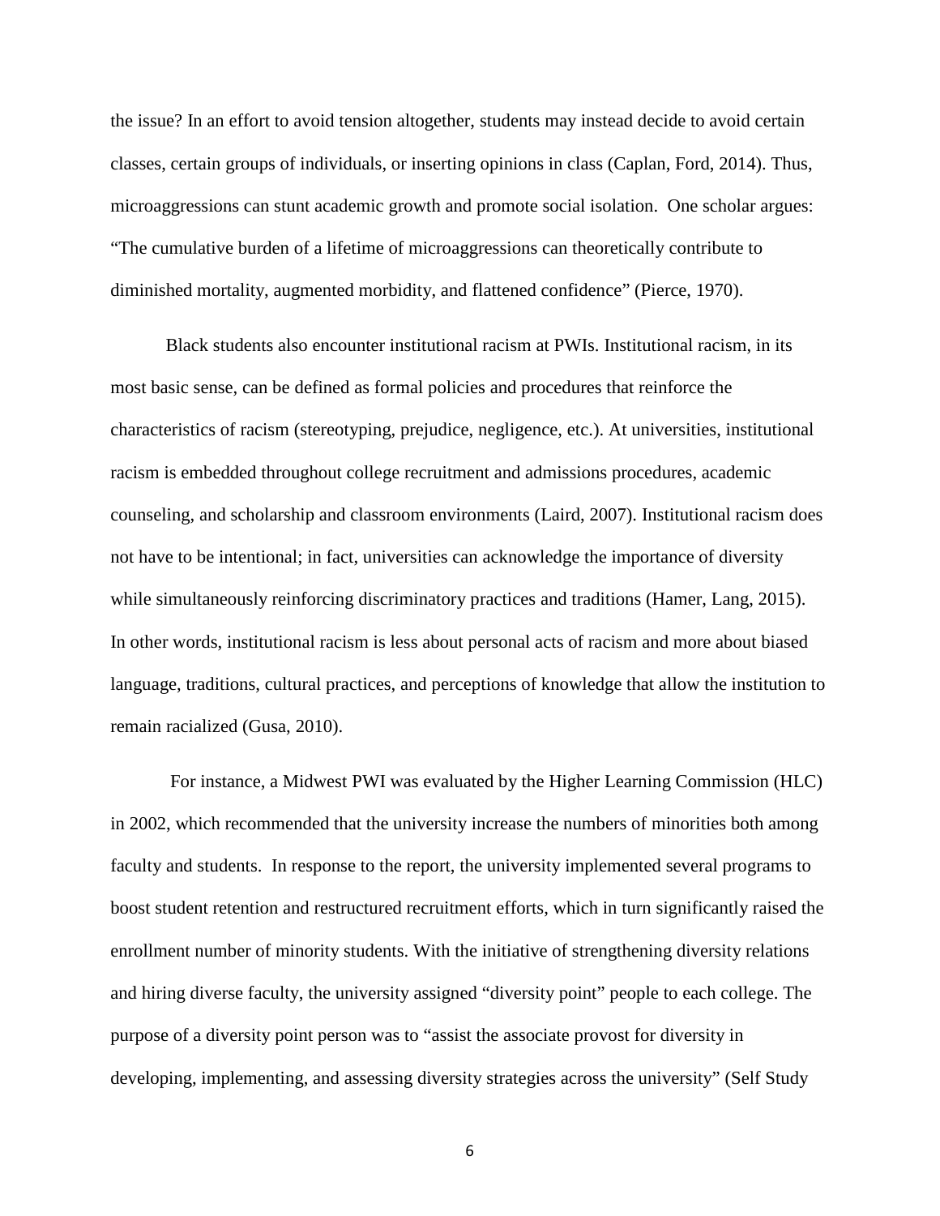the issue? In an effort to avoid tension altogether, students may instead decide to avoid certain classes, certain groups of individuals, or inserting opinions in class (Caplan, Ford, 2014). Thus, microaggressions can stunt academic growth and promote social isolation. One scholar argues: "The cumulative burden of a lifetime of microaggressions can theoretically contribute to diminished mortality, augmented morbidity, and flattened confidence" (Pierce, 1970).

Black students also encounter institutional racism at PWIs. Institutional racism, in its most basic sense, can be defined as formal policies and procedures that reinforce the characteristics of racism (stereotyping, prejudice, negligence, etc.). At universities, institutional racism is embedded throughout college recruitment and admissions procedures, academic counseling, and scholarship and classroom environments (Laird, 2007). Institutional racism does not have to be intentional; in fact, universities can acknowledge the importance of diversity while simultaneously reinforcing discriminatory practices and traditions (Hamer, Lang, 2015). In other words, institutional racism is less about personal acts of racism and more about biased language, traditions, cultural practices, and perceptions of knowledge that allow the institution to remain racialized (Gusa, 2010).

For instance, a Midwest PWI was evaluated by the Higher Learning Commission (HLC) in 2002, which recommended that the university increase the numbers of minorities both among faculty and students. In response to the report, the university implemented several programs to boost student retention and restructured recruitment efforts, which in turn significantly raised the enrollment number of minority students. With the initiative of strengthening diversity relations and hiring diverse faculty, the university assigned "diversity point" people to each college. The purpose of a diversity point person was to "assist the associate provost for diversity in developing, implementing, and assessing diversity strategies across the university" (Self Study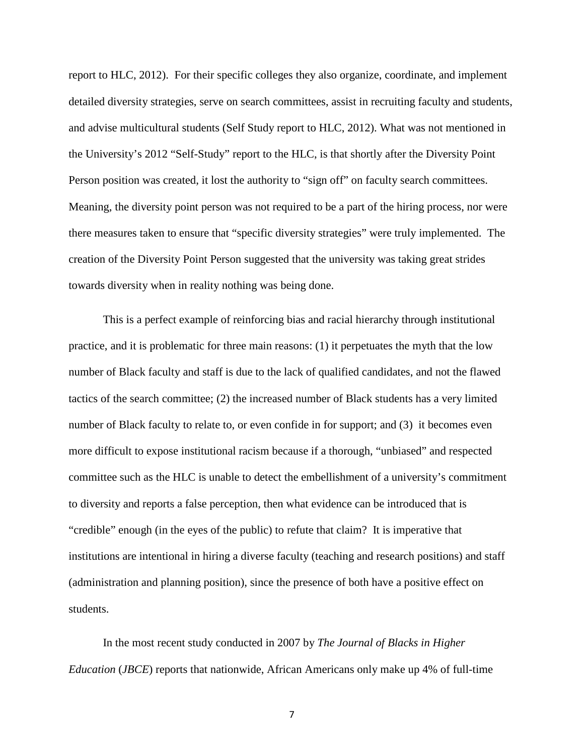report to HLC, 2012). For their specific colleges they also organize, coordinate, and implement detailed diversity strategies, serve on search committees, assist in recruiting faculty and students, and advise multicultural students (Self Study report to HLC, 2012). What was not mentioned in the University's 2012 "Self-Study" report to the HLC, is that shortly after the Diversity Point Person position was created, it lost the authority to "sign off" on faculty search committees. Meaning, the diversity point person was not required to be a part of the hiring process, nor were there measures taken to ensure that "specific diversity strategies" were truly implemented. The creation of the Diversity Point Person suggested that the university was taking great strides towards diversity when in reality nothing was being done.

This is a perfect example of reinforcing bias and racial hierarchy through institutional practice, and it is problematic for three main reasons: (1) it perpetuates the myth that the low number of Black faculty and staff is due to the lack of qualified candidates, and not the flawed tactics of the search committee; (2) the increased number of Black students has a very limited number of Black faculty to relate to, or even confide in for support; and (3) it becomes even more difficult to expose institutional racism because if a thorough, "unbiased" and respected committee such as the HLC is unable to detect the embellishment of a university's commitment to diversity and reports a false perception, then what evidence can be introduced that is "credible" enough (in the eyes of the public) to refute that claim? It is imperative that institutions are intentional in hiring a diverse faculty (teaching and research positions) and staff (administration and planning position), since the presence of both have a positive effect on students.

In the most recent study conducted in 2007 by *The Journal of Blacks in Higher Education* (*JBCE*) reports that nationwide, African Americans only make up 4% of full-time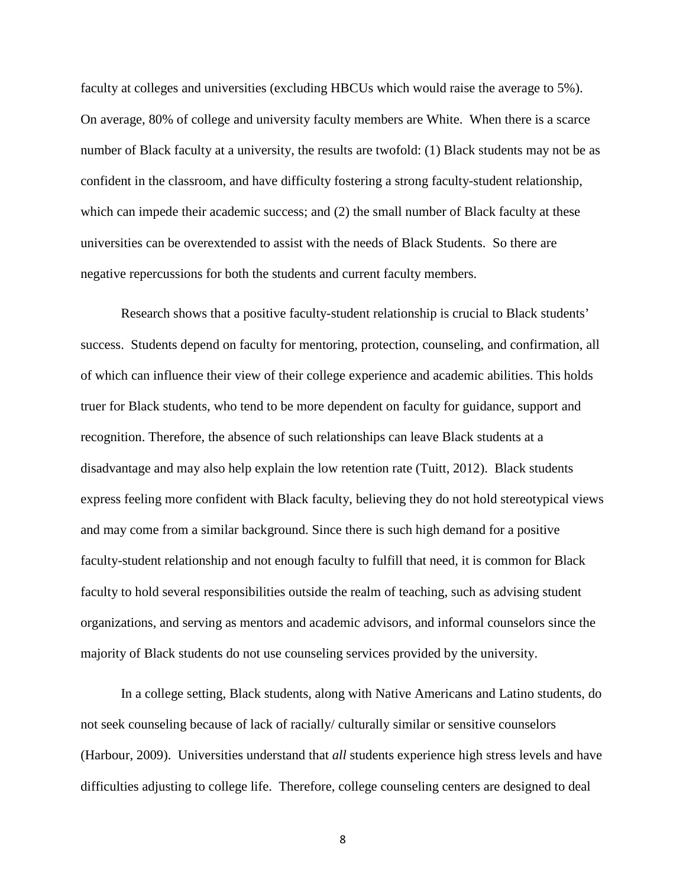faculty at colleges and universities (excluding HBCUs which would raise the average to 5%). On average, 80% of college and university faculty members are White. When there is a scarce number of Black faculty at a university, the results are twofold: (1) Black students may not be as confident in the classroom, and have difficulty fostering a strong faculty-student relationship, which can impede their academic success; and (2) the small number of Black faculty at these universities can be overextended to assist with the needs of Black Students. So there are negative repercussions for both the students and current faculty members.

Research shows that a positive faculty-student relationship is crucial to Black students' success. Students depend on faculty for mentoring, protection, counseling, and confirmation, all of which can influence their view of their college experience and academic abilities. This holds truer for Black students, who tend to be more dependent on faculty for guidance, support and recognition. Therefore, the absence of such relationships can leave Black students at a disadvantage and may also help explain the low retention rate (Tuitt, 2012). Black students express feeling more confident with Black faculty, believing they do not hold stereotypical views and may come from a similar background. Since there is such high demand for a positive faculty-student relationship and not enough faculty to fulfill that need, it is common for Black faculty to hold several responsibilities outside the realm of teaching, such as advising student organizations, and serving as mentors and academic advisors, and informal counselors since the majority of Black students do not use counseling services provided by the university.

In a college setting, Black students, along with Native Americans and Latino students, do not seek counseling because of lack of racially/ culturally similar or sensitive counselors (Harbour, 2009). Universities understand that *all* students experience high stress levels and have difficulties adjusting to college life. Therefore, college counseling centers are designed to deal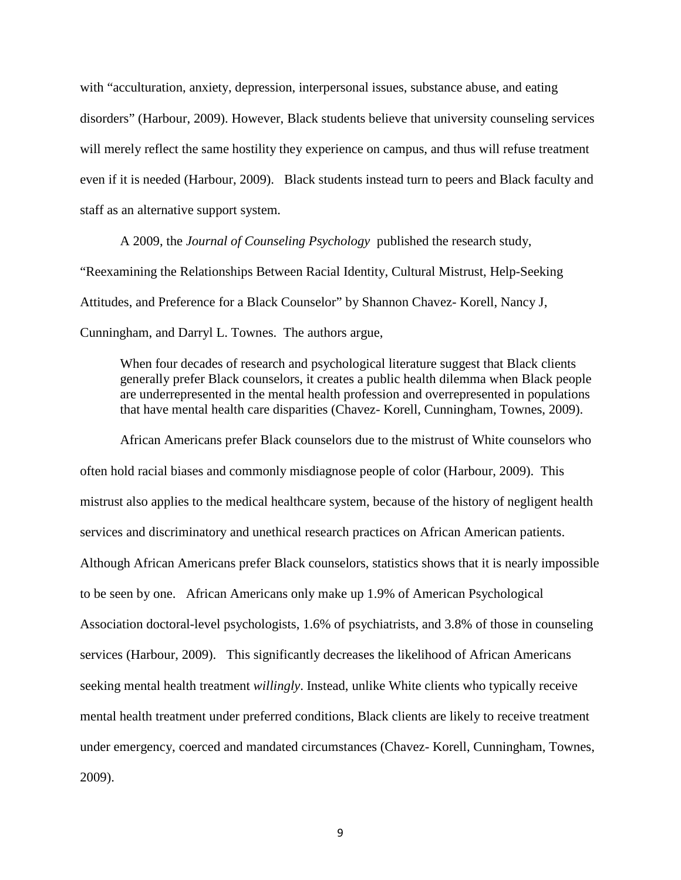with "acculturation, anxiety, depression, interpersonal issues, substance abuse, and eating disorders" (Harbour, 2009). However, Black students believe that university counseling services will merely reflect the same hostility they experience on campus, and thus will refuse treatment even if it is needed (Harbour, 2009). Black students instead turn to peers and Black faculty and staff as an alternative support system.

A 2009, the *Journal of Counseling Psychology* published the research study, "Reexamining the Relationships Between Racial Identity, Cultural Mistrust, Help-Seeking Attitudes, and Preference for a Black Counselor" by Shannon Chavez- Korell, Nancy J, Cunningham, and Darryl L. Townes. The authors argue,

> When four decades of research and psychological literature suggest that Black clients generally prefer Black counselors, it creates a public health dilemma when Black people are underrepresented in the mental health profession and overrepresented in populations that have mental health care disparities (Chavez- Korell, Cunningham, Townes, 2009).

African Americans prefer Black counselors due to the mistrust of White counselors who often hold racial biases and commonly misdiagnose people of color (Harbour, 2009). This mistrust also applies to the medical healthcare system, because of the history of negligent health services and discriminatory and unethical research practices on African American patients. Although African Americans prefer Black counselors, statistics shows that it is nearly impossible to be seen by one. African Americans only make up 1.9% of American Psychological Association doctoral-level psychologists, 1.6% of psychiatrists, and 3.8% of those in counseling services (Harbour, 2009). This significantly decreases the likelihood of African Americans seeking mental health treatment *willingly*. Instead, unlike White clients who typically receive mental health treatment under preferred conditions, Black clients are likely to receive treatment under emergency, coerced and mandated circumstances (Chavez- Korell, Cunningham, Townes, 2009).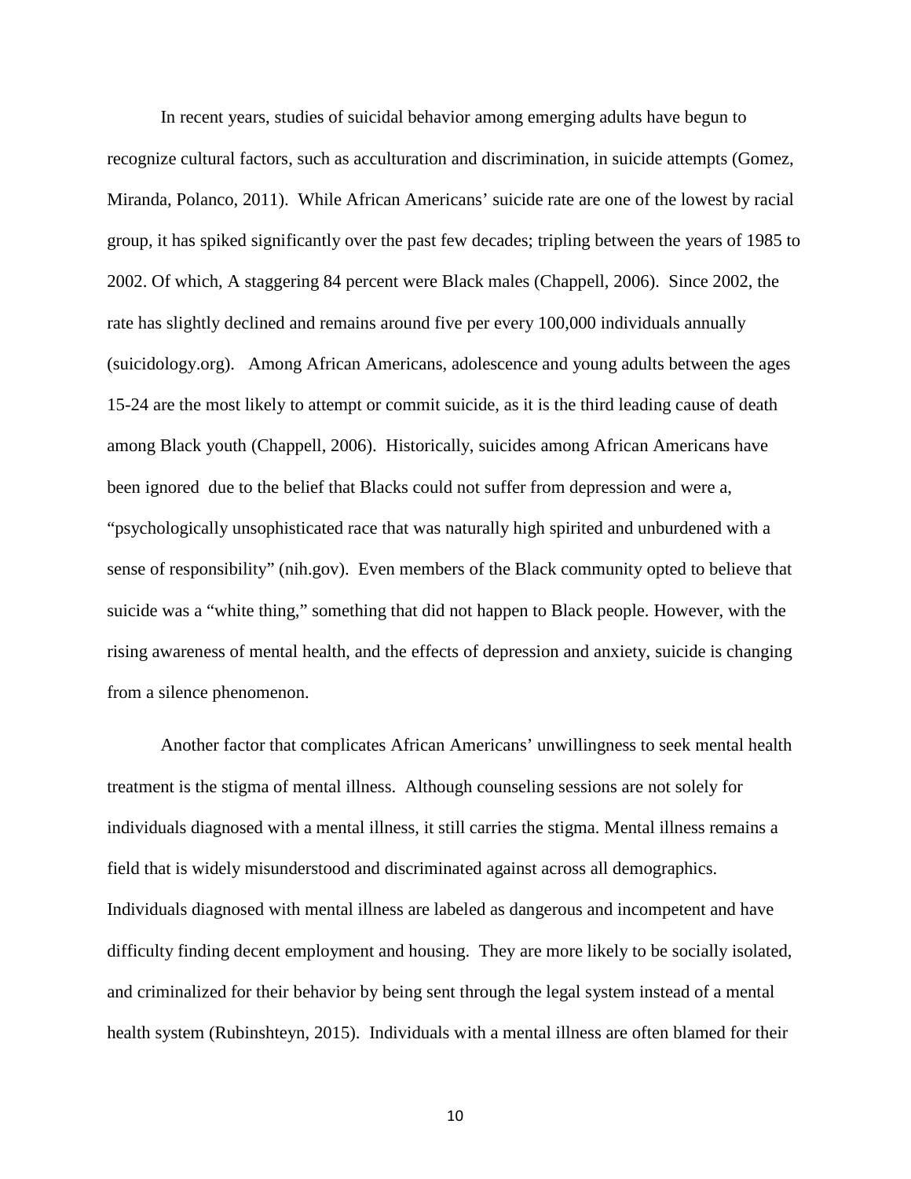In recent years, studies of suicidal behavior among emerging adults have begun to recognize cultural factors, such as acculturation and discrimination, in suicide attempts (Gomez, Miranda, Polanco, 2011). While African Americans' suicide rate are one of the lowest by racial group, it has spiked significantly over the past few decades; tripling between the years of 1985 to 2002. Of which, A staggering 84 percent were Black males (Chappell, 2006). Since 2002, the rate has slightly declined and remains around five per every 100,000 individuals annually (suicidology.org). Among African Americans, adolescence and young adults between the ages 15-24 are the most likely to attempt or commit suicide, as it is the third leading cause of death among Black youth (Chappell, 2006). Historically, suicides among African Americans have been ignored due to the belief that Blacks could not suffer from depression and were a, "psychologically unsophisticated race that was naturally high spirited and unburdened with a sense of responsibility" (nih.gov). Even members of the Black community opted to believe that suicide was a "white thing," something that did not happen to Black people. However, with the rising awareness of mental health, and the effects of depression and anxiety, suicide is changing from a silence phenomenon.

Another factor that complicates African Americans' unwillingness to seek mental health treatment is the stigma of mental illness. Although counseling sessions are not solely for individuals diagnosed with a mental illness, it still carries the stigma. Mental illness remains a field that is widely misunderstood and discriminated against across all demographics. Individuals diagnosed with mental illness are labeled as dangerous and incompetent and have difficulty finding decent employment and housing. They are more likely to be socially isolated, and criminalized for their behavior by being sent through the legal system instead of a mental health system (Rubinshteyn, 2015). Individuals with a mental illness are often blamed for their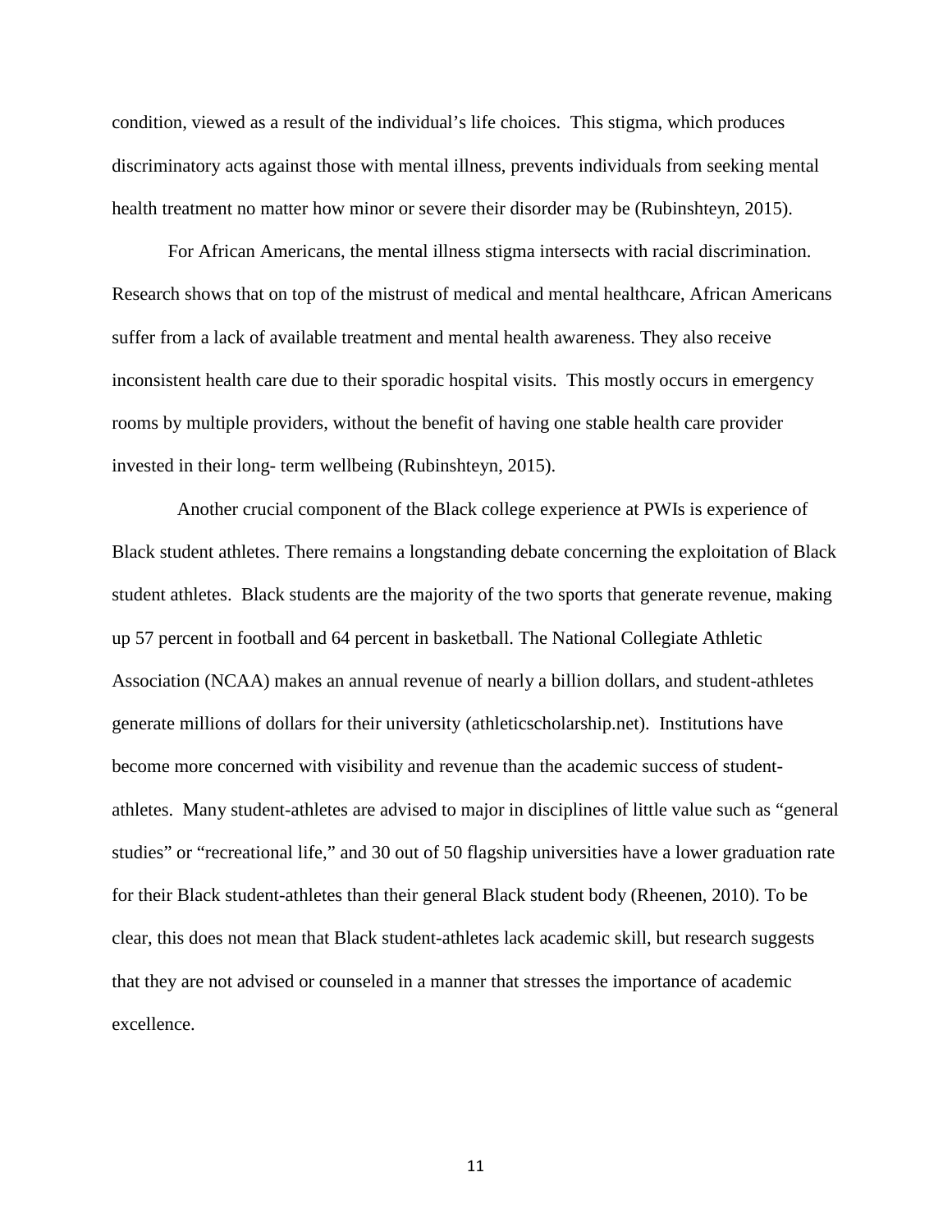condition, viewed as a result of the individual's life choices. This stigma, which produces discriminatory acts against those with mental illness, prevents individuals from seeking mental health treatment no matter how minor or severe their disorder may be (Rubinshteyn, 2015).

For African Americans, the mental illness stigma intersects with racial discrimination. Research shows that on top of the mistrust of medical and mental healthcare, African Americans suffer from a lack of available treatment and mental health awareness. They also receive inconsistent health care due to their sporadic hospital visits. This mostly occurs in emergency rooms by multiple providers, without the benefit of having one stable health care provider invested in their long- term wellbeing (Rubinshteyn, 2015).

Another crucial component of the Black college experience at PWIs is experience of Black student athletes. There remains a longstanding debate concerning the exploitation of Black student athletes. Black students are the majority of the two sports that generate revenue, making up 57 percent in football and 64 percent in basketball. The National Collegiate Athletic Association (NCAA) makes an annual revenue of nearly a billion dollars, and student-athletes generate millions of dollars for their university (athleticscholarship.net). Institutions have become more concerned with visibility and revenue than the academic success of student-athletes. Many student-athletes are advised to major in disciplines of little value such as "general studies" or "recreational life," and 30 out of 50 flagship universities have a lower graduation rate for their Black student-athletes than their general Black student body (Rheenen, 2010). To be clear, this does not mean that Black student-athletes lack academic skill, but research suggests that they are not advised or counseled in a manner that stresses the importance of academic excellence.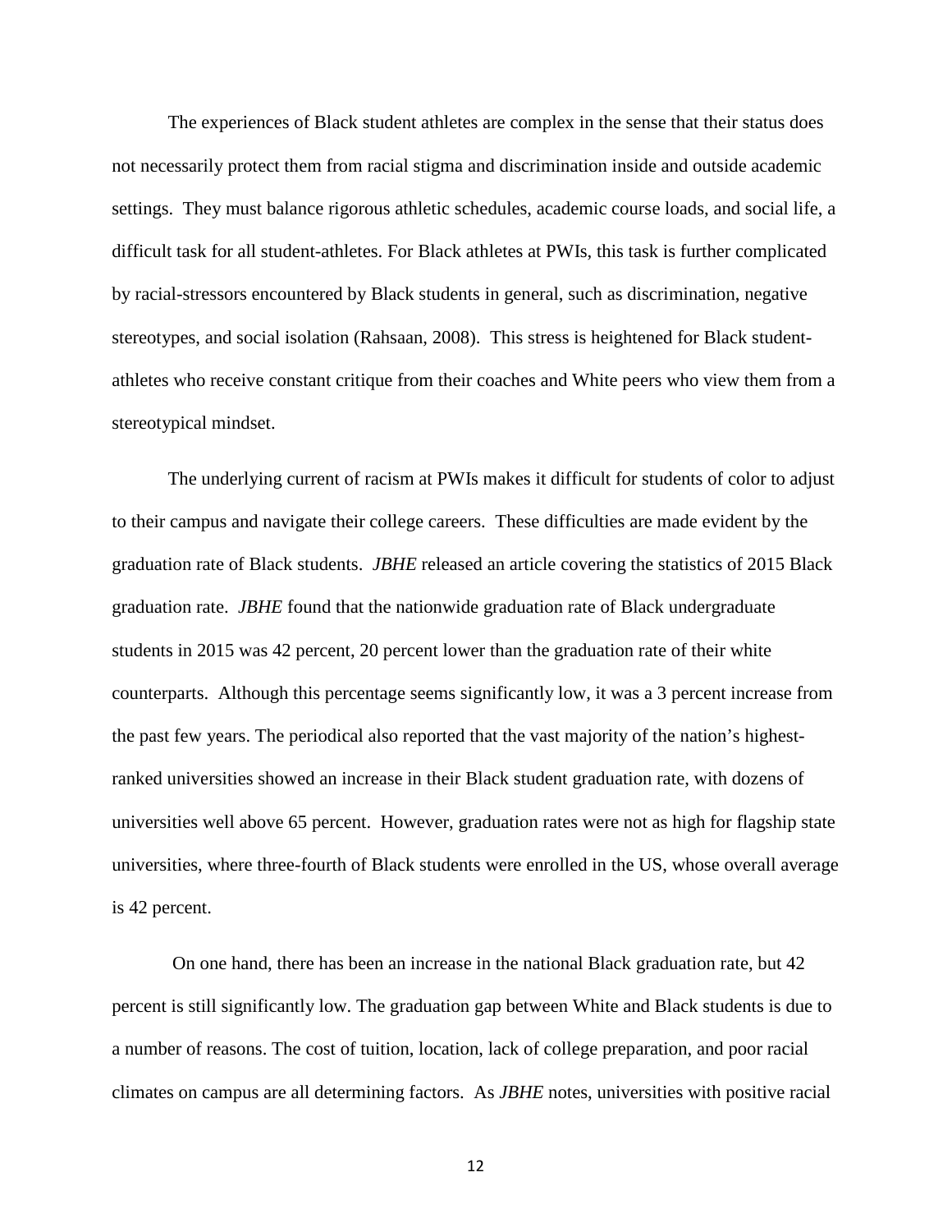The experiences of Black student athletes are complex in the sense that their status does not necessarily protect them from racial stigma and discrimination inside and outside academic settings. They must balance rigorous athletic schedules, academic course loads, and social life, a difficult task for all student-athletes. For Black athletes at PWIs, this task is further complicated by racial-stressors encountered by Black students in general, such as discrimination, negative stereotypes, and social isolation (Rahsaan, 2008). This stress is heightened for Black student-athletes who receive constant critique from their coaches and White peers who view them from a stereotypical mindset.

The underlying current of racism at PWIs makes it difficult for students of color to adjust to their campus and navigate their college careers. These difficulties are made evident by the graduation rate of Black students. *JBHE* released an article covering the statistics of 2015 Black graduation rate. *JBHE* found that the nationwide graduation rate of Black undergraduate students in 2015 was 42 percent, 20 percent lower than the graduation rate of their white counterparts. Although this percentage seems significantly low, it was a 3 percent increase from the past few years. The periodical also reported that the vast majority of the nation's highest-ranked universities showed an increase in their Black student graduation rate, with dozens of universities well above 65 percent. However, graduation rates were not as high for flagship state universities, where three-fourth of Black students were enrolled in the US, whose overall average is 42 percent.

On one hand, there has been an increase in the national Black graduation rate, but 42 percent is still significantly low. The graduation gap between White and Black students is due to a number of reasons. The cost of tuition, location, lack of college preparation, and poor racial climates on campus are all determining factors. As *JBHE* notes, universities with positive racial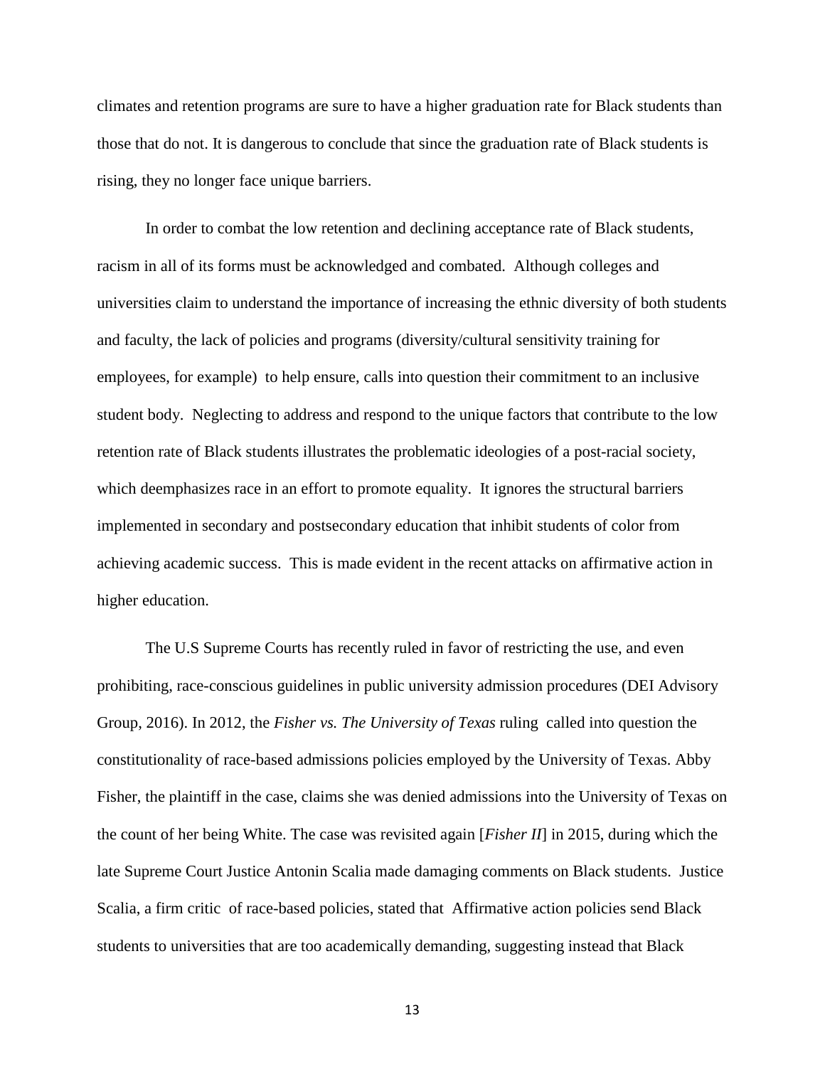climates and retention programs are sure to have a higher graduation rate for Black students than those that do not. It is dangerous to conclude that since the graduation rate of Black students is rising, they no longer face unique barriers.

In order to combat the low retention and declining acceptance rate of Black students, racism in all of its forms must be acknowledged and combated. Although colleges and universities claim to understand the importance of increasing the ethnic diversity of both students and faculty, the lack of policies and programs (diversity/cultural sensitivity training for employees, for example) to help ensure, calls into question their commitment to an inclusive student body. Neglecting to address and respond to the unique factors that contribute to the low retention rate of Black students illustrates the problematic ideologies of a post-racial society, which deemphasizes race in an effort to promote equality. It ignores the structural barriers implemented in secondary and postsecondary education that inhibit students of color from achieving academic success. This is made evident in the recent attacks on affirmative action in higher education.

The U.S Supreme Courts has recently ruled in favor of restricting the use, and even prohibiting, race-conscious guidelines in public university admission procedures (DEI Advisory Group, 2016). In 2012, the *Fisher vs. The University of Texas* ruling called into question the constitutionality of race-based admissions policies employed by the University of Texas. Abby Fisher, the plaintiff in the case, claims she was denied admissions into the University of Texas on the count of her being White. The case was revisited again [*Fisher II*] in 2015, during which the late Supreme Court Justice Antonin Scalia made damaging comments on Black students. Justice Scalia, a firm critic of race-based policies, stated that Affirmative action policies send Black students to universities that are too academically demanding, suggesting instead that Black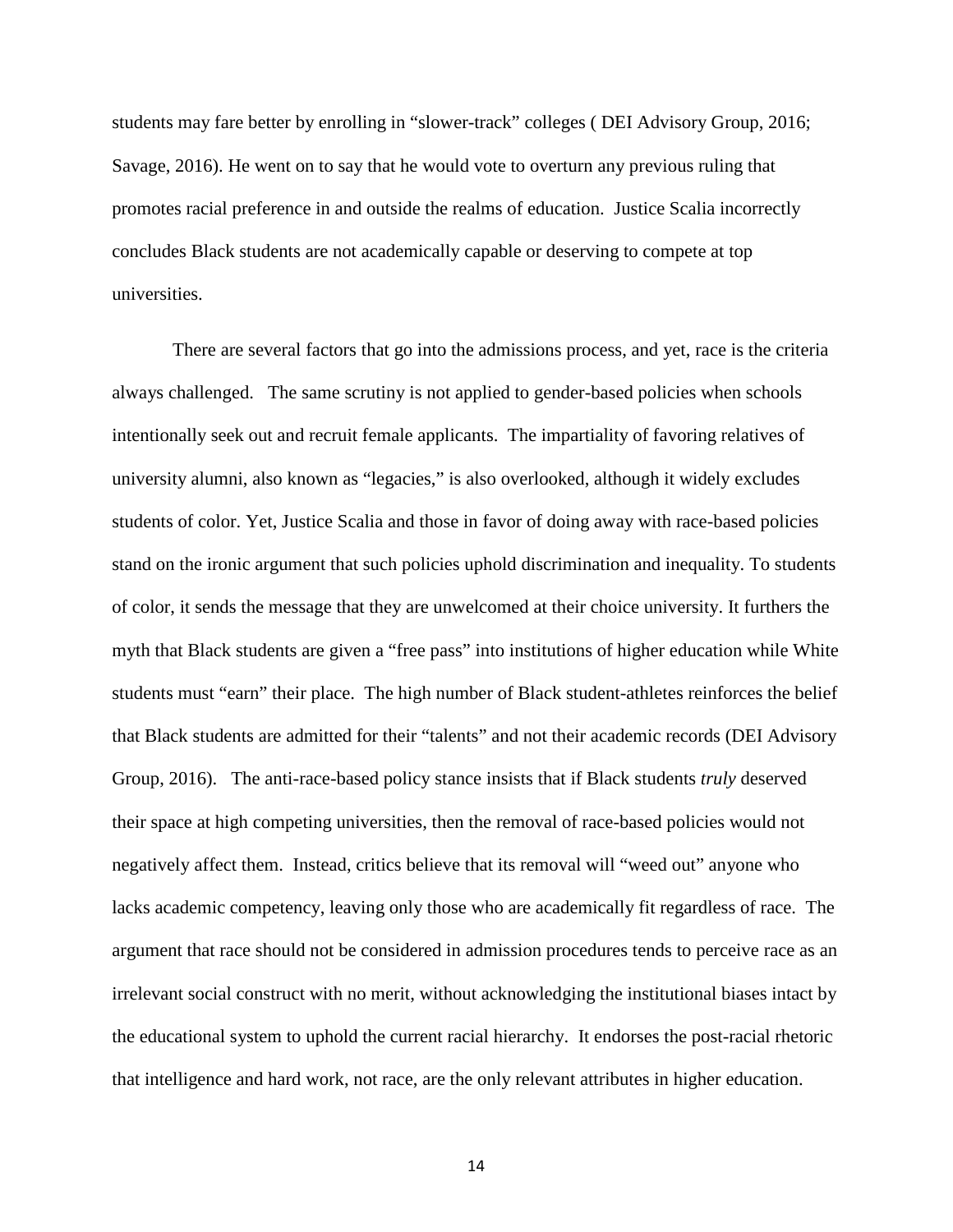students may fare better by enrolling in "slower-track" colleges ( DEI Advisory Group, 2016; Savage, 2016). He went on to say that he would vote to overturn any previous ruling that promotes racial preference in and outside the realms of education. Justice Scalia incorrectly concludes Black students are not academically capable or deserving to compete at top universities.

There are several factors that go into the admissions process, and yet, race is the criteria always challenged. The same scrutiny is not applied to gender-based policies when schools intentionally seek out and recruit female applicants. The impartiality of favoring relatives of university alumni, also known as "legacies," is also overlooked, although it widely excludes students of color. Yet, Justice Scalia and those in favor of doing away with race-based policies stand on the ironic argument that such policies uphold discrimination and inequality. To students of color, it sends the message that they are unwelcomed at their choice university. It furthers the myth that Black students are given a "free pass" into institutions of higher education while White students must "earn" their place. The high number of Black student-athletes reinforces the belief that Black students are admitted for their "talents" and not their academic records (DEI Advisory Group, 2016). The anti-race-based policy stance insists that if Black students *truly* deserved their space at high competing universities, then the removal of race-based policies would not negatively affect them. Instead, critics believe that its removal will "weed out" anyone who lacks academic competency, leaving only those who are academically fit regardless of race. The argument that race should not be considered in admission procedures tends to perceive race as an irrelevant social construct with no merit, without acknowledging the institutional biases intact by the educational system to uphold the current racial hierarchy. It endorses the post-racial rhetoric that intelligence and hard work, not race, are the only relevant attributes in higher education.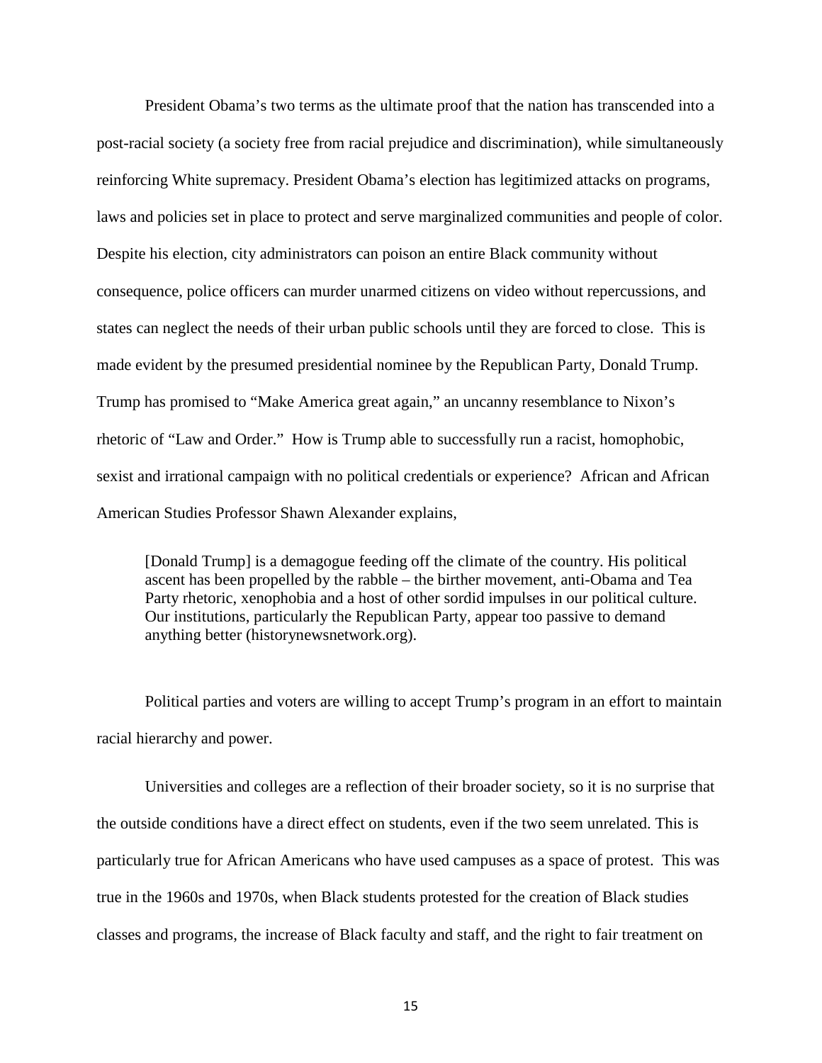President Obama's two terms as the ultimate proof that the nation has transcended into a post-racial society (a society free from racial prejudice and discrimination), while simultaneously reinforcing White supremacy. President Obama's election has legitimized attacks on programs, laws and policies set in place to protect and serve marginalized communities and people of color. Despite his election, city administrators can poison an entire Black community without consequence, police officers can murder unarmed citizens on video without repercussions, and states can neglect the needs of their urban public schools until they are forced to close. This is made evident by the presumed presidential nominee by the Republican Party, Donald Trump. Trump has promised to "Make America great again," an uncanny resemblance to Nixon's rhetoric of "Law and Order." How is Trump able to successfully run a racist, homophobic, sexist and irrational campaign with no political credentials or experience? African and African American Studies Professor Shawn Alexander explains,

> [Donald Trump] is a demagogue feeding off the climate of the country. His political ascent has been propelled by the rabble – the birther movement, anti-Obama and Tea Party rhetoric, xenophobia and a host of other sordid impulses in our political culture. Our institutions, particularly the Republican Party, appear too passive to demand anything better (historynewsnetwork.org).

Political parties and voters are willing to accept Trump's program in an effort to maintain racial hierarchy and power.

Universities and colleges are a reflection of their broader society, so it is no surprise that the outside conditions have a direct effect on students, even if the two seem unrelated. This is particularly true for African Americans who have used campuses as a space of protest. This was true in the 1960s and 1970s, when Black students protested for the creation of Black studies classes and programs, the increase of Black faculty and staff, and the right to fair treatment on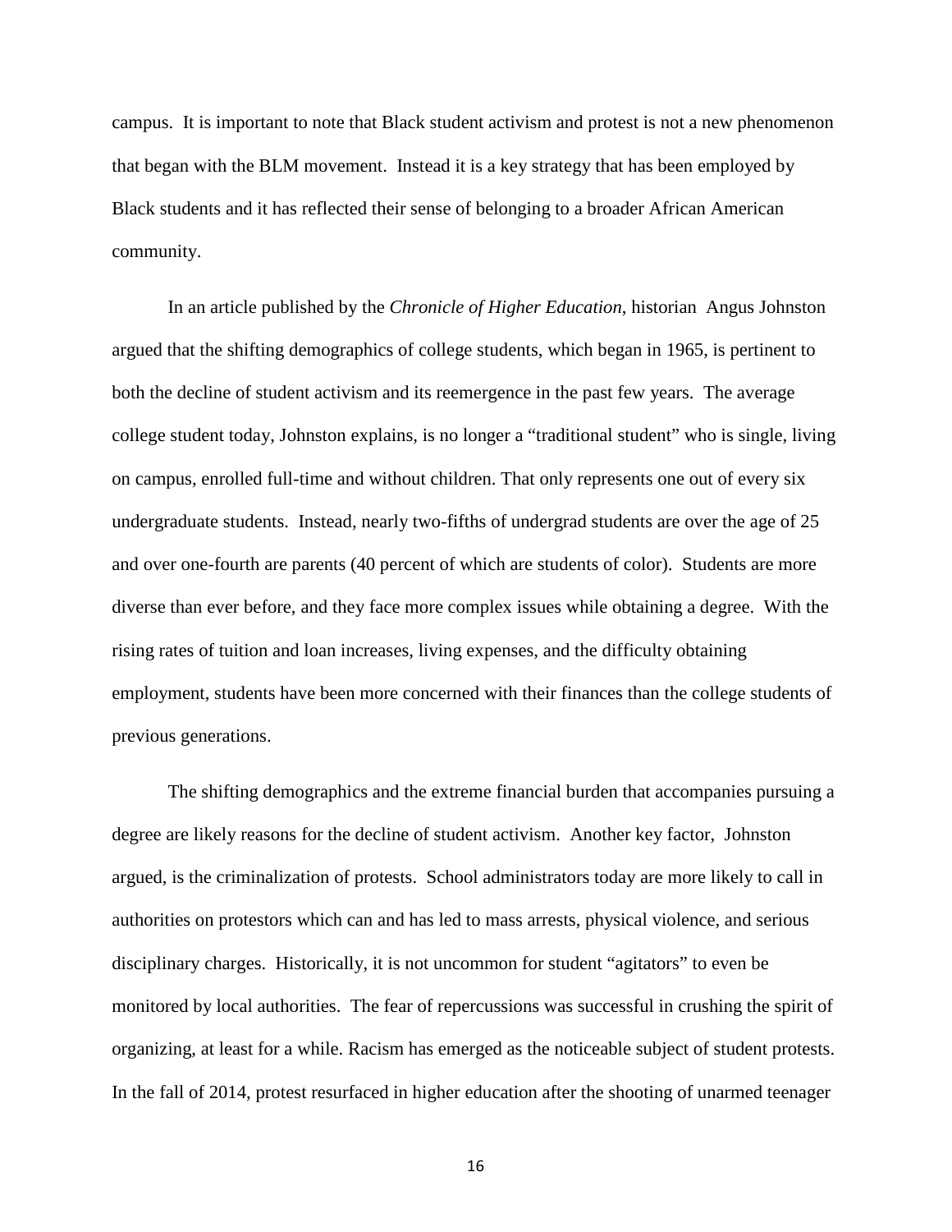campus. It is important to note that Black student activism and protest is not a new phenomenon that began with the BLM movement. Instead it is a key strategy that has been employed by Black students and it has reflected their sense of belonging to a broader African American community.

In an article published by the *Chronicle of Higher Education*, historian Angus Johnston argued that the shifting demographics of college students, which began in 1965, is pertinent to both the decline of student activism and its reemergence in the past few years. The average college student today, Johnston explains, is no longer a "traditional student" who is single, living on campus, enrolled full-time and without children. That only represents one out of every six undergraduate students. Instead, nearly two-fifths of undergrad students are over the age of 25 and over one-fourth are parents (40 percent of which are students of color). Students are more diverse than ever before, and they face more complex issues while obtaining a degree. With the rising rates of tuition and loan increases, living expenses, and the difficulty obtaining employment, students have been more concerned with their finances than the college students of previous generations.

The shifting demographics and the extreme financial burden that accompanies pursuing a degree are likely reasons for the decline of student activism. Another key factor, Johnston argued, is the criminalization of protests. School administrators today are more likely to call in authorities on protestors which can and has led to mass arrests, physical violence, and serious disciplinary charges. Historically, it is not uncommon for student "agitators" to even be monitored by local authorities. The fear of repercussions was successful in crushing the spirit of organizing, at least for a while. Racism has emerged as the noticeable subject of student protests. In the fall of 2014, protest resurfaced in higher education after the shooting of unarmed teenager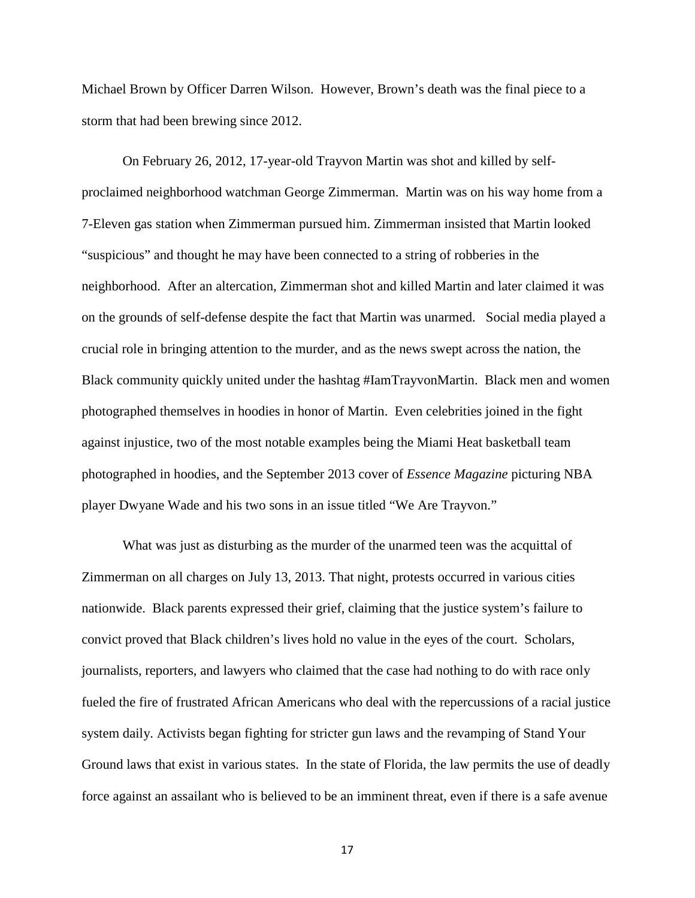Michael Brown by Officer Darren Wilson. However, Brown's death was the final piece to a storm that had been brewing since 2012.

On February 26, 2012, 17-year-old Trayvon Martin was shot and killed by self-proclaimed neighborhood watchman George Zimmerman. Martin was on his way home from a 7-Eleven gas station when Zimmerman pursued him. Zimmerman insisted that Martin looked "suspicious" and thought he may have been connected to a string of robberies in the neighborhood. After an altercation, Zimmerman shot and killed Martin and later claimed it was on the grounds of self-defense despite the fact that Martin was unarmed. Social media played a crucial role in bringing attention to the murder, and as the news swept across the nation, the Black community quickly united under the hashtag #IamTrayvonMartin. Black men and women photographed themselves in hoodies in honor of Martin. Even celebrities joined in the fight against injustice, two of the most notable examples being the Miami Heat basketball team photographed in hoodies, and the September 2013 cover of *Essence Magazine* picturing NBA player Dwyane Wade and his two sons in an issue titled "We Are Trayvon."

What was just as disturbing as the murder of the unarmed teen was the acquittal of Zimmerman on all charges on July 13, 2013. That night, protests occurred in various cities nationwide. Black parents expressed their grief, claiming that the justice system's failure to convict proved that Black children's lives hold no value in the eyes of the court. Scholars, journalists, reporters, and lawyers who claimed that the case had nothing to do with race only fueled the fire of frustrated African Americans who deal with the repercussions of a racial justice system daily. Activists began fighting for stricter gun laws and the revamping of Stand Your Ground laws that exist in various states. In the state of Florida, the law permits the use of deadly force against an assailant who is believed to be an imminent threat, even if there is a safe avenue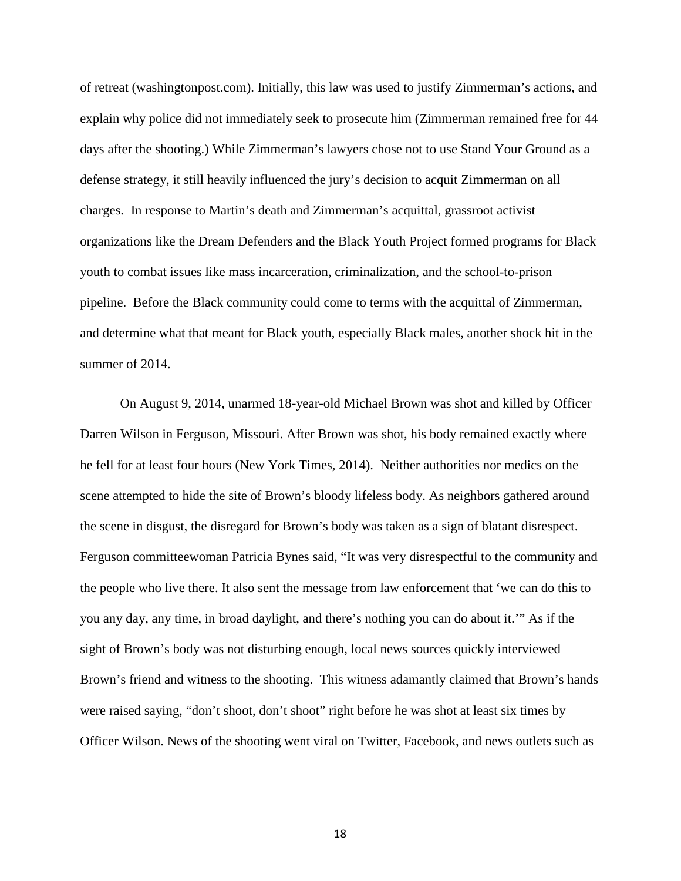of retreat (washingtonpost.com). Initially, this law was used to justify Zimmerman's actions, and explain why police did not immediately seek to prosecute him (Zimmerman remained free for 44 days after the shooting.) While Zimmerman's lawyers chose not to use Stand Your Ground as a defense strategy, it still heavily influenced the jury's decision to acquit Zimmerman on all charges. In response to Martin's death and Zimmerman's acquittal, grassroot activist organizations like the Dream Defenders and the Black Youth Project formed programs for Black youth to combat issues like mass incarceration, criminalization, and the school-to-prison pipeline. Before the Black community could come to terms with the acquittal of Zimmerman, and determine what that meant for Black youth, especially Black males, another shock hit in the summer of 2014.

On August 9, 2014, unarmed 18-year-old Michael Brown was shot and killed by Officer Darren Wilson in Ferguson, Missouri. After Brown was shot, his body remained exactly where he fell for at least four hours (New York Times, 2014). Neither authorities nor medics on the scene attempted to hide the site of Brown's bloody lifeless body. As neighbors gathered around the scene in disgust, the disregard for Brown's body was taken as a sign of blatant disrespect. Ferguson committeewoman Patricia Bynes said, "It was very disrespectful to the community and the people who live there. It also sent the message from law enforcement that 'we can do this to you any day, any time, in broad daylight, and there's nothing you can do about it.'" As if the sight of Brown's body was not disturbing enough, local news sources quickly interviewed Brown's friend and witness to the shooting. This witness adamantly claimed that Brown's hands were raised saying, "don't shoot, don't shoot" right before he was shot at least six times by Officer Wilson. News of the shooting went viral on Twitter, Facebook, and news outlets such as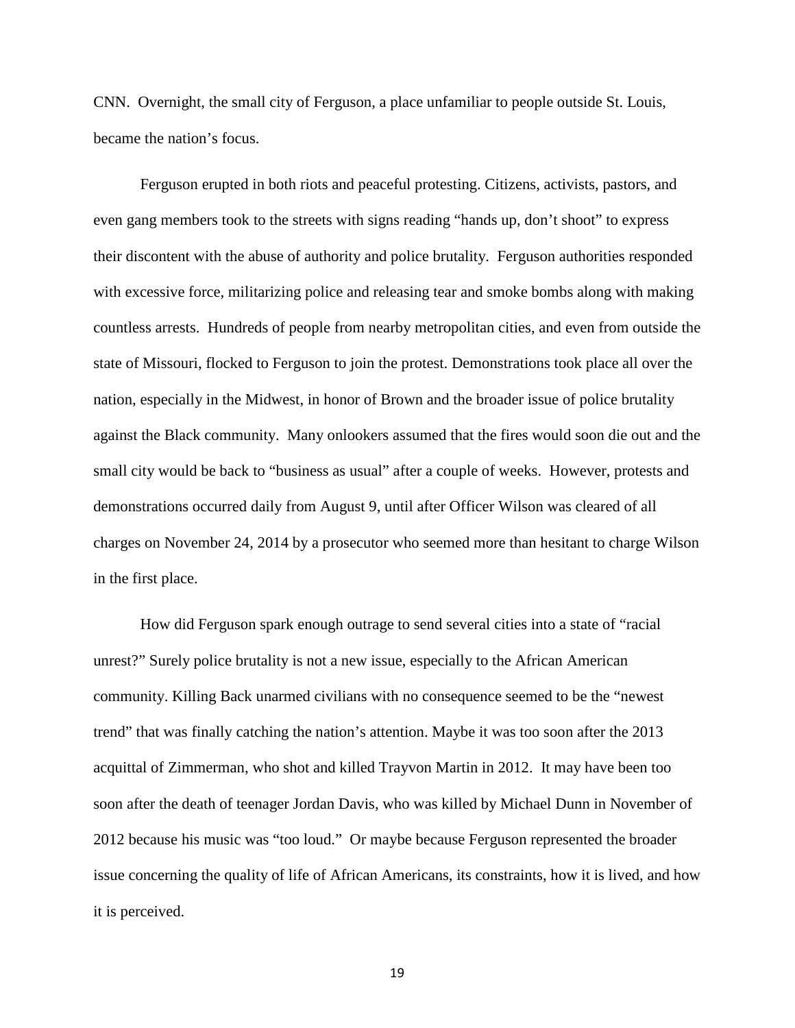CNN. Overnight, the small city of Ferguson, a place unfamiliar to people outside St. Louis, became the nation's focus.

Ferguson erupted in both riots and peaceful protesting. Citizens, activists, pastors, and even gang members took to the streets with signs reading "hands up, don't shoot" to express their discontent with the abuse of authority and police brutality. Ferguson authorities responded with excessive force, militarizing police and releasing tear and smoke bombs along with making countless arrests. Hundreds of people from nearby metropolitan cities, and even from outside the state of Missouri, flocked to Ferguson to join the protest. Demonstrations took place all over the nation, especially in the Midwest, in honor of Brown and the broader issue of police brutality against the Black community. Many onlookers assumed that the fires would soon die out and the small city would be back to "business as usual" after a couple of weeks. However, protests and demonstrations occurred daily from August 9, until after Officer Wilson was cleared of all charges on November 24, 2014 by a prosecutor who seemed more than hesitant to charge Wilson in the first place.

How did Ferguson spark enough outrage to send several cities into a state of "racial unrest?" Surely police brutality is not a new issue, especially to the African American community. Killing Back unarmed civilians with no consequence seemed to be the "newest trend" that was finally catching the nation's attention. Maybe it was too soon after the 2013 acquittal of Zimmerman, who shot and killed Trayvon Martin in 2012. It may have been too soon after the death of teenager Jordan Davis, who was killed by Michael Dunn in November of 2012 because his music was "too loud." Or maybe because Ferguson represented the broader issue concerning the quality of life of African Americans, its constraints, how it is lived, and how it is perceived.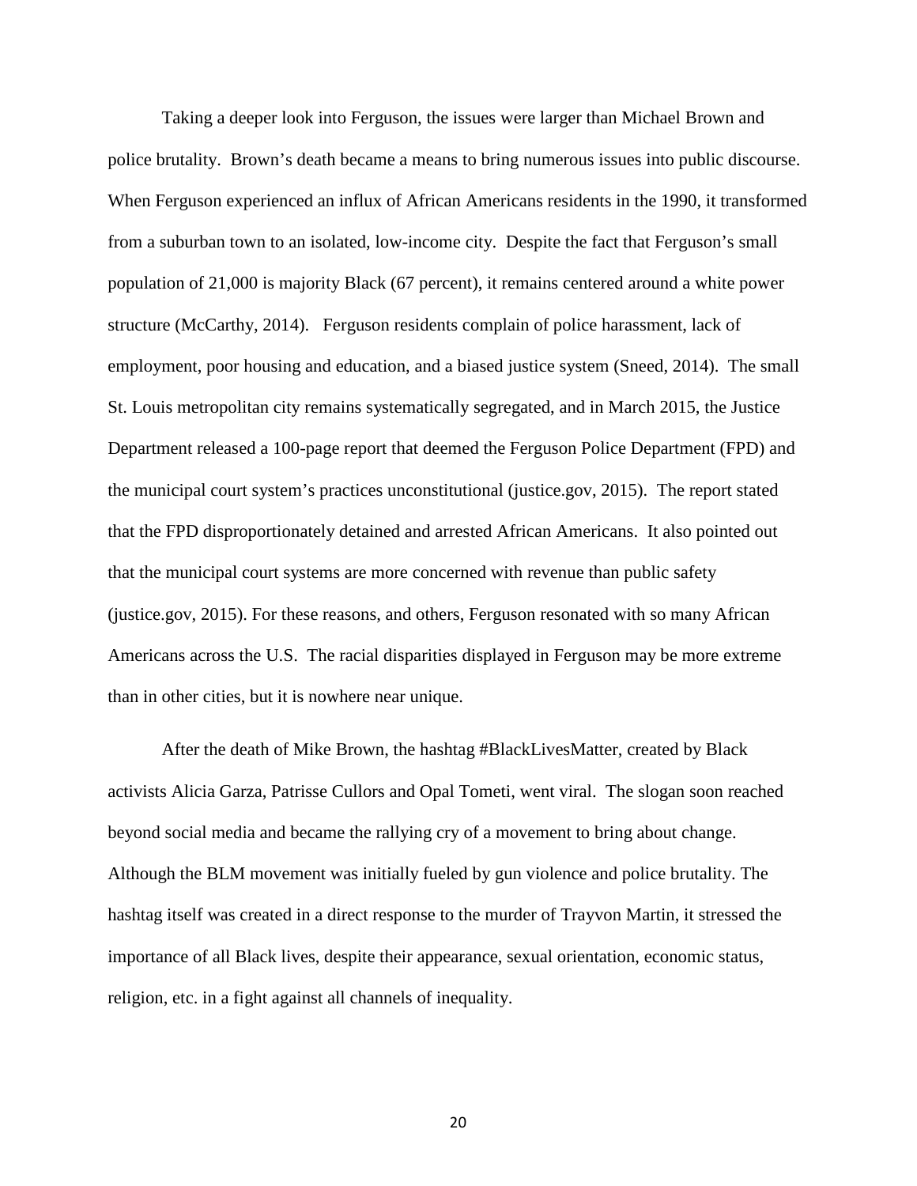Taking a deeper look into Ferguson, the issues were larger than Michael Brown and police brutality. Brown's death became a means to bring numerous issues into public discourse. When Ferguson experienced an influx of African Americans residents in the 1990, it transformed from a suburban town to an isolated, low-income city. Despite the fact that Ferguson's small population of 21,000 is majority Black (67 percent), it remains centered around a white power structure (McCarthy, 2014). Ferguson residents complain of police harassment, lack of employment, poor housing and education, and a biased justice system (Sneed, 2014). The small St. Louis metropolitan city remains systematically segregated, and in March 2015, the Justice Department released a 100-page report that deemed the Ferguson Police Department (FPD) and the municipal court system's practices unconstitutional (justice.gov, 2015). The report stated that the FPD disproportionately detained and arrested African Americans. It also pointed out that the municipal court systems are more concerned with revenue than public safety (justice.gov, 2015). For these reasons, and others, Ferguson resonated with so many African Americans across the U.S. The racial disparities displayed in Ferguson may be more extreme than in other cities, but it is nowhere near unique.

After the death of Mike Brown, the hashtag #BlackLivesMatter, created by Black activists Alicia Garza, Patrisse Cullors and Opal Tometi, went viral. The slogan soon reached beyond social media and became the rallying cry of a movement to bring about change. Although the BLM movement was initially fueled by gun violence and police brutality. The hashtag itself was created in a direct response to the murder of Trayvon Martin, it stressed the importance of all Black lives, despite their appearance, sexual orientation, economic status, religion, etc. in a fight against all channels of inequality.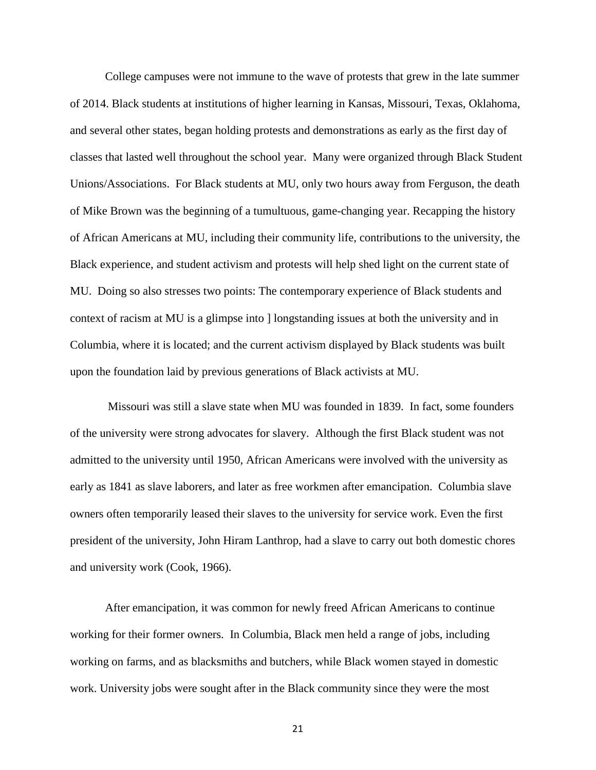College campuses were not immune to the wave of protests that grew in the late summer of 2014. Black students at institutions of higher learning in Kansas, Missouri, Texas, Oklahoma, and several other states, began holding protests and demonstrations as early as the first day of classes that lasted well throughout the school year. Many were organized through Black Student Unions/Associations. For Black students at MU, only two hours away from Ferguson, the death of Mike Brown was the beginning of a tumultuous, game-changing year. Recapping the history of African Americans at MU, including their community life, contributions to the university, the Black experience, and student activism and protests will help shed light on the current state of MU. Doing so also stresses two points: The contemporary experience of Black students and context of racism at MU is a glimpse into ] longstanding issues at both the university and in Columbia, where it is located; and the current activism displayed by Black students was built upon the foundation laid by previous generations of Black activists at MU.

Missouri was still a slave state when MU was founded in 1839. In fact, some founders of the university were strong advocates for slavery. Although the first Black student was not admitted to the university until 1950, African Americans were involved with the university as early as 1841 as slave laborers, and later as free workmen after emancipation. Columbia slave owners often temporarily leased their slaves to the university for service work. Even the first president of the university, John Hiram Lanthrop, had a slave to carry out both domestic chores and university work (Cook, 1966).

After emancipation, it was common for newly freed African Americans to continue working for their former owners. In Columbia, Black men held a range of jobs, including working on farms, and as blacksmiths and butchers, while Black women stayed in domestic work. University jobs were sought after in the Black community since they were the most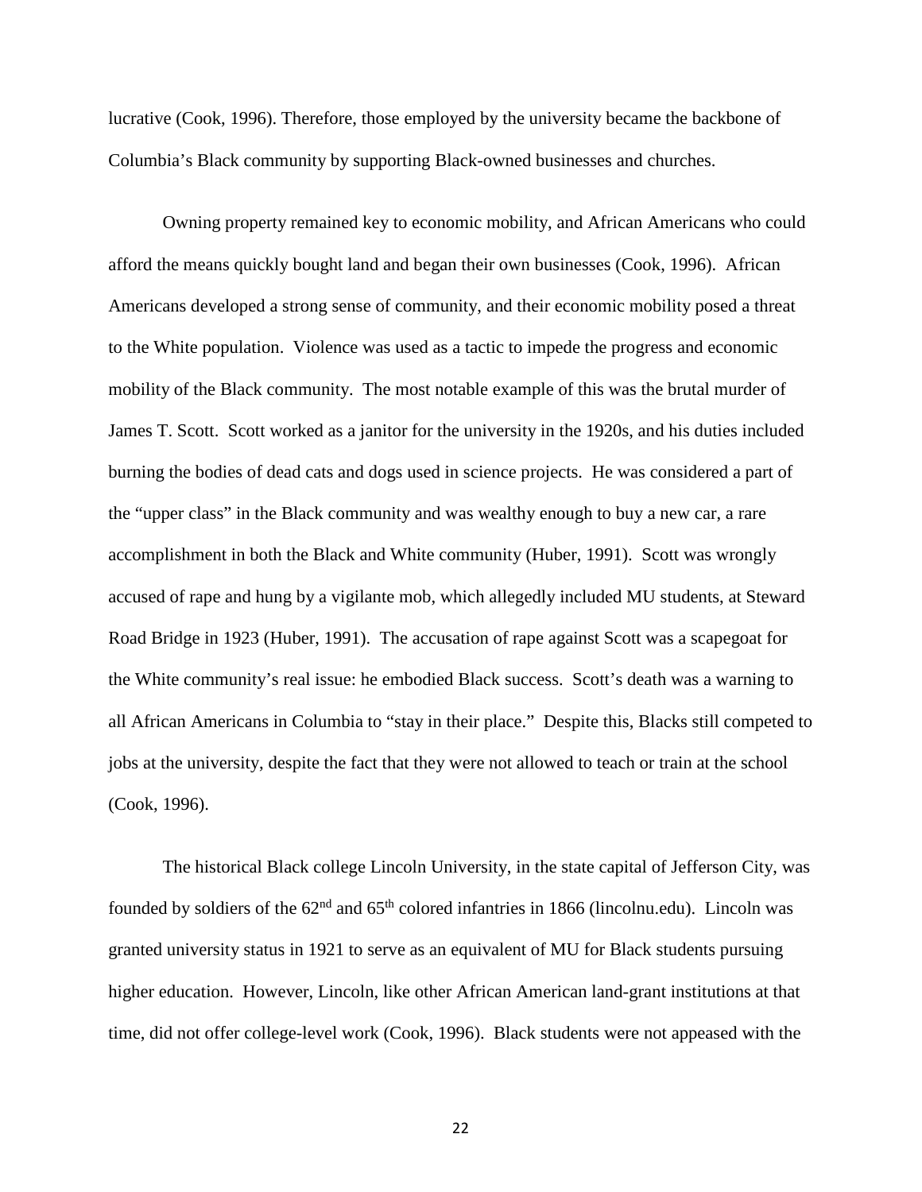lucrative (Cook, 1996). Therefore, those employed by the university became the backbone of Columbia's Black community by supporting Black-owned businesses and churches.

Owning property remained key to economic mobility, and African Americans who could afford the means quickly bought land and began their own businesses (Cook, 1996). African Americans developed a strong sense of community, and their economic mobility posed a threat to the White population. Violence was used as a tactic to impede the progress and economic mobility of the Black community. The most notable example of this was the brutal murder of James T. Scott. Scott worked as a janitor for the university in the 1920s, and his duties included burning the bodies of dead cats and dogs used in science projects. He was considered a part of the "upper class" in the Black community and was wealthy enough to buy a new car, a rare accomplishment in both the Black and White community (Huber, 1991). Scott was wrongly accused of rape and hung by a vigilante mob, which allegedly included MU students, at Steward Road Bridge in 1923 (Huber, 1991). The accusation of rape against Scott was a scapegoat for the White community's real issue: he embodied Black success. Scott's death was a warning to all African Americans in Columbia to "stay in their place." Despite this, Blacks still competed to jobs at the university, despite the fact that they were not allowed to teach or train at the school (Cook, 1996).

The historical Black college Lincoln University, in the state capital of Jefferson City, was founded by soldiers of the 62nd and 65th colored infantries in 1866 (lincolnu.edu). Lincoln was granted university status in 1921 to serve as an equivalent of MU for Black students pursuing higher education. However, Lincoln, like other African American land-grant institutions at that time, did not offer college-level work (Cook, 1996). Black students were not appeased with the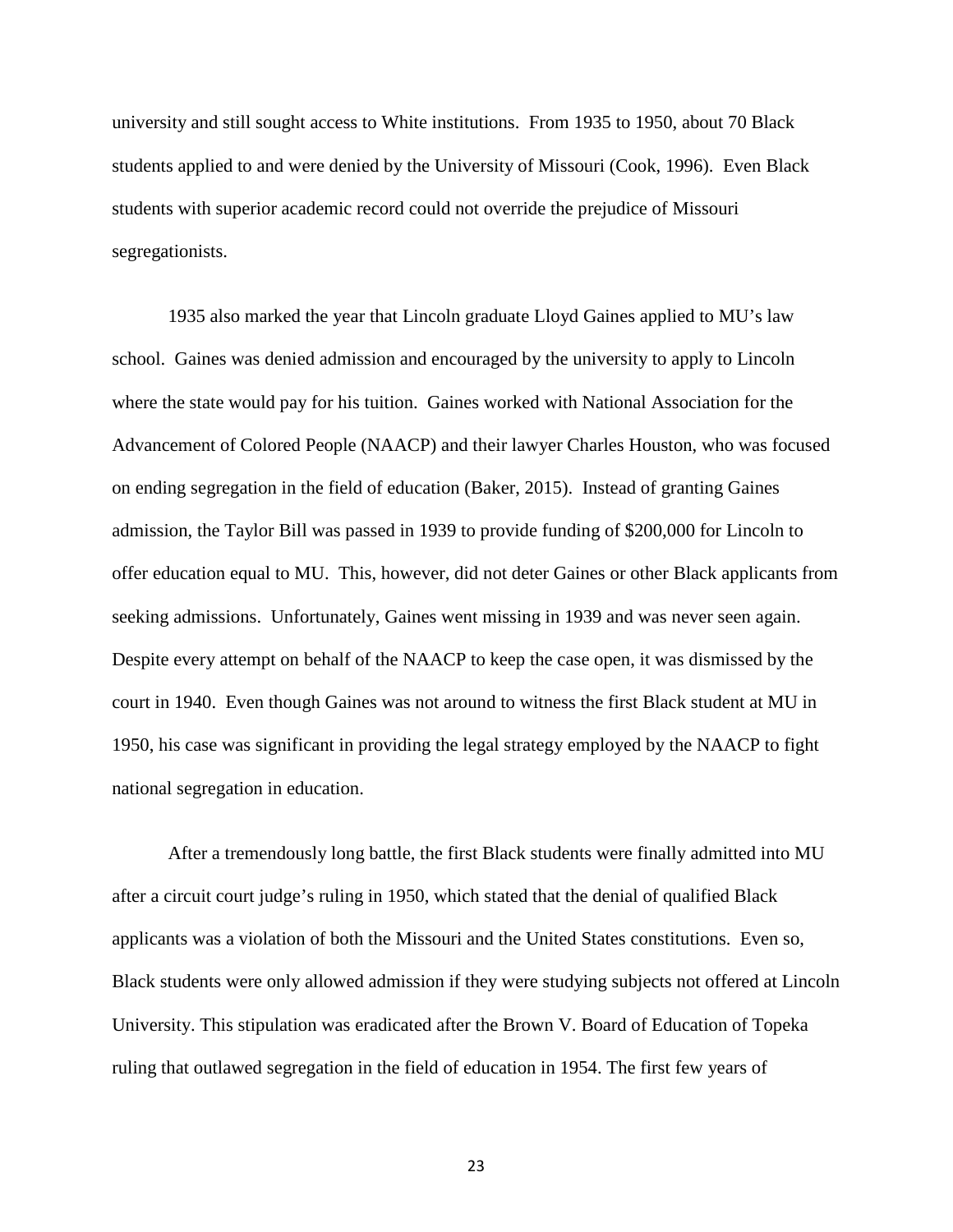university and still sought access to White institutions. From 1935 to 1950, about 70 Black students applied to and were denied by the University of Missouri (Cook, 1996). Even Black students with superior academic record could not override the prejudice of Missouri segregationists.

1935 also marked the year that Lincoln graduate Lloyd Gaines applied to MU's law school. Gaines was denied admission and encouraged by the university to apply to Lincoln where the state would pay for his tuition. Gaines worked with National Association for the Advancement of Colored People (NAACP) and their lawyer Charles Houston, who was focused on ending segregation in the field of education (Baker, 2015). Instead of granting Gaines admission, the Taylor Bill was passed in 1939 to provide funding of $200,000 for Lincoln to offer education equal to MU. This, however, did not deter Gaines or other Black applicants from seeking admissions. Unfortunately, Gaines went missing in 1939 and was never seen again. Despite every attempt on behalf of the NAACP to keep the case open, it was dismissed by the court in 1940. Even though Gaines was not around to witness the first Black student at MU in 1950, his case was significant in providing the legal strategy employed by the NAACP to fight national segregation in education.

After a tremendously long battle, the first Black students were finally admitted into MU after a circuit court judge's ruling in 1950, which stated that the denial of qualified Black applicants was a violation of both the Missouri and the United States constitutions. Even so, Black students were only allowed admission if they were studying subjects not offered at Lincoln University. This stipulation was eradicated after the Brown V. Board of Education of Topeka ruling that outlawed segregation in the field of education in 1954. The first few years of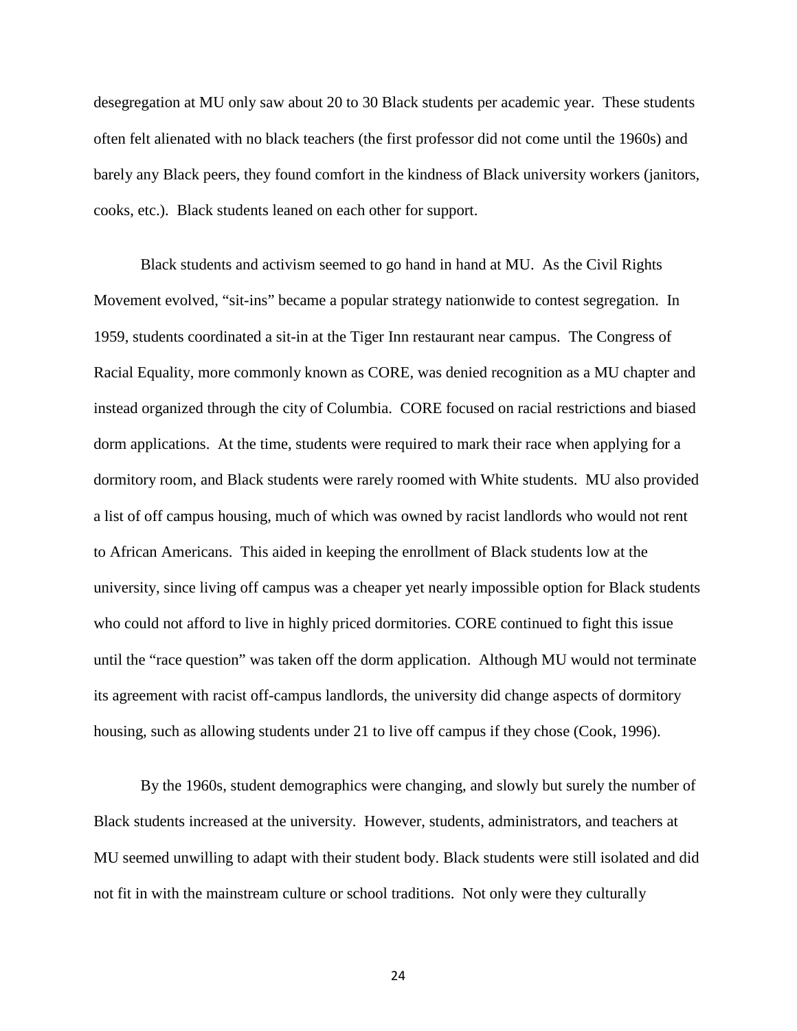desegregation at MU only saw about 20 to 30 Black students per academic year. These students often felt alienated with no black teachers (the first professor did not come until the 1960s) and barely any Black peers, they found comfort in the kindness of Black university workers (janitors, cooks, etc.). Black students leaned on each other for support.

Black students and activism seemed to go hand in hand at MU. As the Civil Rights Movement evolved, "sit-ins" became a popular strategy nationwide to contest segregation. In 1959, students coordinated a sit-in at the Tiger Inn restaurant near campus. The Congress of Racial Equality, more commonly known as CORE, was denied recognition as a MU chapter and instead organized through the city of Columbia. CORE focused on racial restrictions and biased dorm applications. At the time, students were required to mark their race when applying for a dormitory room, and Black students were rarely roomed with White students. MU also provided a list of off campus housing, much of which was owned by racist landlords who would not rent to African Americans. This aided in keeping the enrollment of Black students low at the university, since living off campus was a cheaper yet nearly impossible option for Black students who could not afford to live in highly priced dormitories. CORE continued to fight this issue until the "race question" was taken off the dorm application. Although MU would not terminate its agreement with racist off-campus landlords, the university did change aspects of dormitory housing, such as allowing students under 21 to live off campus if they chose (Cook, 1996).

By the 1960s, student demographics were changing, and slowly but surely the number of Black students increased at the university. However, students, administrators, and teachers at MU seemed unwilling to adapt with their student body. Black students were still isolated and did not fit in with the mainstream culture or school traditions. Not only were they culturally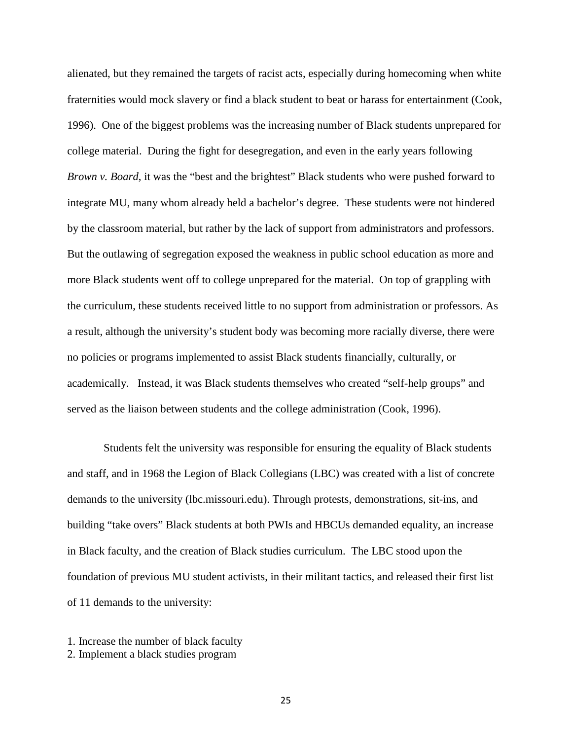alienated, but they remained the targets of racist acts, especially during homecoming when white fraternities would mock slavery or find a black student to beat or harass for entertainment (Cook, 1996). One of the biggest problems was the increasing number of Black students unprepared for college material. During the fight for desegregation, and even in the early years following *Brown v. Board*, it was the "best and the brightest" Black students who were pushed forward to integrate MU, many whom already held a bachelor's degree. These students were not hindered by the classroom material, but rather by the lack of support from administrators and professors. But the outlawing of segregation exposed the weakness in public school education as more and more Black students went off to college unprepared for the material. On top of grappling with the curriculum, these students received little to no support from administration or professors. As a result, although the university's student body was becoming more racially diverse, there were no policies or programs implemented to assist Black students financially, culturally, or academically. Instead, it was Black students themselves who created "self-help groups" and served as the liaison between students and the college administration (Cook, 1996).

Students felt the university was responsible for ensuring the equality of Black students and staff, and in 1968 the Legion of Black Collegians (LBC) was created with a list of concrete demands to the university (lbc.missouri.edu). Through protests, demonstrations, sit-ins, and building "take overs" Black students at both PWIs and HBCUs demanded equality, an increase in Black faculty, and the creation of Black studies curriculum. The LBC stood upon the foundation of previous MU student activists, in their militant tactics, and released their first list of 11 demands to the university:

1. Increase the number of black faculty
2. Implement a black studies program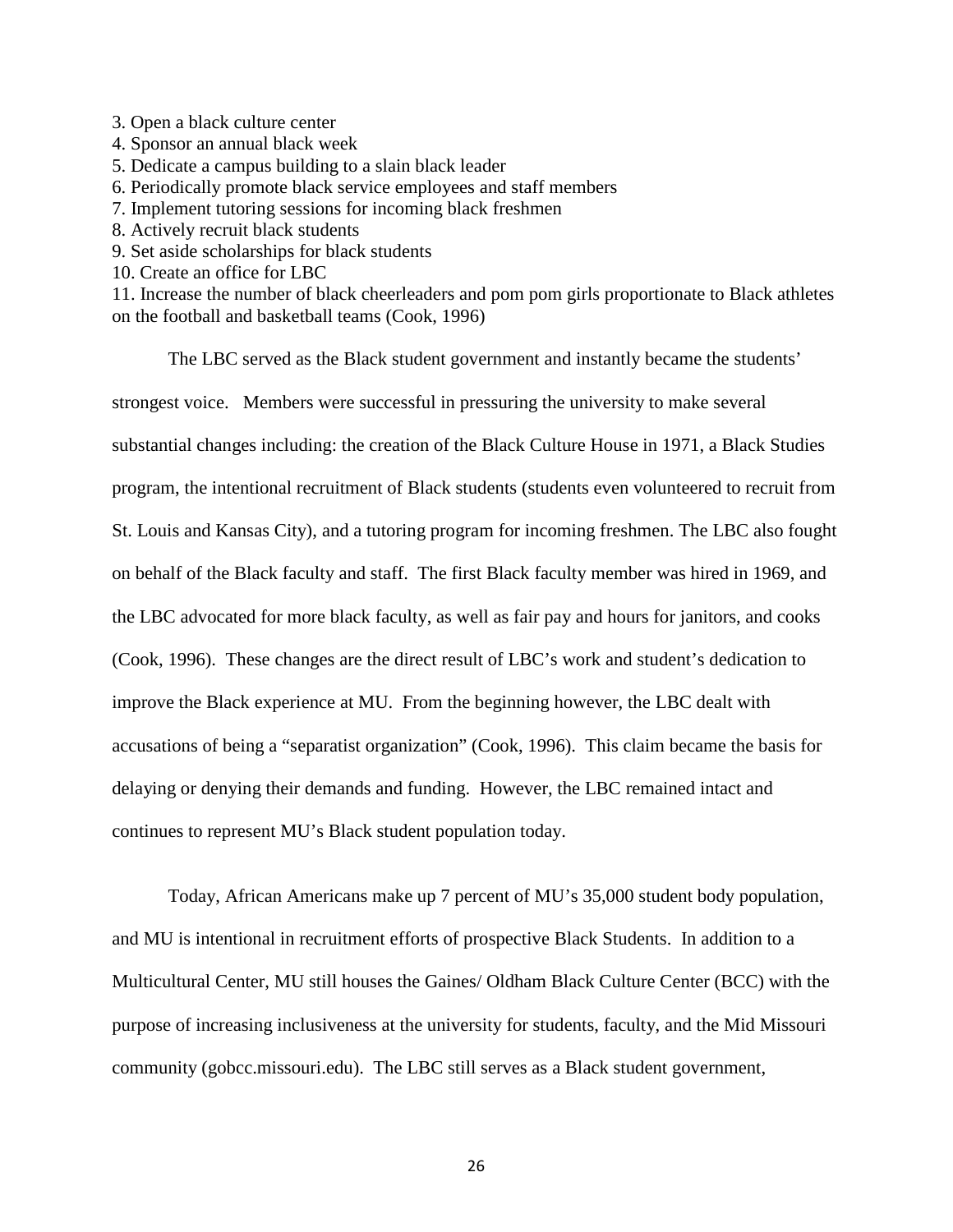3. Open a black culture center
4. Sponsor an annual black week
5. Dedicate a campus building to a slain black leader
6. Periodically promote black service employees and staff members
7. Implement tutoring sessions for incoming black freshmen
8. Actively recruit black students
9. Set aside scholarships for black students
10. Create an office for LBC
11. Increase the number of black cheerleaders and pom pom girls proportionate to Black athletes on the football and basketball teams (Cook, 1996)

The LBC served as the Black student government and instantly became the students' strongest voice. Members were successful in pressuring the university to make several substantial changes including: the creation of the Black Culture House in 1971, a Black Studies program, the intentional recruitment of Black students (students even volunteered to recruit from St. Louis and Kansas City), and a tutoring program for incoming freshmen. The LBC also fought on behalf of the Black faculty and staff. The first Black faculty member was hired in 1969, and the LBC advocated for more black faculty, as well as fair pay and hours for janitors, and cooks (Cook, 1996). These changes are the direct result of LBC's work and student's dedication to improve the Black experience at MU. From the beginning however, the LBC dealt with accusations of being a "separatist organization" (Cook, 1996). This claim became the basis for delaying or denying their demands and funding. However, the LBC remained intact and continues to represent MU's Black student population today.

Today, African Americans make up 7 percent of MU's 35,000 student body population, and MU is intentional in recruitment efforts of prospective Black Students. In addition to a Multicultural Center, MU still houses the Gaines/ Oldham Black Culture Center (BCC) with the purpose of increasing inclusiveness at the university for students, faculty, and the Mid Missouri community (gobcc.missouri.edu). The LBC still serves as a Black student government,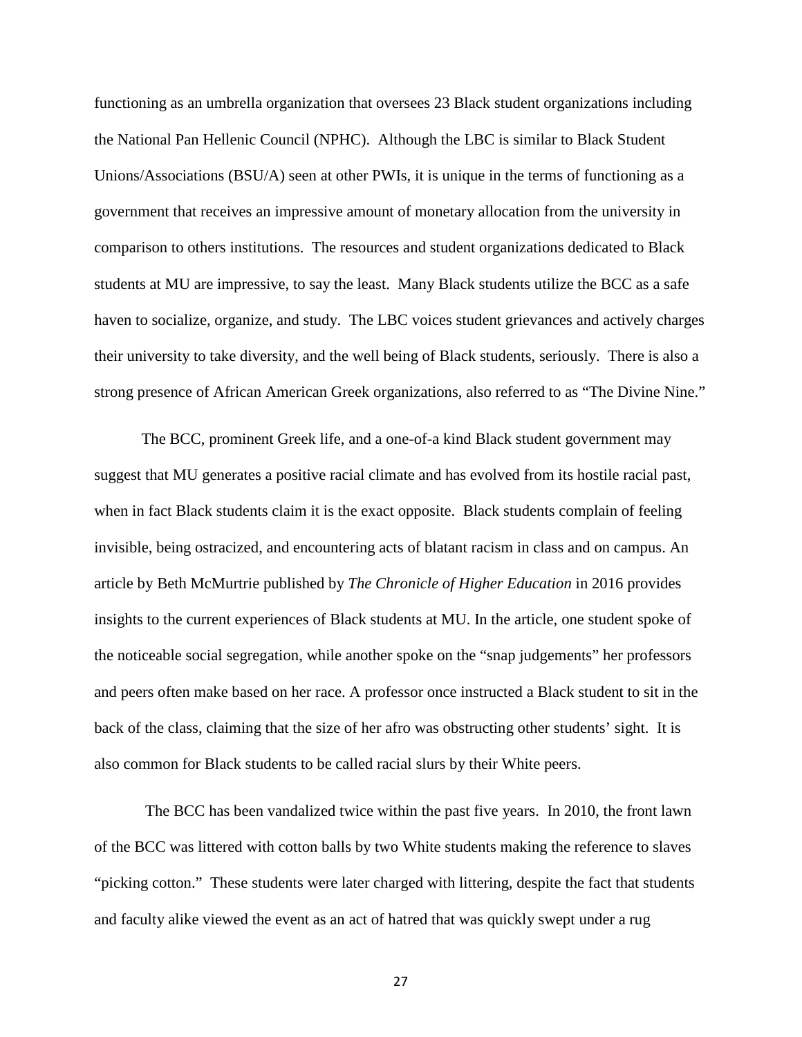functioning as an umbrella organization that oversees 23 Black student organizations including the National Pan Hellenic Council (NPHC). Although the LBC is similar to Black Student Unions/Associations (BSU/A) seen at other PWIs, it is unique in the terms of functioning as a government that receives an impressive amount of monetary allocation from the university in comparison to others institutions. The resources and student organizations dedicated to Black students at MU are impressive, to say the least. Many Black students utilize the BCC as a safe haven to socialize, organize, and study. The LBC voices student grievances and actively charges their university to take diversity, and the well being of Black students, seriously. There is also a strong presence of African American Greek organizations, also referred to as "The Divine Nine."

The BCC, prominent Greek life, and a one-of-a kind Black student government may suggest that MU generates a positive racial climate and has evolved from its hostile racial past, when in fact Black students claim it is the exact opposite. Black students complain of feeling invisible, being ostracized, and encountering acts of blatant racism in class and on campus. An article by Beth McMurtrie published by *The Chronicle of Higher Education* in 2016 provides insights to the current experiences of Black students at MU. In the article, one student spoke of the noticeable social segregation, while another spoke on the "snap judgements" her professors and peers often make based on her race. A professor once instructed a Black student to sit in the back of the class, claiming that the size of her afro was obstructing other students' sight. It is also common for Black students to be called racial slurs by their White peers.

The BCC has been vandalized twice within the past five years. In 2010, the front lawn of the BCC was littered with cotton balls by two White students making the reference to slaves "picking cotton." These students were later charged with littering, despite the fact that students and faculty alike viewed the event as an act of hatred that was quickly swept under a rug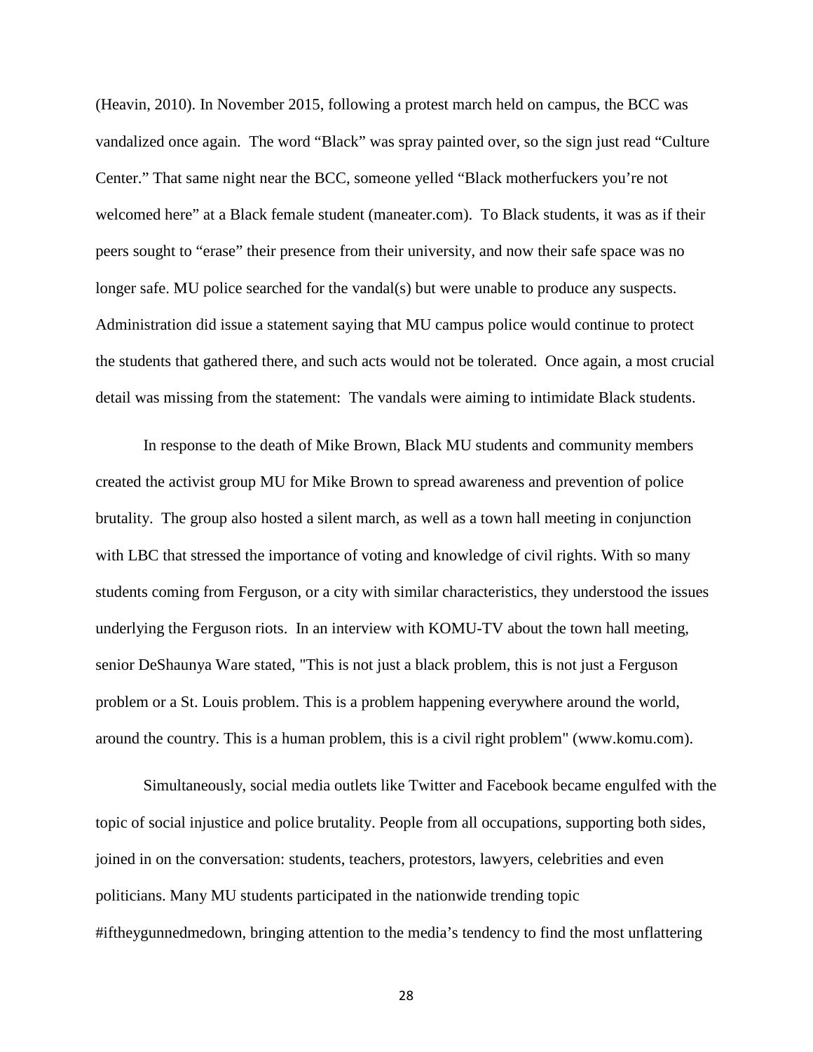(Heavin, 2010). In November 2015, following a protest march held on campus, the BCC was vandalized once again. The word "Black" was spray painted over, so the sign just read "Culture Center." That same night near the BCC, someone yelled "Black motherfuckers you're not welcomed here" at a Black female student (maneater.com). To Black students, it was as if their peers sought to "erase" their presence from their university, and now their safe space was no longer safe. MU police searched for the vandal(s) but were unable to produce any suspects. Administration did issue a statement saying that MU campus police would continue to protect the students that gathered there, and such acts would not be tolerated. Once again, a most crucial detail was missing from the statement: The vandals were aiming to intimidate Black students.

In response to the death of Mike Brown, Black MU students and community members created the activist group MU for Mike Brown to spread awareness and prevention of police brutality. The group also hosted a silent march, as well as a town hall meeting in conjunction with LBC that stressed the importance of voting and knowledge of civil rights. With so many students coming from Ferguson, or a city with similar characteristics, they understood the issues underlying the Ferguson riots. In an interview with KOMU-TV about the town hall meeting, senior DeShaunya Ware stated, "This is not just a black problem, this is not just a Ferguson problem or a St. Louis problem. This is a problem happening everywhere around the world, around the country. This is a human problem, this is a civil right problem" (www.komu.com).

Simultaneously, social media outlets like Twitter and Facebook became engulfed with the topic of social injustice and police brutality. People from all occupations, supporting both sides, joined in on the conversation: students, teachers, protestors, lawyers, celebrities and even politicians. Many MU students participated in the nationwide trending topic #iftheygunnedmedown, bringing attention to the media's tendency to find the most unflattering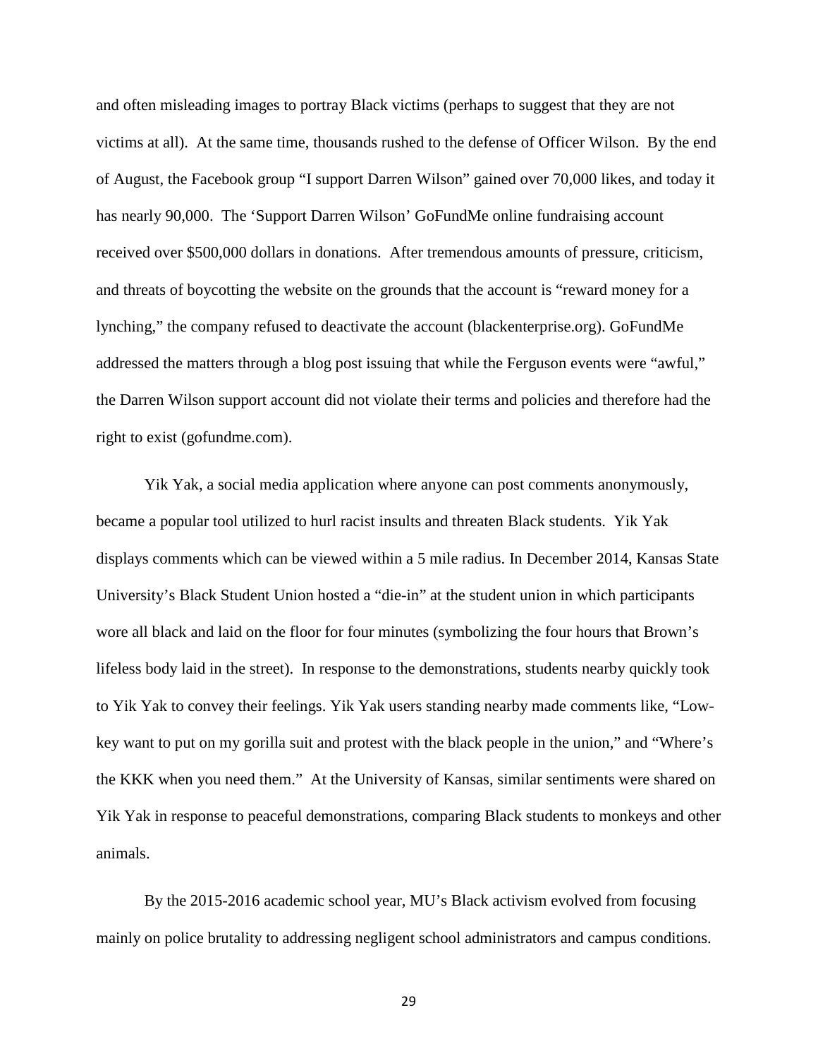and often misleading images to portray Black victims (perhaps to suggest that they are not victims at all). At the same time, thousands rushed to the defense of Officer Wilson. By the end of August, the Facebook group "I support Darren Wilson" gained over 70,000 likes, and today it has nearly 90,000. The 'Support Darren Wilson' GoFundMe online fundraising account received over $500,000 dollars in donations. After tremendous amounts of pressure, criticism, and threats of boycotting the website on the grounds that the account is "reward money for a lynching," the company refused to deactivate the account (blackenterprise.org). GoFundMe addressed the matters through a blog post issuing that while the Ferguson events were "awful," the Darren Wilson support account did not violate their terms and policies and therefore had the right to exist (gofundme.com).

Yik Yak, a social media application where anyone can post comments anonymously, became a popular tool utilized to hurl racist insults and threaten Black students. Yik Yak displays comments which can be viewed within a 5 mile radius. In December 2014, Kansas State University's Black Student Union hosted a "die-in" at the student union in which participants wore all black and laid on the floor for four minutes (symbolizing the four hours that Brown's lifeless body laid in the street). In response to the demonstrations, students nearby quickly took to Yik Yak to convey their feelings. Yik Yak users standing nearby made comments like, "Low-key want to put on my gorilla suit and protest with the black people in the union," and "Where's the KKK when you need them." At the University of Kansas, similar sentiments were shared on Yik Yak in response to peaceful demonstrations, comparing Black students to monkeys and other animals.

By the 2015-2016 academic school year, MU's Black activism evolved from focusing mainly on police brutality to addressing negligent school administrators and campus conditions.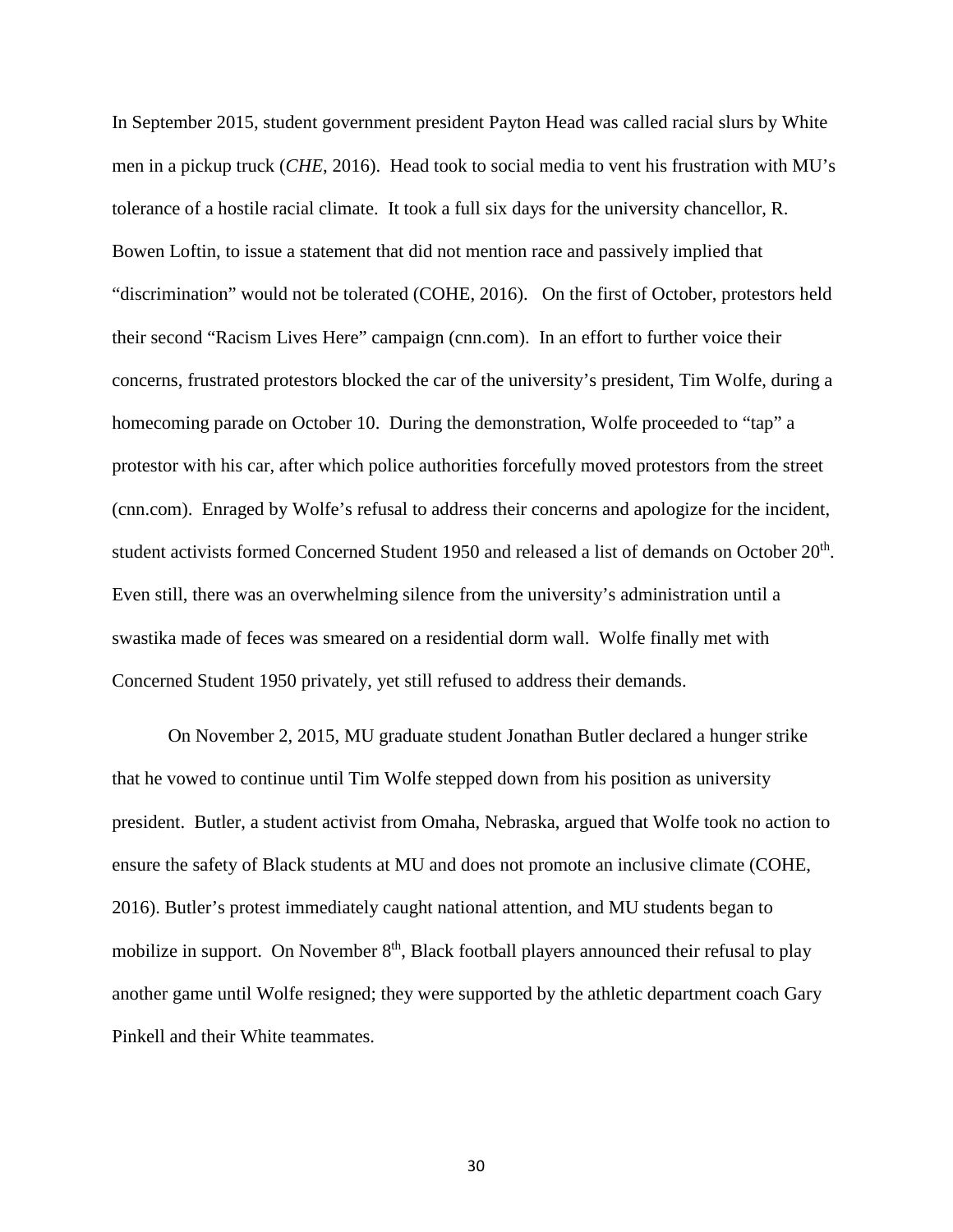In September 2015, student government president Payton Head was called racial slurs by White men in a pickup truck (*CHE*, 2016). Head took to social media to vent his frustration with MU's tolerance of a hostile racial climate. It took a full six days for the university chancellor, R. Bowen Loftin, to issue a statement that did not mention race and passively implied that "discrimination" would not be tolerated (COHE, 2016). On the first of October, protestors held their second "Racism Lives Here" campaign (cnn.com). In an effort to further voice their concerns, frustrated protestors blocked the car of the university's president, Tim Wolfe, during a homecoming parade on October 10. During the demonstration, Wolfe proceeded to "tap" a protestor with his car, after which police authorities forcefully moved protestors from the street (cnn.com). Enraged by Wolfe's refusal to address their concerns and apologize for the incident, student activists formed Concerned Student 1950 and released a list of demands on October 20th. Even still, there was an overwhelming silence from the university's administration until a swastika made of feces was smeared on a residential dorm wall. Wolfe finally met with Concerned Student 1950 privately, yet still refused to address their demands.

On November 2, 2015, MU graduate student Jonathan Butler declared a hunger strike that he vowed to continue until Tim Wolfe stepped down from his position as university president. Butler, a student activist from Omaha, Nebraska, argued that Wolfe took no action to ensure the safety of Black students at MU and does not promote an inclusive climate (COHE, 2016). Butler's protest immediately caught national attention, and MU students began to mobilize in support. On November 8th, Black football players announced their refusal to play another game until Wolfe resigned; they were supported by the athletic department coach Gary Pinkell and their White teammates.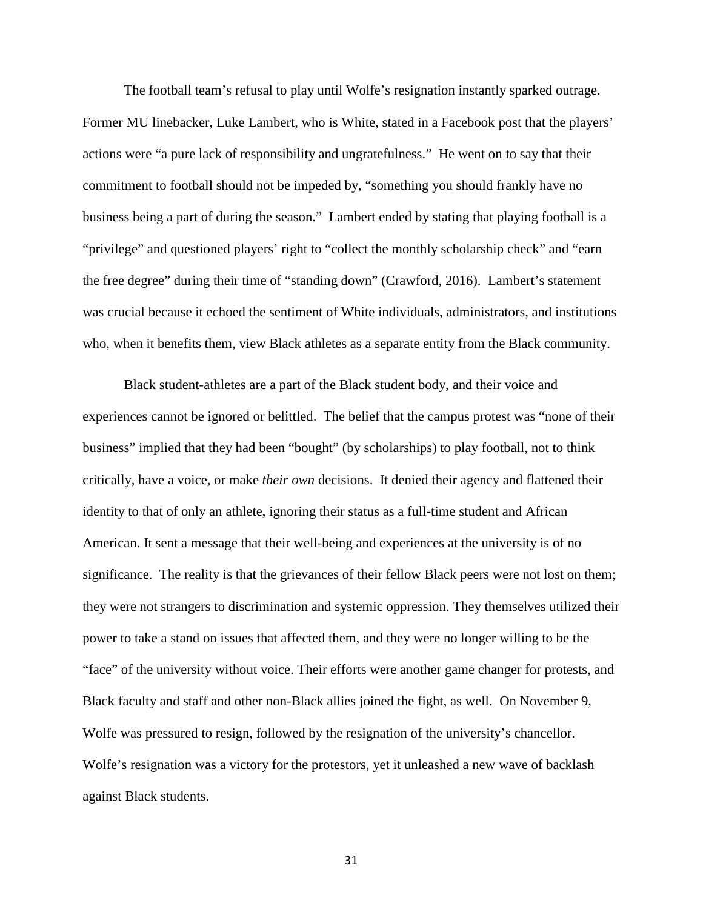The football team's refusal to play until Wolfe's resignation instantly sparked outrage. Former MU linebacker, Luke Lambert, who is White, stated in a Facebook post that the players' actions were "a pure lack of responsibility and ungratefulness." He went on to say that their commitment to football should not be impeded by, "something you should frankly have no business being a part of during the season." Lambert ended by stating that playing football is a "privilege" and questioned players' right to "collect the monthly scholarship check" and "earn the free degree" during their time of "standing down" (Crawford, 2016). Lambert's statement was crucial because it echoed the sentiment of White individuals, administrators, and institutions who, when it benefits them, view Black athletes as a separate entity from the Black community.

Black student-athletes are a part of the Black student body, and their voice and experiences cannot be ignored or belittled. The belief that the campus protest was "none of their business" implied that they had been "bought" (by scholarships) to play football, not to think critically, have a voice, or make *their own* decisions. It denied their agency and flattened their identity to that of only an athlete, ignoring their status as a full-time student and African American. It sent a message that their well-being and experiences at the university is of no significance. The reality is that the grievances of their fellow Black peers were not lost on them; they were not strangers to discrimination and systemic oppression. They themselves utilized their power to take a stand on issues that affected them, and they were no longer willing to be the "face" of the university without voice. Their efforts were another game changer for protests, and Black faculty and staff and other non-Black allies joined the fight, as well. On November 9, Wolfe was pressured to resign, followed by the resignation of the university's chancellor. Wolfe's resignation was a victory for the protestors, yet it unleashed a new wave of backlash against Black students.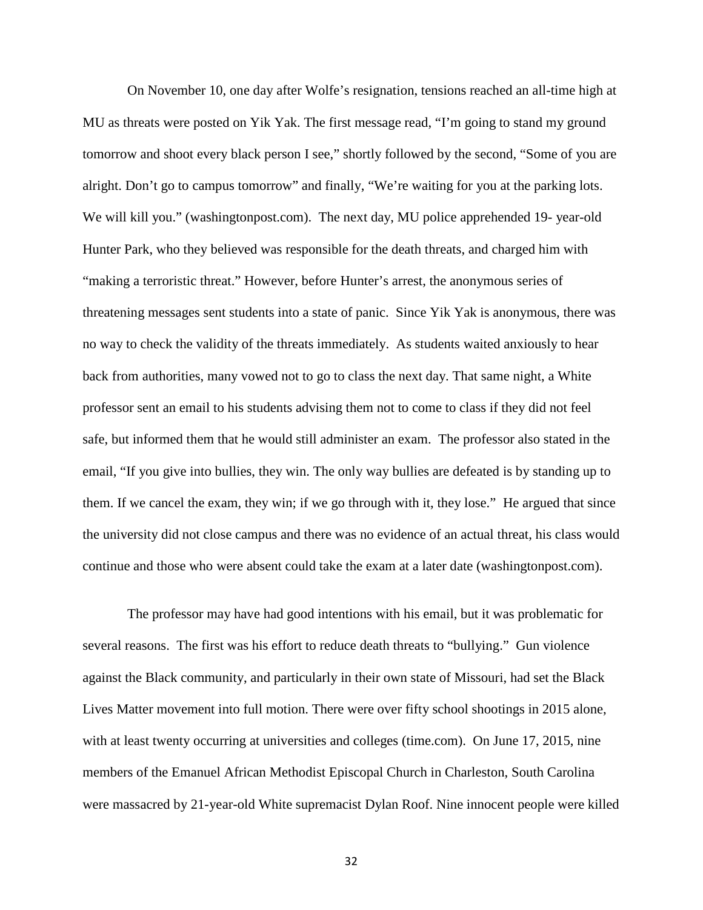On November 10, one day after Wolfe's resignation, tensions reached an all-time high at MU as threats were posted on Yik Yak. The first message read, "I'm going to stand my ground tomorrow and shoot every black person I see," shortly followed by the second, "Some of you are alright. Don't go to campus tomorrow" and finally, "We're waiting for you at the parking lots. We will kill you." (washingtonpost.com). The next day, MU police apprehended 19- year-old Hunter Park, who they believed was responsible for the death threats, and charged him with "making a terroristic threat." However, before Hunter's arrest, the anonymous series of threatening messages sent students into a state of panic. Since Yik Yak is anonymous, there was no way to check the validity of the threats immediately. As students waited anxiously to hear back from authorities, many vowed not to go to class the next day. That same night, a White professor sent an email to his students advising them not to come to class if they did not feel safe, but informed them that he would still administer an exam. The professor also stated in the email, "If you give into bullies, they win. The only way bullies are defeated is by standing up to them. If we cancel the exam, they win; if we go through with it, they lose." He argued that since the university did not close campus and there was no evidence of an actual threat, his class would continue and those who were absent could take the exam at a later date (washingtonpost.com).

The professor may have had good intentions with his email, but it was problematic for several reasons. The first was his effort to reduce death threats to "bullying." Gun violence against the Black community, and particularly in their own state of Missouri, had set the Black Lives Matter movement into full motion. There were over fifty school shootings in 2015 alone, with at least twenty occurring at universities and colleges (time.com). On June 17, 2015, nine members of the Emanuel African Methodist Episcopal Church in Charleston, South Carolina were massacred by 21-year-old White supremacist Dylan Roof. Nine innocent people were killed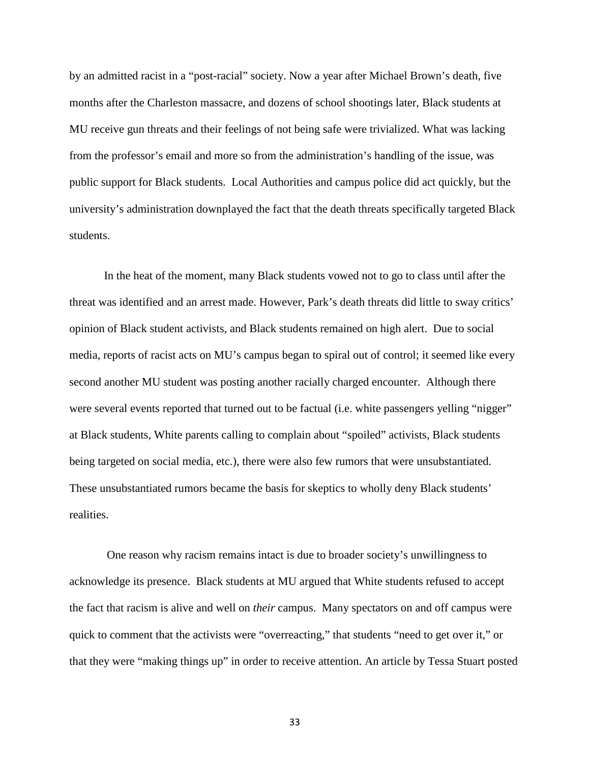by an admitted racist in a "post-racial" society. Now a year after Michael Brown's death, five months after the Charleston massacre, and dozens of school shootings later, Black students at MU receive gun threats and their feelings of not being safe were trivialized. What was lacking from the professor's email and more so from the administration's handling of the issue, was public support for Black students.  Local Authorities and campus police did act quickly, but the university's administration downplayed the fact that the death threats specifically targeted Black students.

In the heat of the moment, many Black students vowed not to go to class until after the threat was identified and an arrest made. However, Park's death threats did little to sway critics' opinion of Black student activists, and Black students remained on high alert.  Due to social media, reports of racist acts on MU's campus began to spiral out of control; it seemed like every second another MU student was posting another racially charged encounter.  Although there were several events reported that turned out to be factual (i.e. white passengers yelling "nigger" at Black students, White parents calling to complain about "spoiled" activists, Black students being targeted on social media, etc.), there were also few rumors that were unsubstantiated. These unsubstantiated rumors became the basis for skeptics to wholly deny Black students' realities.

One reason why racism remains intact is due to broader society's unwillingness to acknowledge its presence.  Black students at MU argued that White students refused to accept the fact that racism is alive and well on *their* campus.  Many spectators on and off campus were quick to comment that the activists were "overreacting," that students "need to get over it," or that they were "making things up" in order to receive attention. An article by Tessa Stuart posted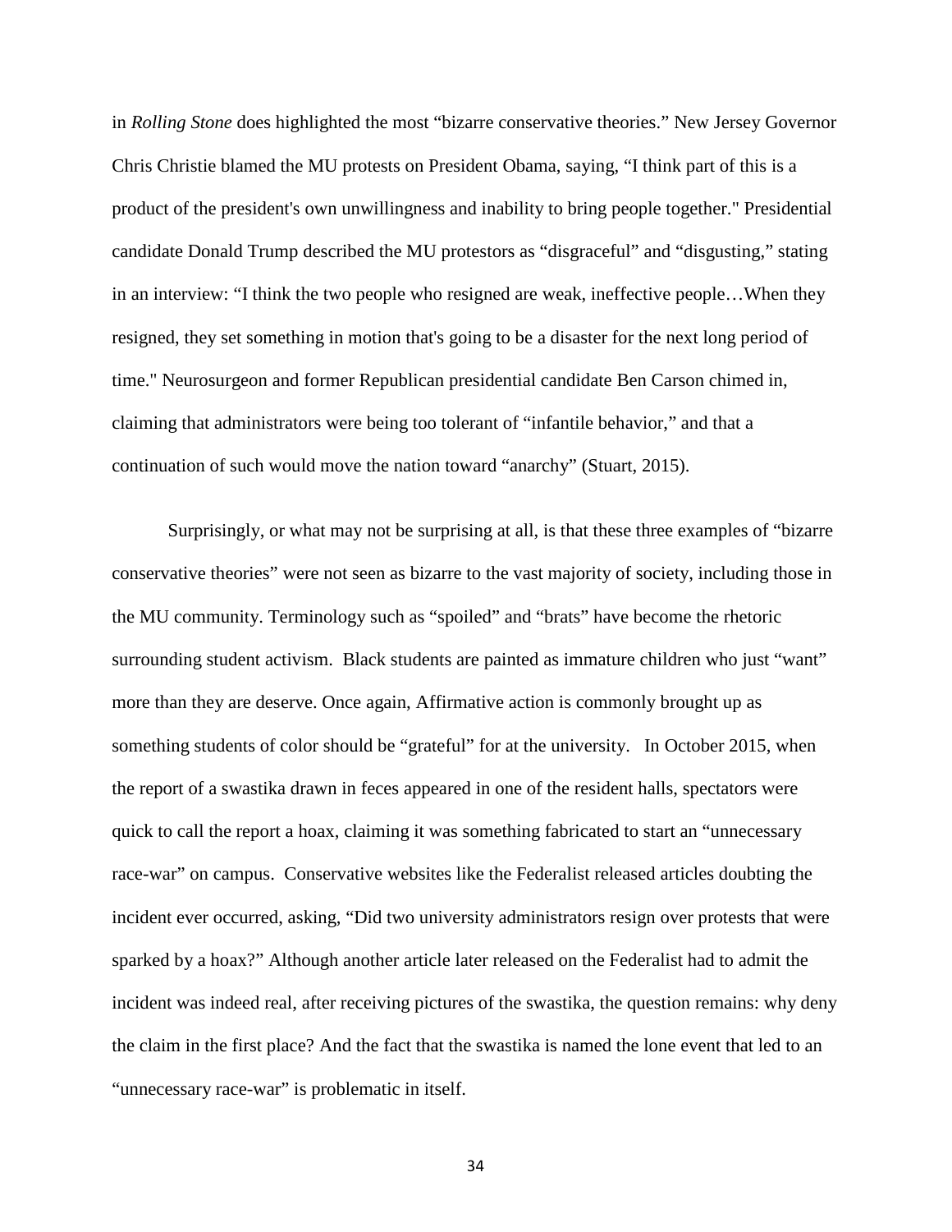in *Rolling Stone* does highlighted the most "bizarre conservative theories." New Jersey Governor Chris Christie blamed the MU protests on President Obama, saying, "I think part of this is a product of the president's own unwillingness and inability to bring people together." Presidential candidate Donald Trump described the MU protestors as "disgraceful" and "disgusting," stating in an interview: "I think the two people who resigned are weak, ineffective people…When they resigned, they set something in motion that's going to be a disaster for the next long period of time." Neurosurgeon and former Republican presidential candidate Ben Carson chimed in, claiming that administrators were being too tolerant of "infantile behavior," and that a continuation of such would move the nation toward "anarchy" (Stuart, 2015).

Surprisingly, or what may not be surprising at all, is that these three examples of "bizarre conservative theories" were not seen as bizarre to the vast majority of society, including those in the MU community. Terminology such as "spoiled" and "brats" have become the rhetoric surrounding student activism. Black students are painted as immature children who just "want" more than they are deserve. Once again, Affirmative action is commonly brought up as something students of color should be "grateful" for at the university. In October 2015, when the report of a swastika drawn in feces appeared in one of the resident halls, spectators were quick to call the report a hoax, claiming it was something fabricated to start an "unnecessary race-war" on campus. Conservative websites like the Federalist released articles doubting the incident ever occurred, asking, "Did two university administrators resign over protests that were sparked by a hoax?" Although another article later released on the Federalist had to admit the incident was indeed real, after receiving pictures of the swastika, the question remains: why deny the claim in the first place? And the fact that the swastika is named the lone event that led to an "unnecessary race-war" is problematic in itself.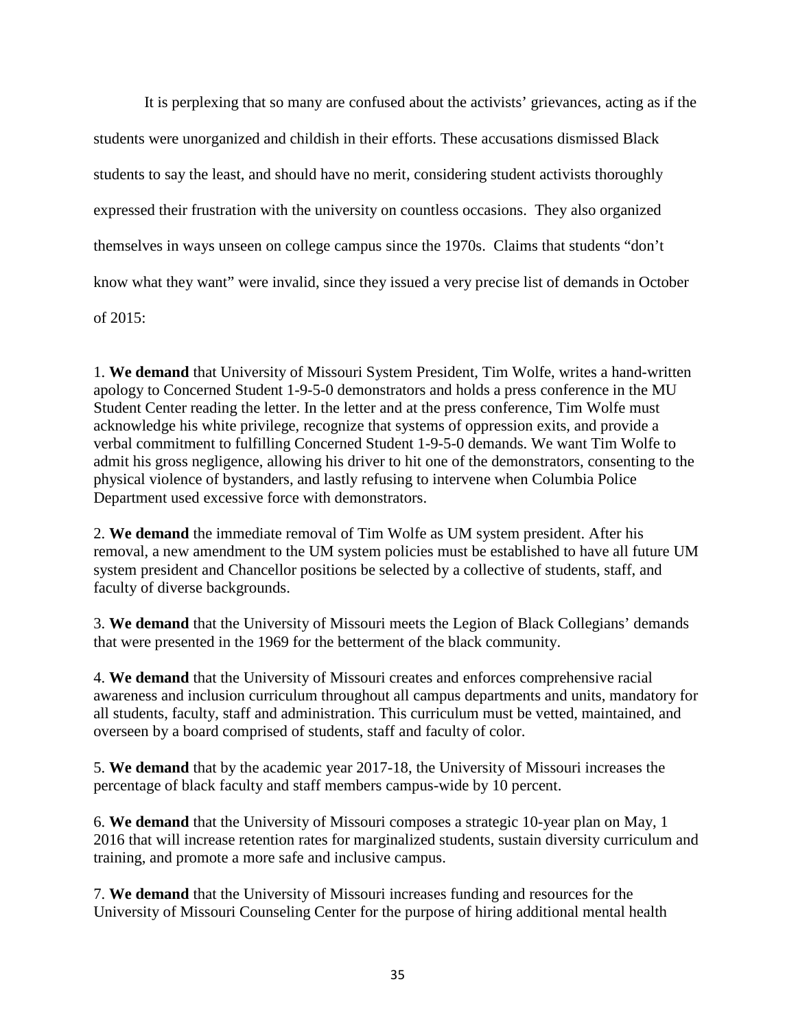It is perplexing that so many are confused about the activists' grievances, acting as if the students were unorganized and childish in their efforts. These accusations dismissed Black students to say the least, and should have no merit, considering student activists thoroughly expressed their frustration with the university on countless occasions. They also organized themselves in ways unseen on college campus since the 1970s. Claims that students "don't know what they want" were invalid, since they issued a very precise list of demands in October of 2015:

1. **We demand** that University of Missouri System President, Tim Wolfe, writes a hand-written apology to Concerned Student 1-9-5-0 demonstrators and holds a press conference in the MU Student Center reading the letter. In the letter and at the press conference, Tim Wolfe must acknowledge his white privilege, recognize that systems of oppression exits, and provide a verbal commitment to fulfilling Concerned Student 1-9-5-0 demands. We want Tim Wolfe to admit his gross negligence, allowing his driver to hit one of the demonstrators, consenting to the physical violence of bystanders, and lastly refusing to intervene when Columbia Police Department used excessive force with demonstrators.

2. **We demand** the immediate removal of Tim Wolfe as UM system president. After his removal, a new amendment to the UM system policies must be established to have all future UM system president and Chancellor positions be selected by a collective of students, staff, and faculty of diverse backgrounds.

3. **We demand** that the University of Missouri meets the Legion of Black Collegians' demands that were presented in the 1969 for the betterment of the black community.

4. **We demand** that the University of Missouri creates and enforces comprehensive racial awareness and inclusion curriculum throughout all campus departments and units, mandatory for all students, faculty, staff and administration. This curriculum must be vetted, maintained, and overseen by a board comprised of students, staff and faculty of color.

5. **We demand** that by the academic year 2017-18, the University of Missouri increases the percentage of black faculty and staff members campus-wide by 10 percent.

6. **We demand** that the University of Missouri composes a strategic 10-year plan on May, 1 2016 that will increase retention rates for marginalized students, sustain diversity curriculum and training, and promote a more safe and inclusive campus.

7. **We demand** that the University of Missouri increases funding and resources for the University of Missouri Counseling Center for the purpose of hiring additional mental health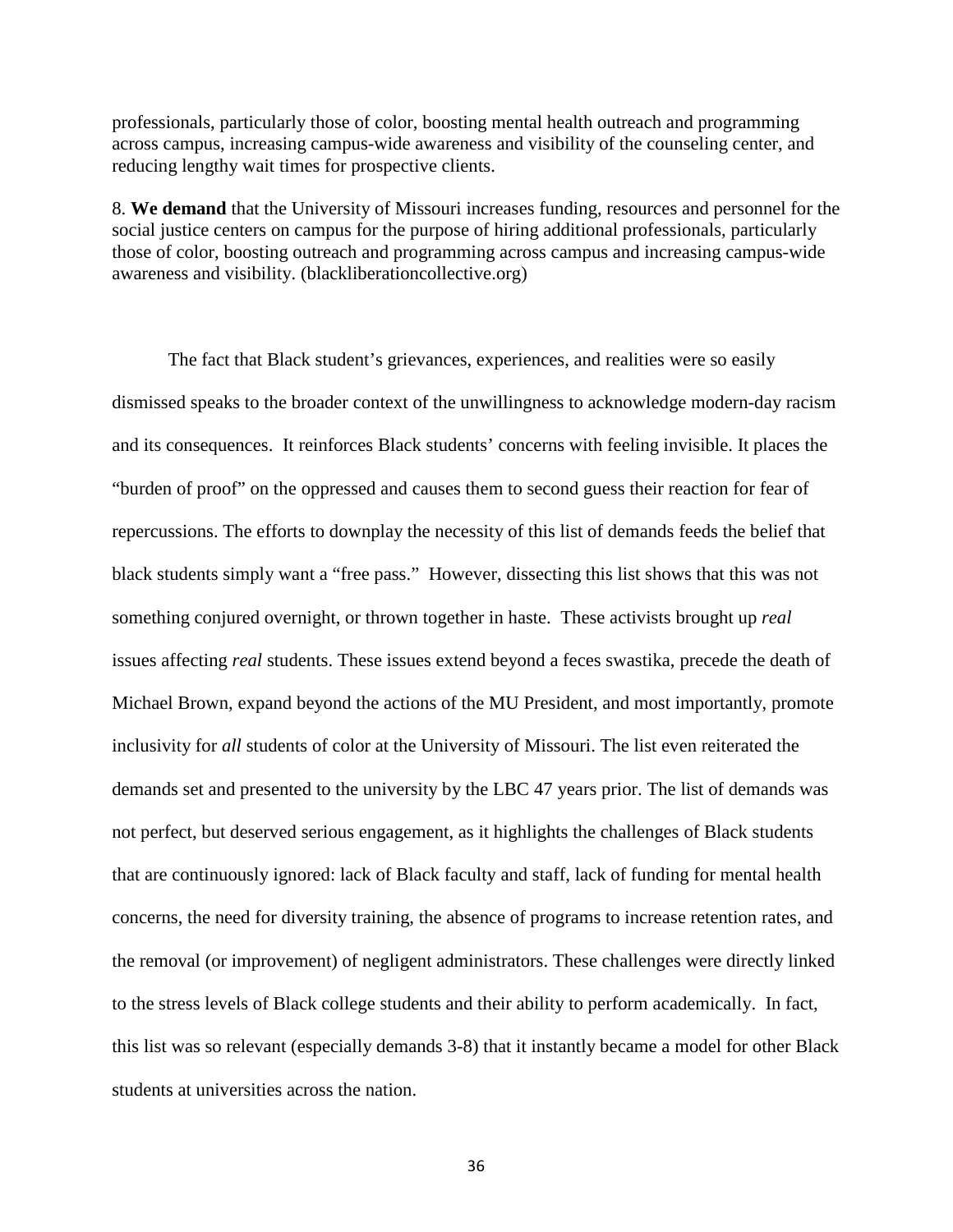professionals, particularly those of color, boosting mental health outreach and programming across campus, increasing campus-wide awareness and visibility of the counseling center, and reducing lengthy wait times for prospective clients.

8. **We demand** that the University of Missouri increases funding, resources and personnel for the social justice centers on campus for the purpose of hiring additional professionals, particularly those of color, boosting outreach and programming across campus and increasing campus-wide awareness and visibility. (blackliberationcollective.org)

The fact that Black student's grievances, experiences, and realities were so easily dismissed speaks to the broader context of the unwillingness to acknowledge modern-day racism and its consequences. It reinforces Black students' concerns with feeling invisible. It places the "burden of proof" on the oppressed and causes them to second guess their reaction for fear of repercussions. The efforts to downplay the necessity of this list of demands feeds the belief that black students simply want a "free pass." However, dissecting this list shows that this was not something conjured overnight, or thrown together in haste. These activists brought up *real* issues affecting *real* students. These issues extend beyond a feces swastika, precede the death of Michael Brown, expand beyond the actions of the MU President, and most importantly, promote inclusivity for *all* students of color at the University of Missouri. The list even reiterated the demands set and presented to the university by the LBC 47 years prior. The list of demands was not perfect, but deserved serious engagement, as it highlights the challenges of Black students that are continuously ignored: lack of Black faculty and staff, lack of funding for mental health concerns, the need for diversity training, the absence of programs to increase retention rates, and the removal (or improvement) of negligent administrators. These challenges were directly linked to the stress levels of Black college students and their ability to perform academically. In fact, this list was so relevant (especially demands 3-8) that it instantly became a model for other Black students at universities across the nation.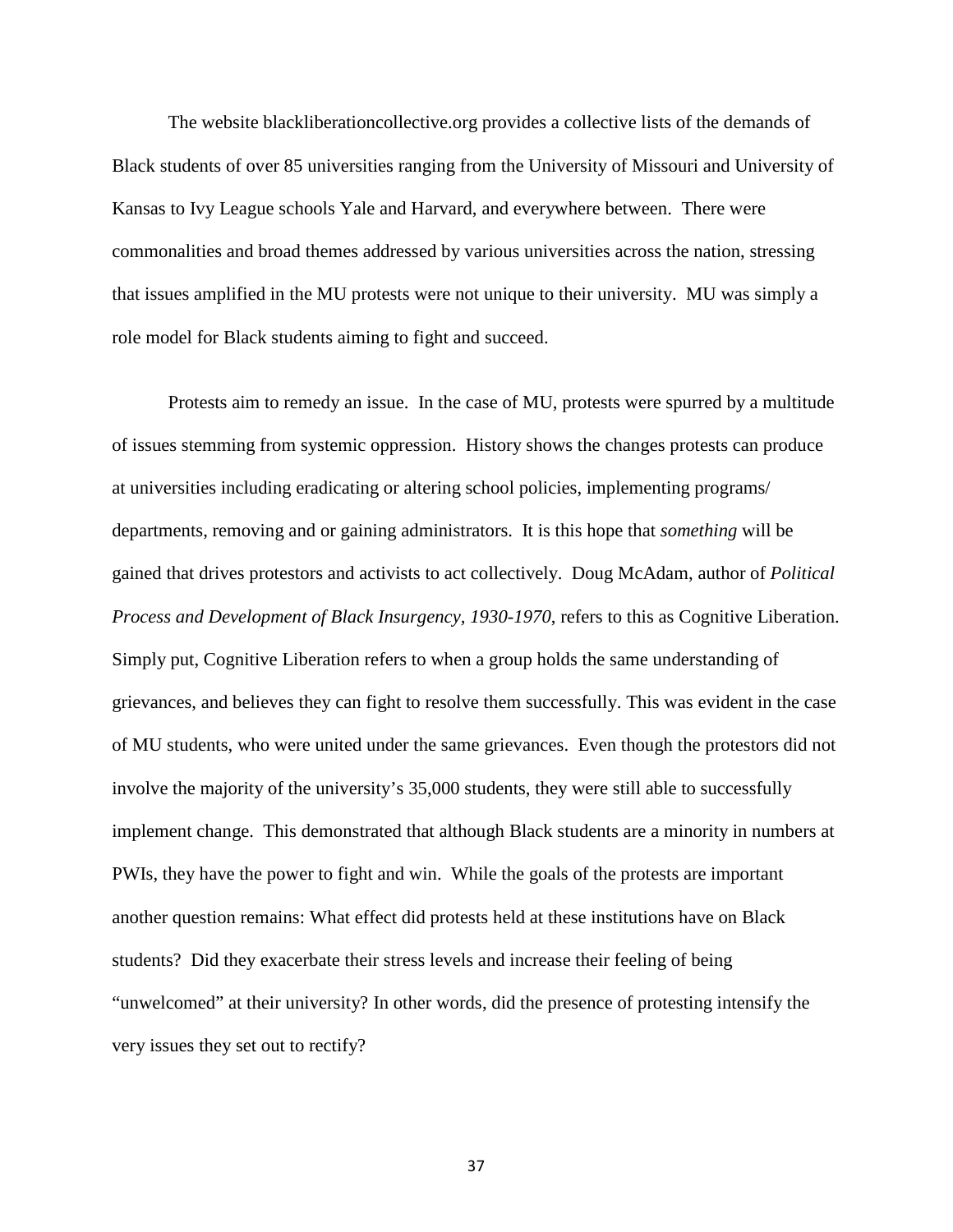The website blackliberationcollective.org provides a collective lists of the demands of Black students of over 85 universities ranging from the University of Missouri and University of Kansas to Ivy League schools Yale and Harvard, and everywhere between. There were commonalities and broad themes addressed by various universities across the nation, stressing that issues amplified in the MU protests were not unique to their university. MU was simply a role model for Black students aiming to fight and succeed.

Protests aim to remedy an issue. In the case of MU, protests were spurred by a multitude of issues stemming from systemic oppression. History shows the changes protests can produce at universities including eradicating or altering school policies, implementing programs/ departments, removing and or gaining administrators. It is this hope that *something* will be gained that drives protestors and activists to act collectively. Doug McAdam, author of *Political Process and Development of Black Insurgency, 1930-1970*, refers to this as Cognitive Liberation. Simply put, Cognitive Liberation refers to when a group holds the same understanding of grievances, and believes they can fight to resolve them successfully. This was evident in the case of MU students, who were united under the same grievances. Even though the protestors did not involve the majority of the university's 35,000 students, they were still able to successfully implement change. This demonstrated that although Black students are a minority in numbers at PWIs, they have the power to fight and win. While the goals of the protests are important another question remains: What effect did protests held at these institutions have on Black students? Did they exacerbate their stress levels and increase their feeling of being "unwelcomed" at their university? In other words, did the presence of protesting intensify the very issues they set out to rectify?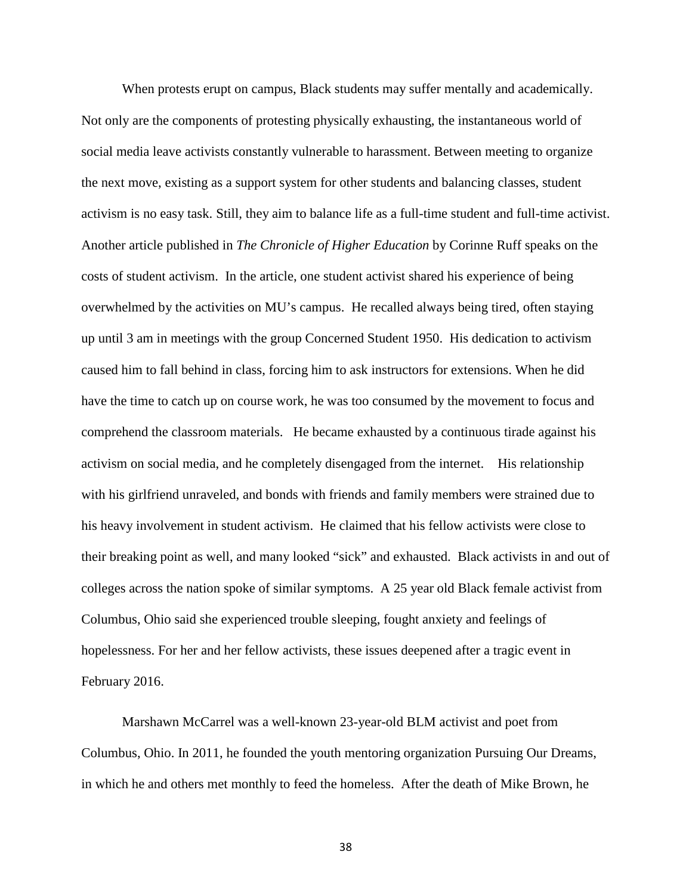When protests erupt on campus, Black students may suffer mentally and academically. Not only are the components of protesting physically exhausting, the instantaneous world of social media leave activists constantly vulnerable to harassment. Between meeting to organize the next move, existing as a support system for other students and balancing classes, student activism is no easy task. Still, they aim to balance life as a full-time student and full-time activist. Another article published in *The Chronicle of Higher Education* by Corinne Ruff speaks on the costs of student activism. In the article, one student activist shared his experience of being overwhelmed by the activities on MU's campus. He recalled always being tired, often staying up until 3 am in meetings with the group Concerned Student 1950. His dedication to activism caused him to fall behind in class, forcing him to ask instructors for extensions. When he did have the time to catch up on course work, he was too consumed by the movement to focus and comprehend the classroom materials. He became exhausted by a continuous tirade against his activism on social media, and he completely disengaged from the internet. His relationship with his girlfriend unraveled, and bonds with friends and family members were strained due to his heavy involvement in student activism. He claimed that his fellow activists were close to their breaking point as well, and many looked "sick" and exhausted. Black activists in and out of colleges across the nation spoke of similar symptoms. A 25 year old Black female activist from Columbus, Ohio said she experienced trouble sleeping, fought anxiety and feelings of hopelessness. For her and her fellow activists, these issues deepened after a tragic event in February 2016.

Marshawn McCarrel was a well-known 23-year-old BLM activist and poet from Columbus, Ohio. In 2011, he founded the youth mentoring organization Pursuing Our Dreams, in which he and others met monthly to feed the homeless. After the death of Mike Brown, he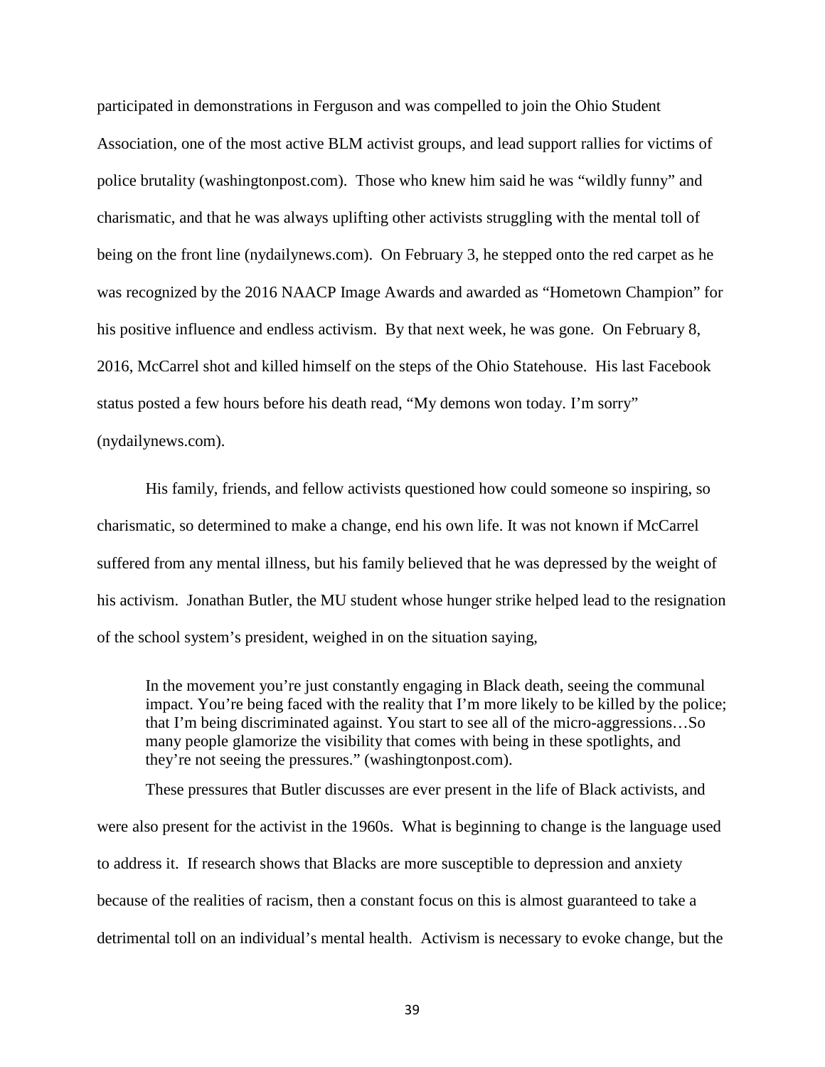participated in demonstrations in Ferguson and was compelled to join the Ohio Student Association, one of the most active BLM activist groups, and lead support rallies for victims of police brutality (washingtonpost.com). Those who knew him said he was "wildly funny" and charismatic, and that he was always uplifting other activists struggling with the mental toll of being on the front line (nydailynews.com). On February 3, he stepped onto the red carpet as he was recognized by the 2016 NAACP Image Awards and awarded as "Hometown Champion" for his positive influence and endless activism. By that next week, he was gone. On February 8, 2016, McCarrel shot and killed himself on the steps of the Ohio Statehouse. His last Facebook status posted a few hours before his death read, "My demons won today. I'm sorry" (nydailynews.com).

His family, friends, and fellow activists questioned how could someone so inspiring, so charismatic, so determined to make a change, end his own life. It was not known if McCarrel suffered from any mental illness, but his family believed that he was depressed by the weight of his activism. Jonathan Butler, the MU student whose hunger strike helped lead to the resignation of the school system's president, weighed in on the situation saying,

> In the movement you're just constantly engaging in Black death, seeing the communal impact. You're being faced with the reality that I'm more likely to be killed by the police; that I'm being discriminated against. You start to see all of the micro-aggressions…So many people glamorize the visibility that comes with being in these spotlights, and they're not seeing the pressures." (washingtonpost.com).

These pressures that Butler discusses are ever present in the life of Black activists, and were also present for the activist in the 1960s. What is beginning to change is the language used to address it. If research shows that Blacks are more susceptible to depression and anxiety because of the realities of racism, then a constant focus on this is almost guaranteed to take a detrimental toll on an individual's mental health. Activism is necessary to evoke change, but the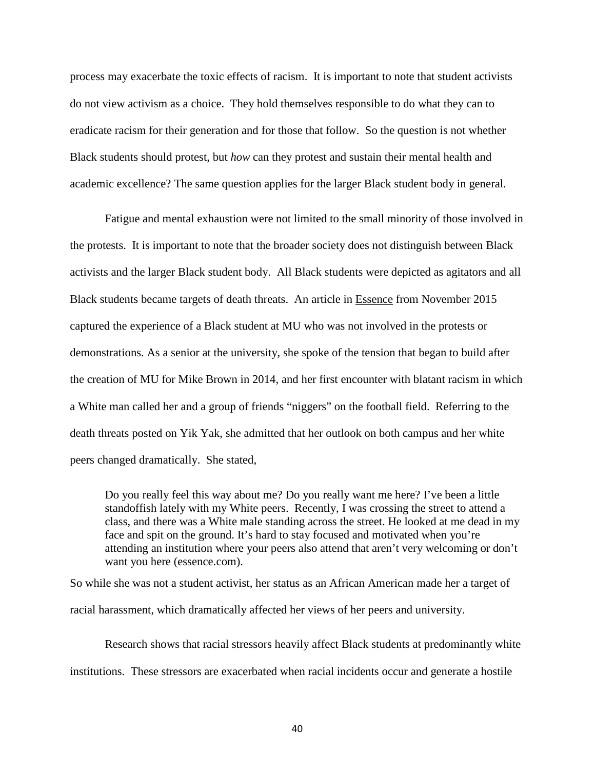process may exacerbate the toxic effects of racism. It is important to note that student activists do not view activism as a choice. They hold themselves responsible to do what they can to eradicate racism for their generation and for those that follow. So the question is not whether Black students should protest, but *how* can they protest and sustain their mental health and academic excellence? The same question applies for the larger Black student body in general.

Fatigue and mental exhaustion were not limited to the small minority of those involved in the protests. It is important to note that the broader society does not distinguish between Black activists and the larger Black student body. All Black students were depicted as agitators and all Black students became targets of death threats. An article in Essence from November 2015 captured the experience of a Black student at MU who was not involved in the protests or demonstrations. As a senior at the university, she spoke of the tension that began to build after the creation of MU for Mike Brown in 2014, and her first encounter with blatant racism in which a White man called her and a group of friends "niggers" on the football field. Referring to the death threats posted on Yik Yak, she admitted that her outlook on both campus and her white peers changed dramatically. She stated,

> Do you really feel this way about me? Do you really want me here? I've been a little standoffish lately with my White peers. Recently, I was crossing the street to attend a class, and there was a White male standing across the street. He looked at me dead in my face and spit on the ground. It's hard to stay focused and motivated when you're attending an institution where your peers also attend that aren't very welcoming or don't want you here (essence.com).

So while she was not a student activist, her status as an African American made her a target of racial harassment, which dramatically affected her views of her peers and university.

Research shows that racial stressors heavily affect Black students at predominantly white institutions. These stressors are exacerbated when racial incidents occur and generate a hostile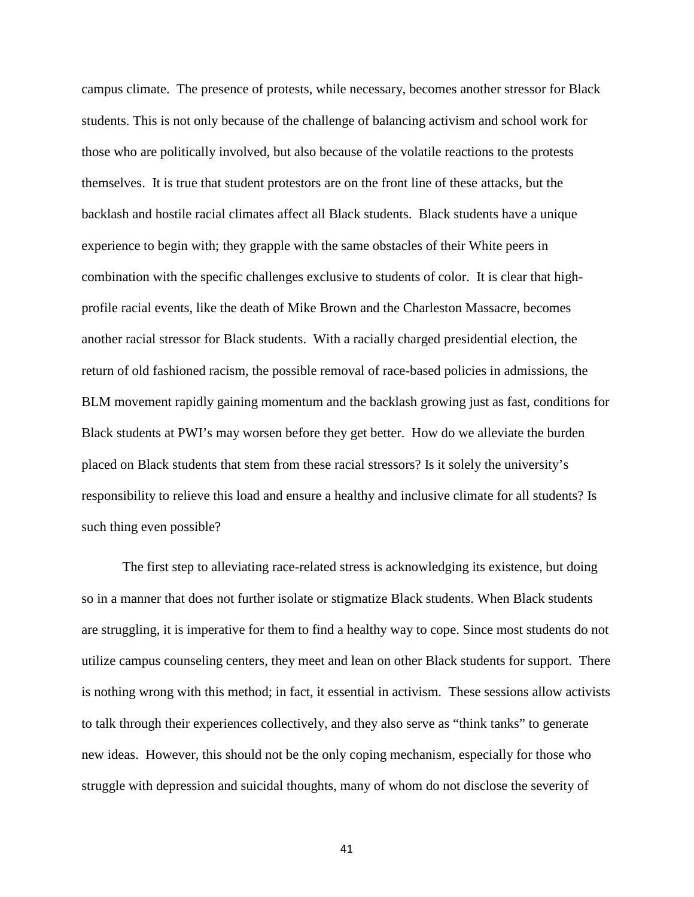campus climate. The presence of protests, while necessary, becomes another stressor for Black students. This is not only because of the challenge of balancing activism and school work for those who are politically involved, but also because of the volatile reactions to the protests themselves. It is true that student protestors are on the front line of these attacks, but the backlash and hostile racial climates affect all Black students. Black students have a unique experience to begin with; they grapple with the same obstacles of their White peers in combination with the specific challenges exclusive to students of color. It is clear that high-profile racial events, like the death of Mike Brown and the Charleston Massacre, becomes another racial stressor for Black students. With a racially charged presidential election, the return of old fashioned racism, the possible removal of race-based policies in admissions, the BLM movement rapidly gaining momentum and the backlash growing just as fast, conditions for Black students at PWI's may worsen before they get better. How do we alleviate the burden placed on Black students that stem from these racial stressors? Is it solely the university's responsibility to relieve this load and ensure a healthy and inclusive climate for all students? Is such thing even possible?

The first step to alleviating race-related stress is acknowledging its existence, but doing so in a manner that does not further isolate or stigmatize Black students. When Black students are struggling, it is imperative for them to find a healthy way to cope. Since most students do not utilize campus counseling centers, they meet and lean on other Black students for support. There is nothing wrong with this method; in fact, it essential in activism. These sessions allow activists to talk through their experiences collectively, and they also serve as "think tanks" to generate new ideas. However, this should not be the only coping mechanism, especially for those who struggle with depression and suicidal thoughts, many of whom do not disclose the severity of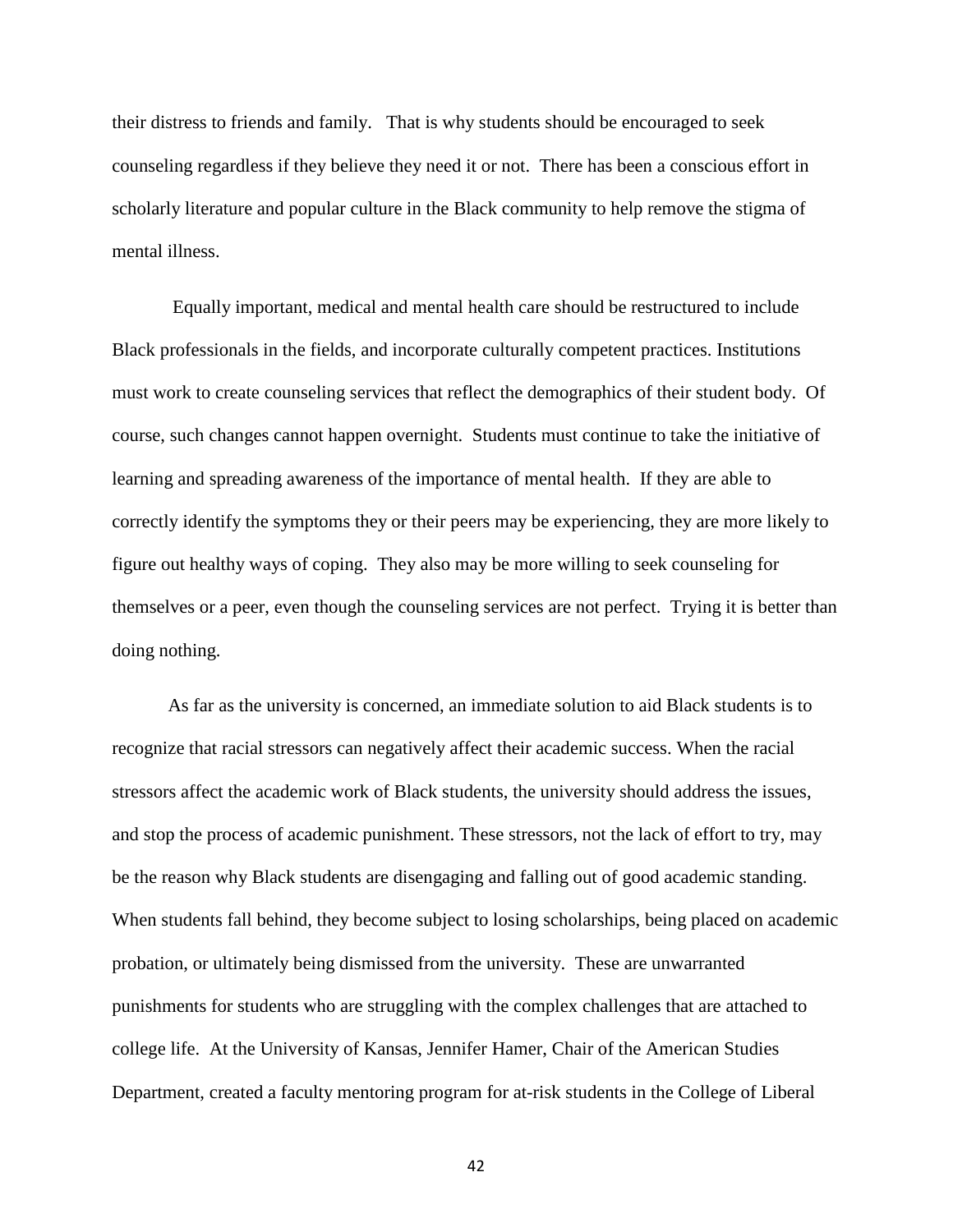their distress to friends and family. That is why students should be encouraged to seek counseling regardless if they believe they need it or not. There has been a conscious effort in scholarly literature and popular culture in the Black community to help remove the stigma of mental illness.

Equally important, medical and mental health care should be restructured to include Black professionals in the fields, and incorporate culturally competent practices. Institutions must work to create counseling services that reflect the demographics of their student body. Of course, such changes cannot happen overnight. Students must continue to take the initiative of learning and spreading awareness of the importance of mental health. If they are able to correctly identify the symptoms they or their peers may be experiencing, they are more likely to figure out healthy ways of coping. They also may be more willing to seek counseling for themselves or a peer, even though the counseling services are not perfect. Trying it is better than doing nothing.

As far as the university is concerned, an immediate solution to aid Black students is to recognize that racial stressors can negatively affect their academic success. When the racial stressors affect the academic work of Black students, the university should address the issues, and stop the process of academic punishment. These stressors, not the lack of effort to try, may be the reason why Black students are disengaging and falling out of good academic standing. When students fall behind, they become subject to losing scholarships, being placed on academic probation, or ultimately being dismissed from the university. These are unwarranted punishments for students who are struggling with the complex challenges that are attached to college life. At the University of Kansas, Jennifer Hamer, Chair of the American Studies Department, created a faculty mentoring program for at-risk students in the College of Liberal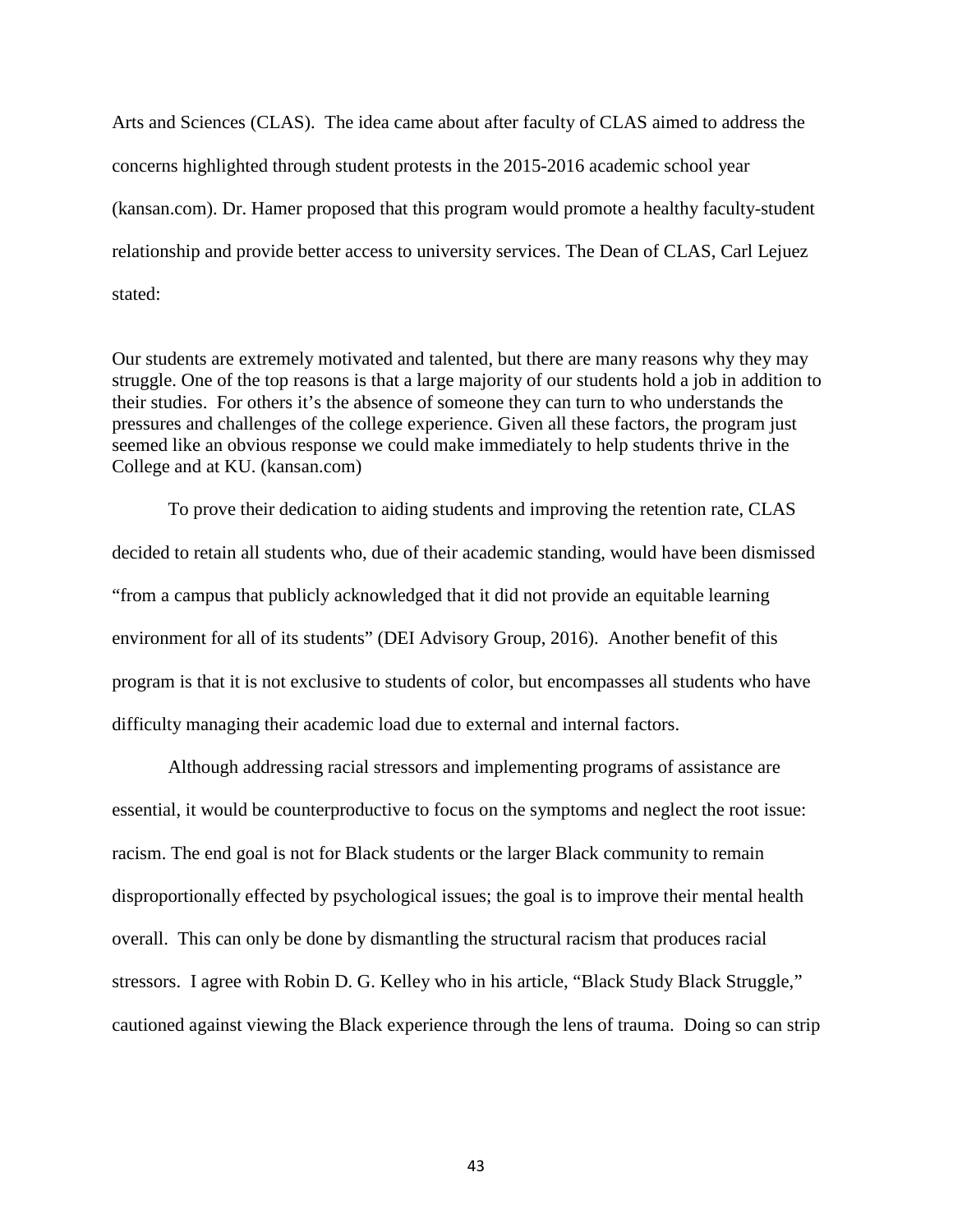Arts and Sciences (CLAS). The idea came about after faculty of CLAS aimed to address the concerns highlighted through student protests in the 2015-2016 academic school year (kansan.com). Dr. Hamer proposed that this program would promote a healthy faculty-student relationship and provide better access to university services. The Dean of CLAS, Carl Lejuez stated:

> Our students are extremely motivated and talented, but there are many reasons why they may struggle. One of the top reasons is that a large majority of our students hold a job in addition to their studies. For others it's the absence of someone they can turn to who understands the pressures and challenges of the college experience. Given all these factors, the program just seemed like an obvious response we could make immediately to help students thrive in the College and at KU. (kansan.com)

To prove their dedication to aiding students and improving the retention rate, CLAS decided to retain all students who, due of their academic standing, would have been dismissed "from a campus that publicly acknowledged that it did not provide an equitable learning environment for all of its students" (DEI Advisory Group, 2016). Another benefit of this program is that it is not exclusive to students of color, but encompasses all students who have difficulty managing their academic load due to external and internal factors.

Although addressing racial stressors and implementing programs of assistance are essential, it would be counterproductive to focus on the symptoms and neglect the root issue: racism. The end goal is not for Black students or the larger Black community to remain disproportionally effected by psychological issues; the goal is to improve their mental health overall. This can only be done by dismantling the structural racism that produces racial stressors. I agree with Robin D. G. Kelley who in his article, "Black Study Black Struggle," cautioned against viewing the Black experience through the lens of trauma. Doing so can strip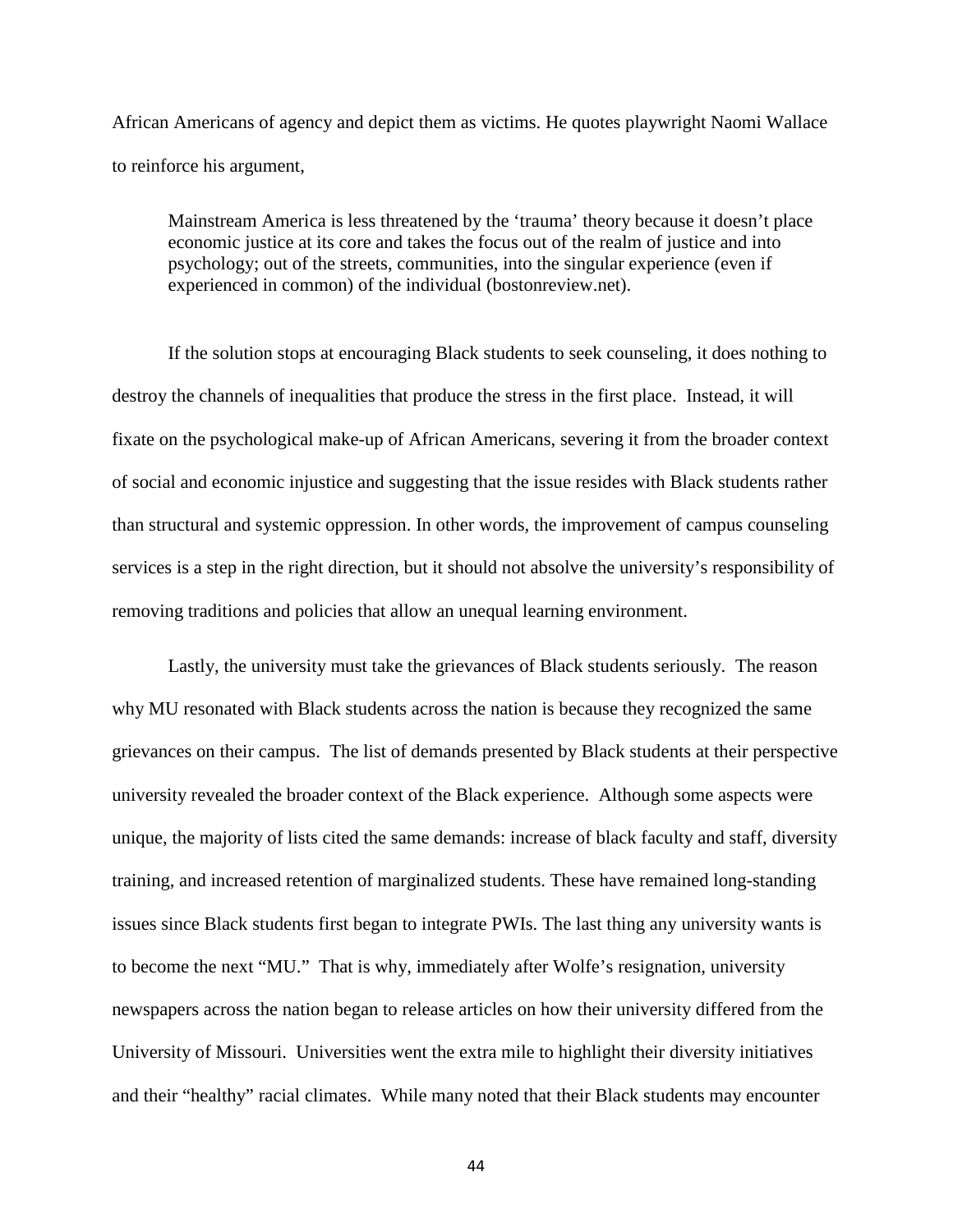African Americans of agency and depict them as victims. He quotes playwright Naomi Wallace to reinforce his argument,

> Mainstream America is less threatened by the 'trauma' theory because it doesn't place economic justice at its core and takes the focus out of the realm of justice and into psychology; out of the streets, communities, into the singular experience (even if experienced in common) of the individual (bostonreview.net).

If the solution stops at encouraging Black students to seek counseling, it does nothing to destroy the channels of inequalities that produce the stress in the first place. Instead, it will fixate on the psychological make-up of African Americans, severing it from the broader context of social and economic injustice and suggesting that the issue resides with Black students rather than structural and systemic oppression. In other words, the improvement of campus counseling services is a step in the right direction, but it should not absolve the university's responsibility of removing traditions and policies that allow an unequal learning environment.

Lastly, the university must take the grievances of Black students seriously. The reason why MU resonated with Black students across the nation is because they recognized the same grievances on their campus. The list of demands presented by Black students at their perspective university revealed the broader context of the Black experience. Although some aspects were unique, the majority of lists cited the same demands: increase of black faculty and staff, diversity training, and increased retention of marginalized students. These have remained long-standing issues since Black students first began to integrate PWIs. The last thing any university wants is to become the next "MU." That is why, immediately after Wolfe's resignation, university newspapers across the nation began to release articles on how their university differed from the University of Missouri. Universities went the extra mile to highlight their diversity initiatives and their "healthy" racial climates. While many noted that their Black students may encounter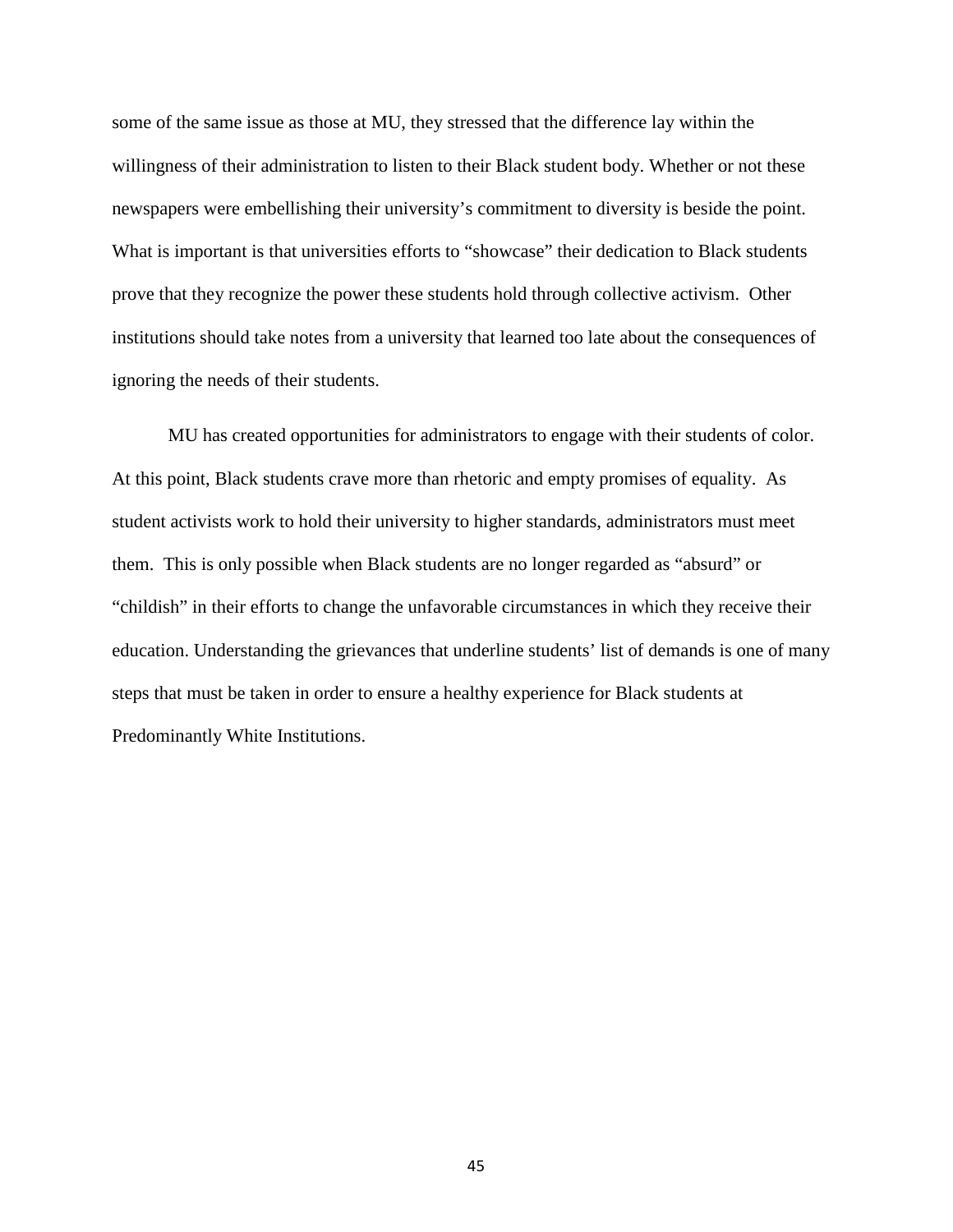some of the same issue as those at MU, they stressed that the difference lay within the willingness of their administration to listen to their Black student body. Whether or not these newspapers were embellishing their university's commitment to diversity is beside the point. What is important is that universities efforts to "showcase" their dedication to Black students prove that they recognize the power these students hold through collective activism. Other institutions should take notes from a university that learned too late about the consequences of ignoring the needs of their students.

MU has created opportunities for administrators to engage with their students of color. At this point, Black students crave more than rhetoric and empty promises of equality. As student activists work to hold their university to higher standards, administrators must meet them. This is only possible when Black students are no longer regarded as "absurd" or "childish" in their efforts to change the unfavorable circumstances in which they receive their education. Understanding the grievances that underline students' list of demands is one of many steps that must be taken in order to ensure a healthy experience for Black students at Predominantly White Institutions.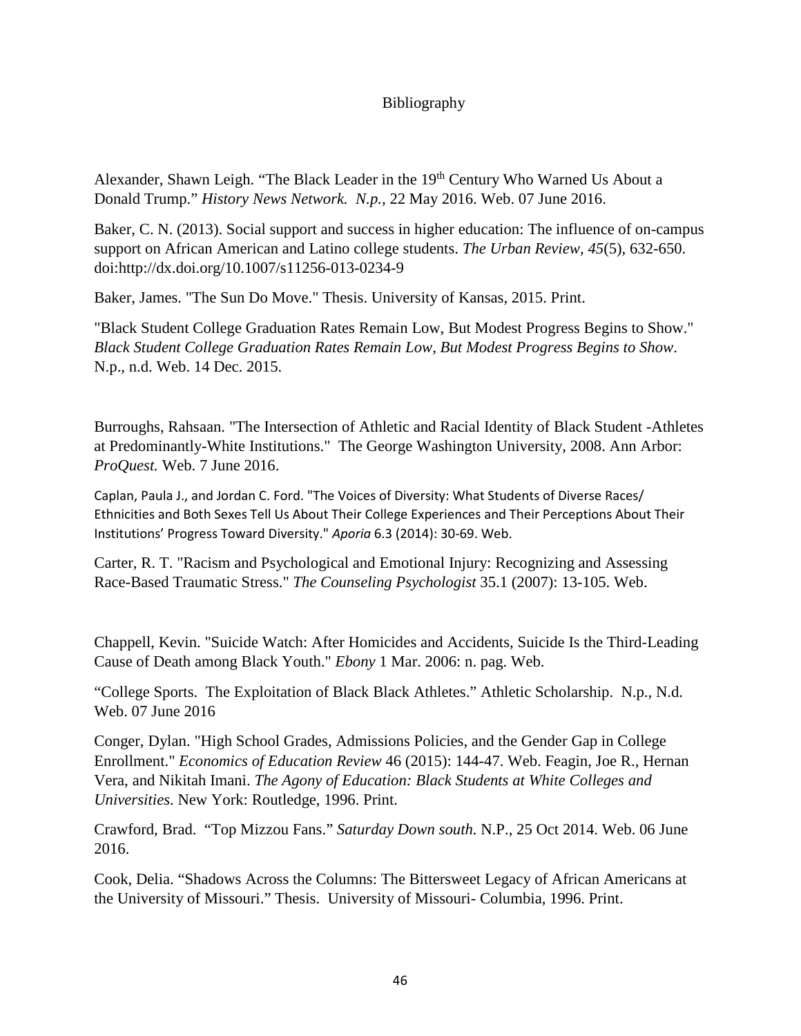# Bibliography

Alexander, Shawn Leigh. “The Black Leader in the 19th Century Who Warned Us About a Donald Trump.” *History News Network. N.p.,* 22 May 2016. Web. 07 June 2016.

Baker, C. N. (2013). Social support and success in higher education: The influence of on-campus support on African American and Latino college students. *The Urban Review, 45*(5), 632-650. doi:http://dx.doi.org/10.1007/s11256-013-0234-9

Baker, James. "The Sun Do Move." Thesis. University of Kansas, 2015. Print.

"Black Student College Graduation Rates Remain Low, But Modest Progress Begins to Show." *Black Student College Graduation Rates Remain Low, But Modest Progress Begins to Show*. N.p., n.d. Web. 14 Dec. 2015.

Burroughs, Rahsaan. "The Intersection of Athletic and Racial Identity of Black Student -Athletes at Predominantly-White Institutions." The George Washington University, 2008. Ann Arbor: *ProQuest.* Web. 7 June 2016.

Caplan, Paula J., and Jordan C. Ford. "The Voices of Diversity: What Students of Diverse Races/ Ethnicities and Both Sexes Tell Us About Their College Experiences and Their Perceptions About Their Institutions’ Progress Toward Diversity." *Aporia* 6.3 (2014): 30-69. Web.

Carter, R. T. "Racism and Psychological and Emotional Injury: Recognizing and Assessing Race-Based Traumatic Stress." *The Counseling Psychologist* 35.1 (2007): 13-105. Web.

Chappell, Kevin. "Suicide Watch: After Homicides and Accidents, Suicide Is the Third-Leading Cause of Death among Black Youth." *Ebony* 1 Mar. 2006: n. pag. Web.

“College Sports. The Exploitation of Black Black Athletes.” Athletic Scholarship. N.p., N.d. Web. 07 June 2016

Conger, Dylan. "High School Grades, Admissions Policies, and the Gender Gap in College Enrollment." *Economics of Education Review* 46 (2015): 144-47. Web. Feagin, Joe R., Hernan Vera, and Nikitah Imani. *The Agony of Education: Black Students at White Colleges and Universities*. New York: Routledge, 1996. Print.

Crawford, Brad. “Top Mizzou Fans.” *Saturday Down south.* N.P., 25 Oct 2014. Web. 06 June 2016.

Cook, Delia. “Shadows Across the Columns: The Bittersweet Legacy of African Americans at the University of Missouri.” Thesis. University of Missouri- Columbia, 1996. Print.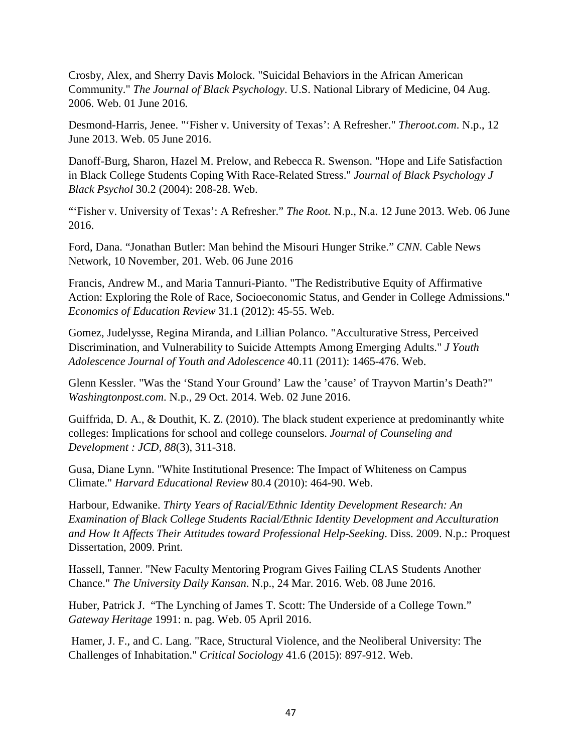Crosby, Alex, and Sherry Davis Molock. "Suicidal Behaviors in the African American Community." *The Journal of Black Psychology*. U.S. National Library of Medicine, 04 Aug. 2006. Web. 01 June 2016.

Desmond-Harris, Jenee. "'Fisher v. University of Texas': A Refresher." *Theroot.com*. N.p., 12 June 2013. Web. 05 June 2016.

Danoff-Burg, Sharon, Hazel M. Prelow, and Rebecca R. Swenson. "Hope and Life Satisfaction in Black College Students Coping With Race-Related Stress." *Journal of Black Psychology J Black Psychol* 30.2 (2004): 208-28. Web.

"'Fisher v. University of Texas': A Refresher." *The Root.* N.p., N.a. 12 June 2013. Web. 06 June 2016.

Ford, Dana. "Jonathan Butler: Man behind the Misouri Hunger Strike." *CNN.* Cable News Network, 10 November, 201. Web. 06 June 2016

Francis, Andrew M., and Maria Tannuri-Pianto. "The Redistributive Equity of Affirmative Action: Exploring the Role of Race, Socioeconomic Status, and Gender in College Admissions." *Economics of Education Review* 31.1 (2012): 45-55. Web.

Gomez, Judelysse, Regina Miranda, and Lillian Polanco. "Acculturative Stress, Perceived Discrimination, and Vulnerability to Suicide Attempts Among Emerging Adults." *J Youth Adolescence Journal of Youth and Adolescence* 40.11 (2011): 1465-476. Web.

Glenn Kessler. "Was the 'Stand Your Ground' Law the 'cause' of Trayvon Martin's Death?" *Washingtonpost.com*. N.p., 29 Oct. 2014. Web. 02 June 2016.

Guiffrida, D. A., & Douthit, K. Z. (2010). The black student experience at predominantly white colleges: Implications for school and college counselors. *Journal of Counseling and Development : JCD, 88*(3), 311-318.

Gusa, Diane Lynn. "White Institutional Presence: The Impact of Whiteness on Campus Climate." *Harvard Educational Review* 80.4 (2010): 464-90. Web.

Harbour, Edwanike. *Thirty Years of Racial/Ethnic Identity Development Research: An Examination of Black College Students Racial/Ethnic Identity Development and Acculturation and How It Affects Their Attitudes toward Professional Help-Seeking*. Diss. 2009. N.p.: Proquest Dissertation, 2009. Print.

Hassell, Tanner. "New Faculty Mentoring Program Gives Failing CLAS Students Another Chance." *The University Daily Kansan*. N.p., 24 Mar. 2016. Web. 08 June 2016.

Huber, Patrick J. "The Lynching of James T. Scott: The Underside of a College Town." *Gateway Heritage* 1991: n. pag. Web. 05 April 2016.

Hamer, J. F., and C. Lang. "Race, Structural Violence, and the Neoliberal University: The Challenges of Inhabitation." *Critical Sociology* 41.6 (2015): 897-912. Web.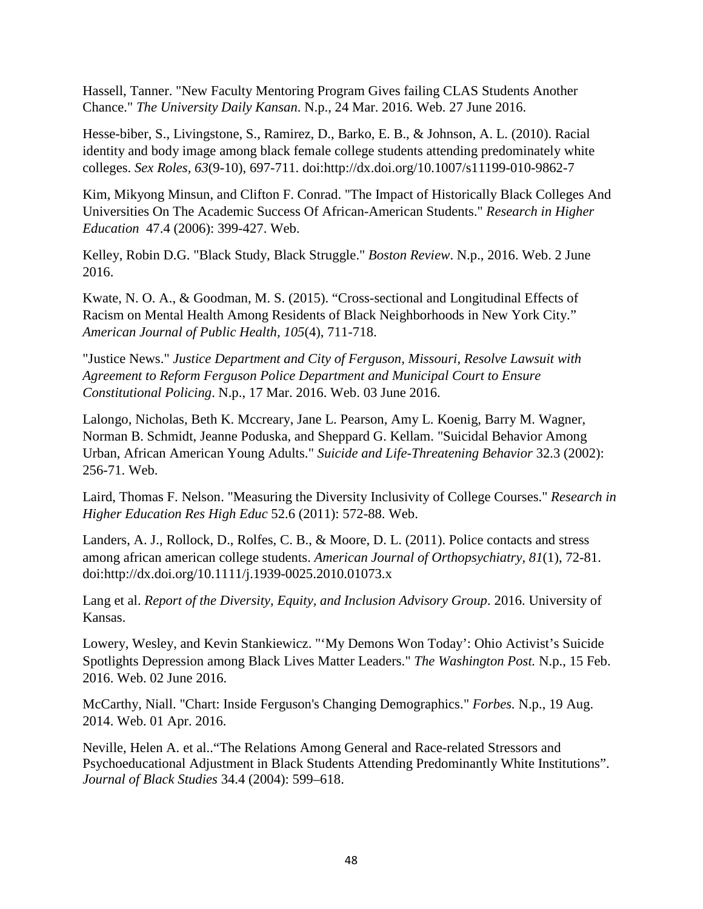Hassell, Tanner. "New Faculty Mentoring Program Gives failing CLAS Students Another Chance." *The University Daily Kansan*. N.p., 24 Mar. 2016. Web. 27 June 2016.

Hesse-biber, S., Livingstone, S., Ramirez, D., Barko, E. B., & Johnson, A. L. (2010). Racial identity and body image among black female college students attending predominately white colleges. *Sex Roles, 63*(9-10), 697-711. doi:http://dx.doi.org/10.1007/s11199-010-9862-7

Kim, Mikyong Minsun, and Clifton F. Conrad. "The Impact of Historically Black Colleges And Universities On The Academic Success Of African-American Students." *Research in Higher Education* 47.4 (2006): 399-427. Web.

Kelley, Robin D.G. "Black Study, Black Struggle." *Boston Review*. N.p., 2016. Web. 2 June 2016.

Kwate, N. O. A., & Goodman, M. S. (2015). "Cross-sectional and Longitudinal Effects of Racism on Mental Health Among Residents of Black Neighborhoods in New York City." *American Journal of Public Health, 105*(4), 711-718.

"Justice News." *Justice Department and City of Ferguson, Missouri, Resolve Lawsuit with Agreement to Reform Ferguson Police Department and Municipal Court to Ensure Constitutional Policing*. N.p., 17 Mar. 2016. Web. 03 June 2016.

Lalongo, Nicholas, Beth K. Mccreary, Jane L. Pearson, Amy L. Koenig, Barry M. Wagner, Norman B. Schmidt, Jeanne Poduska, and Sheppard G. Kellam. "Suicidal Behavior Among Urban, African American Young Adults." *Suicide and Life-Threatening Behavior* 32.3 (2002): 256-71. Web.

Laird, Thomas F. Nelson. "Measuring the Diversity Inclusivity of College Courses." *Research in Higher Education Res High Educ* 52.6 (2011): 572-88. Web.

Landers, A. J., Rollock, D., Rolfes, C. B., & Moore, D. L. (2011). Police contacts and stress among african american college students. *American Journal of Orthopsychiatry, 81*(1), 72-81. doi:http://dx.doi.org/10.1111/j.1939-0025.2010.01073.x

Lang et al. *Report of the Diversity, Equity, and Inclusion Advisory Group*. 2016. University of Kansas.

Lowery, Wesley, and Kevin Stankiewicz. "'My Demons Won Today': Ohio Activist's Suicide Spotlights Depression among Black Lives Matter Leaders." *The Washington Post.* N.p., 15 Feb. 2016. Web. 02 June 2016.

McCarthy, Niall. "Chart: Inside Ferguson's Changing Demographics." *Forbes.* N.p., 19 Aug. 2014. Web. 01 Apr. 2016.

Neville, Helen A. et al.."The Relations Among General and Race-related Stressors and Psychoeducational Adjustment in Black Students Attending Predominantly White Institutions". *Journal of Black Studies* 34.4 (2004): 599–618.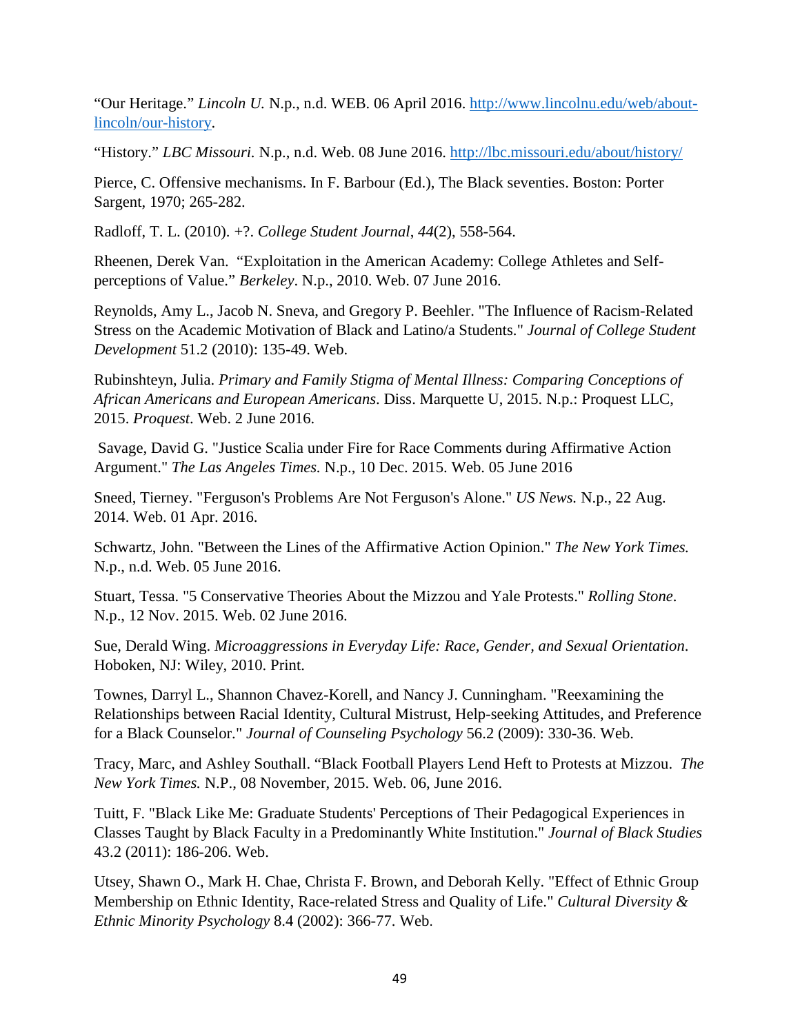"Our Heritage." *Lincoln U.* N.p., n.d. WEB. 06 April 2016. http://www.lincolnu.edu/web/about-lincoln/our-history.

"History." *LBC Missouri.* N.p., n.d. Web. 08 June 2016. http://lbc.missouri.edu/about/history/

Pierce, C. Offensive mechanisms. In F. Barbour (Ed.), The Black seventies. Boston: Porter Sargent, 1970; 265-282.

Radloff, T. L. (2010). +?. *College Student Journal*, *44*(2), 558-564.

Rheenen, Derek Van. "Exploitation in the American Academy: College Athletes and Self-perceptions of Value." *Berkeley*. N.p., 2010. Web. 07 June 2016.

Reynolds, Amy L., Jacob N. Sneva, and Gregory P. Beehler. "The Influence of Racism-Related Stress on the Academic Motivation of Black and Latino/a Students." *Journal of College Student Development* 51.2 (2010): 135-49. Web.

Rubinshteyn, Julia. *Primary and Family Stigma of Mental Illness: Comparing Conceptions of African Americans and European Americans*. Diss. Marquette U, 2015. N.p.: Proquest LLC, 2015. *Proquest*. Web. 2 June 2016.

Savage, David G. "Justice Scalia under Fire for Race Comments during Affirmative Action Argument." *The Las Angeles Times.* N.p., 10 Dec. 2015. Web. 05 June 2016

Sneed, Tierney. "Ferguson's Problems Are Not Ferguson's Alone." *US News.* N.p., 22 Aug. 2014. Web. 01 Apr. 2016.

Schwartz, John. "Between the Lines of the Affirmative Action Opinion." *The New York Times.* N.p., n.d. Web. 05 June 2016.

Stuart, Tessa. "5 Conservative Theories About the Mizzou and Yale Protests." *Rolling Stone*. N.p., 12 Nov. 2015. Web. 02 June 2016.

Sue, Derald Wing. *Microaggressions in Everyday Life: Race, Gender, and Sexual Orientation*. Hoboken, NJ: Wiley, 2010. Print.

Townes, Darryl L., Shannon Chavez-Korell, and Nancy J. Cunningham. "Reexamining the Relationships between Racial Identity, Cultural Mistrust, Help-seeking Attitudes, and Preference for a Black Counselor." *Journal of Counseling Psychology* 56.2 (2009): 330-36. Web.

Tracy, Marc, and Ashley Southall. "Black Football Players Lend Heft to Protests at Mizzou. *The New York Times.* N.P., 08 November, 2015. Web. 06, June 2016.

Tuitt, F. "Black Like Me: Graduate Students' Perceptions of Their Pedagogical Experiences in Classes Taught by Black Faculty in a Predominantly White Institution." *Journal of Black Studies* 43.2 (2011): 186-206. Web.

Utsey, Shawn O., Mark H. Chae, Christa F. Brown, and Deborah Kelly. "Effect of Ethnic Group Membership on Ethnic Identity, Race-related Stress and Quality of Life." *Cultural Diversity & Ethnic Minority Psychology* 8.4 (2002): 366-77. Web.